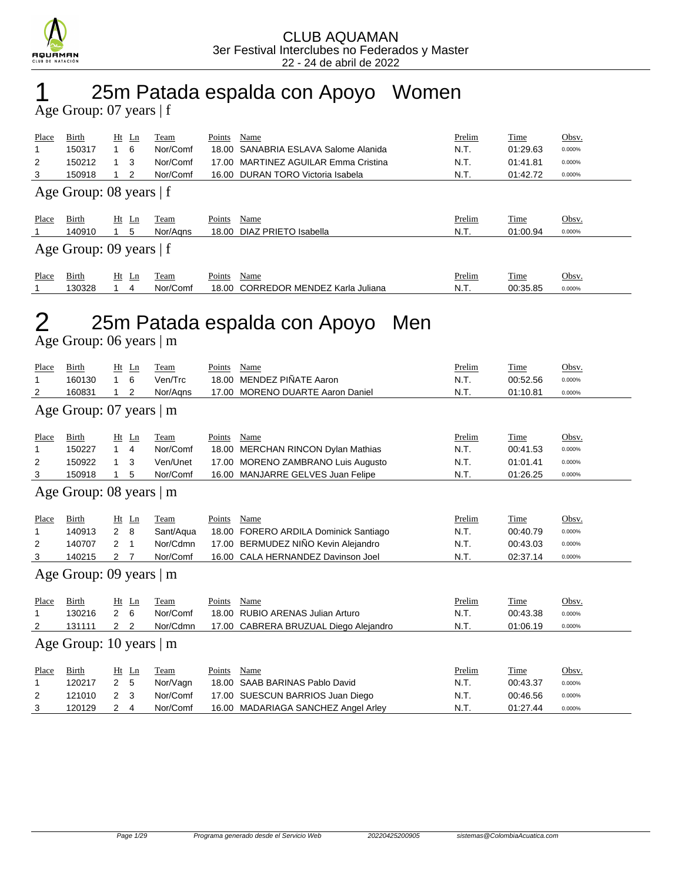# CLUB AQUAMAN
3er Festival Interclubes no Federados y Master
22 - 24 de abril de 2022

# 1 25m Patada espalda con Apoyo Women

## Age Group: 07 years | f

| Place | Birth | Ht | Ln | Team | Points | Name | Prelim | Time | Obsv. |
|---|---|---|---|---|---|---|---|---|---|
| 1 | 150317 | 1 | 6 | Nor/Comf | 18.00 | SANABRIA ESLAVA Salome Alanida | N.T. | 01:29.63 | 0.000% |
| 2 | 150212 | 1 | 3 | Nor/Comf | 17.00 | MARTINEZ AGUILAR Emma Cristina | N.T. | 01:41.81 | 0.000% |
| 3 | 150918 | 1 | 2 | Nor/Comf | 16.00 | DURAN TORO Victoria Isabela | N.T. | 01:42.72 | 0.000% |

## Age Group: 08 years | f

| Place | Birth | Ht | Ln | Team | Points | Name | Prelim | Time | Obsv. |
|---|---|---|---|---|---|---|---|---|---|
| 1 | 140910 | 1 | 5 | Nor/Aqns | 18.00 | DIAZ PRIETO Isabella | N.T. | 01:00.94 | 0.000% |

## Age Group: 09 years | f

| Place | Birth | Ht | Ln | Team | Points | Name | Prelim | Time | Obsv. |
|---|---|---|---|---|---|---|---|---|---|
| 1 | 130328 | 1 | 4 | Nor/Comf | 18.00 | CORREDOR MENDEZ Karla Juliana | N.T. | 00:35.85 | 0.000% |

# 2 25m Patada espalda con Apoyo Men

## Age Group: 06 years | m

| Place | Birth | Ht | Ln | Team | Points | Name | Prelim | Time | Obsv. |
|---|---|---|---|---|---|---|---|---|---|
| 1 | 160130 | 1 | 6 | Ven/Trc | 18.00 | MENDEZ PIÑATE Aaron | N.T. | 00:52.56 | 0.000% |
| 2 | 160831 | 1 | 2 | Nor/Aqns | 17.00 | MORENO DUARTE Aaron Daniel | N.T. | 01:10.81 | 0.000% |

## Age Group: 07 years | m

| Place | Birth | Ht | Ln | Team | Points | Name | Prelim | Time | Obsv. |
|---|---|---|---|---|---|---|---|---|---|
| 1 | 150227 | 1 | 4 | Nor/Comf | 18.00 | MERCHAN RINCON Dylan Mathias | N.T. | 00:41.53 | 0.000% |
| 2 | 150922 | 1 | 3 | Ven/Unet | 17.00 | MORENO ZAMBRANO Luis Augusto | N.T. | 01:01.41 | 0.000% |
| 3 | 150918 | 1 | 5 | Nor/Comf | 16.00 | MANJARRE GELVES Juan Felipe | N.T. | 01:26.25 | 0.000% |

## Age Group: 08 years | m

| Place | Birth | Ht | Ln | Team | Points | Name | Prelim | Time | Obsv. |
|---|---|---|---|---|---|---|---|---|---|
| 1 | 140913 | 2 | 8 | Sant/Aqua | 18.00 | FORERO ARDILA Dominick Santiago | N.T. | 00:40.79 | 0.000% |
| 2 | 140707 | 2 | 1 | Nor/Cdmn | 17.00 | BERMUDEZ NIÑO Kevin Alejandro | N.T. | 00:43.03 | 0.000% |
| 3 | 140215 | 2 | 7 | Nor/Comf | 16.00 | CALA HERNANDEZ Davinson Joel | N.T. | 02:37.14 | 0.000% |

## Age Group: 09 years | m

| Place | Birth | Ht | Ln | Team | Points | Name | Prelim | Time | Obsv. |
|---|---|---|---|---|---|---|---|---|---|
| 1 | 130216 | 2 | 6 | Nor/Comf | 18.00 | RUBIO ARENAS Julian Arturo | N.T. | 00:43.38 | 0.000% |
| 2 | 131111 | 2 | 2 | Nor/Cdmn | 17.00 | CABRERA BRUZUAL Diego Alejandro | N.T. | 01:06.19 | 0.000% |

## Age Group: 10 years | m

| Place | Birth | Ht | Ln | Team | Points | Name | Prelim | Time | Obsv. |
|---|---|---|---|---|---|---|---|---|---|
| 1 | 120217 | 2 | 5 | Nor/Vagn | 18.00 | SAAB BARINAS Pablo David | N.T. | 00:43.37 | 0.000% |
| 2 | 121010 | 2 | 3 | Nor/Comf | 17.00 | SUESCUN BARRIOS Juan Diego | N.T. | 00:46.56 | 0.000% |
| 3 | 120129 | 2 | 4 | Nor/Comf | 16.00 | MADARIAGA SANCHEZ Angel Arley | N.T. | 01:27.44 | 0.000% |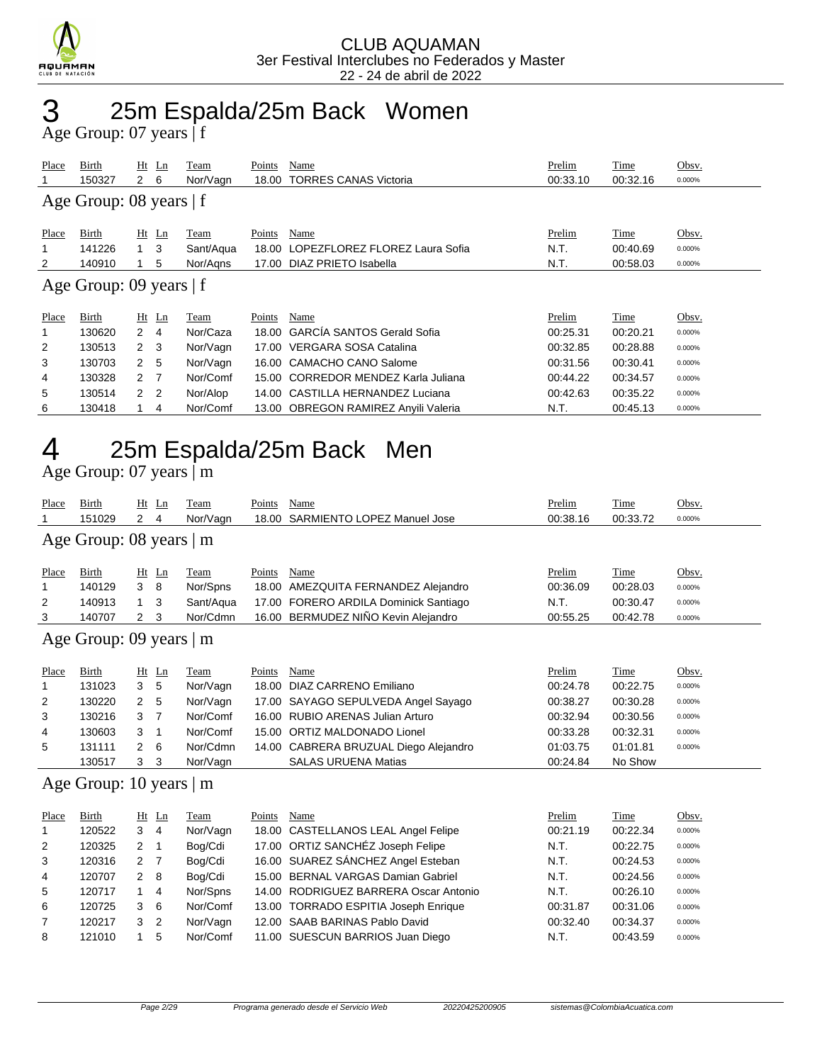CLUB AQUAMAN
3er Festival Interclubes no Federados y Master
22 - 24 de abril de 2022

# 3 25m Espalda/25m Back Women

## Age Group: 07 years | f

| Place | Birth | Ht | Ln | Team | Points | Name | Prelim | Time | Obsv. |
|---|---|---|---|---|---|---|---|---|---|
| 1 | 150327 | 2 | 6 | Nor/Vagn | 18.00 | TORRES CANAS Victoria | 00:33.10 | 00:32.16 | 0.000% |

## Age Group: 08 years | f

| Place | Birth | Ht | Ln | Team | Points | Name | Prelim | Time | Obsv. |
|---|---|---|---|---|---|---|---|---|---|
| 1 | 141226 | 1 | 3 | Sant/Aqua | 18.00 | LOPEZFLOREZ FLOREZ Laura Sofia | N.T. | 00:40.69 | 0.000% |
| 2 | 140910 | 1 | 5 | Nor/Aqns | 17.00 | DIAZ PRIETO Isabella | N.T. | 00:58.03 | 0.000% |

## Age Group: 09 years | f

| Place | Birth | Ht | Ln | Team | Points | Name | Prelim | Time | Obsv. |
|---|---|---|---|---|---|---|---|---|---|
| 1 | 130620 | 2 | 4 | Nor/Caza | 18.00 | GARCÍA SANTOS Gerald Sofia | 00:25.31 | 00:20.21 | 0.000% |
| 2 | 130513 | 2 | 3 | Nor/Vagn | 17.00 | VERGARA SOSA Catalina | 00:32.85 | 00:28.88 | 0.000% |
| 3 | 130703 | 2 | 5 | Nor/Vagn | 16.00 | CAMACHO CANO Salome | 00:31.56 | 00:30.41 | 0.000% |
| 4 | 130328 | 2 | 7 | Nor/Comf | 15.00 | CORREDOR MENDEZ Karla Juliana | 00:44.22 | 00:34.57 | 0.000% |
| 5 | 130514 | 2 | 2 | Nor/Alop | 14.00 | CASTILLA HERNANDEZ Luciana | 00:42.63 | 00:35.22 | 0.000% |
| 6 | 130418 | 1 | 4 | Nor/Comf | 13.00 | OBREGON RAMIREZ Anyili Valeria | N.T. | 00:45.13 | 0.000% |

# 4 25m Espalda/25m Back Men

## Age Group: 07 years | m

| Place | Birth | Ht | Ln | Team | Points | Name | Prelim | Time | Obsv. |
|---|---|---|---|---|---|---|---|---|---|
| 1 | 151029 | 2 | 4 | Nor/Vagn | 18.00 | SARMIENTO LOPEZ Manuel Jose | 00:38.16 | 00:33.72 | 0.000% |

## Age Group: 08 years | m

| Place | Birth | Ht | Ln | Team | Points | Name | Prelim | Time | Obsv. |
|---|---|---|---|---|---|---|---|---|---|
| 1 | 140129 | 3 | 8 | Nor/Spns | 18.00 | AMEZQUITA FERNANDEZ Alejandro | 00:36.09 | 00:28.03 | 0.000% |
| 2 | 140913 | 1 | 3 | Sant/Aqua | 17.00 | FORERO ARDILA Dominick Santiago | N.T. | 00:30.47 | 0.000% |
| 3 | 140707 | 2 | 3 | Nor/Cdmn | 16.00 | BERMUDEZ NIÑO Kevin Alejandro | 00:55.25 | 00:42.78 | 0.000% |

## Age Group: 09 years | m

| Place | Birth | Ht | Ln | Team | Points | Name | Prelim | Time | Obsv. |
|---|---|---|---|---|---|---|---|---|---|
| 1 | 131023 | 3 | 5 | Nor/Vagn | 18.00 | DIAZ CARRENO Emiliano | 00:24.78 | 00:22.75 | 0.000% |
| 2 | 130220 | 2 | 5 | Nor/Vagn | 17.00 | SAYAGO SEPULVEDA Angel Sayago | 00:38.27 | 00:30.28 | 0.000% |
| 3 | 130216 | 3 | 7 | Nor/Comf | 16.00 | RUBIO ARENAS Julian Arturo | 00:32.94 | 00:30.56 | 0.000% |
| 4 | 130603 | 3 | 1 | Nor/Comf | 15.00 | ORTIZ MALDONADO Lionel | 00:33.28 | 00:32.31 | 0.000% |
| 5 | 131111 | 2 | 6 | Nor/Cdmn | 14.00 | CABRERA BRUZUAL Diego Alejandro | 01:03.75 | 01:01.81 | 0.000% |
| | 130517 | 3 | 3 | Nor/Vagn | | SALAS URUENA Matias | 00:24.84 | No Show | |

## Age Group: 10 years | m

| Place | Birth | Ht | Ln | Team | Points | Name | Prelim | Time | Obsv. |
|---|---|---|---|---|---|---|---|---|---|
| 1 | 120522 | 3 | 4 | Nor/Vagn | 18.00 | CASTELLANOS LEAL Angel Felipe | 00:21.19 | 00:22.34 | 0.000% |
| 2 | 120325 | 2 | 1 | Bog/Cdi | 17.00 | ORTIZ SANCHÉZ Joseph Felipe | N.T. | 00:22.75 | 0.000% |
| 3 | 120316 | 2 | 7 | Bog/Cdi | 16.00 | SUAREZ SÁNCHEZ Angel Esteban | N.T. | 00:24.53 | 0.000% |
| 4 | 120707 | 2 | 8 | Bog/Cdi | 15.00 | BERNAL VARGAS Damian Gabriel | N.T. | 00:24.56 | 0.000% |
| 5 | 120717 | 1 | 4 | Nor/Spns | 14.00 | RODRIGUEZ BARRERA Oscar Antonio | N.T. | 00:26.10 | 0.000% |
| 6 | 120725 | 3 | 6 | Nor/Comf | 13.00 | TORRADO ESPITIA Joseph Enrique | 00:31.87 | 00:31.06 | 0.000% |
| 7 | 120217 | 3 | 2 | Nor/Vagn | 12.00 | SAAB BARINAS Pablo David | 00:32.40 | 00:34.37 | 0.000% |
| 8 | 121010 | 1 | 5 | Nor/Comf | 11.00 | SUESCUN BARRIOS Juan Diego | N.T. | 00:43.59 | 0.000% |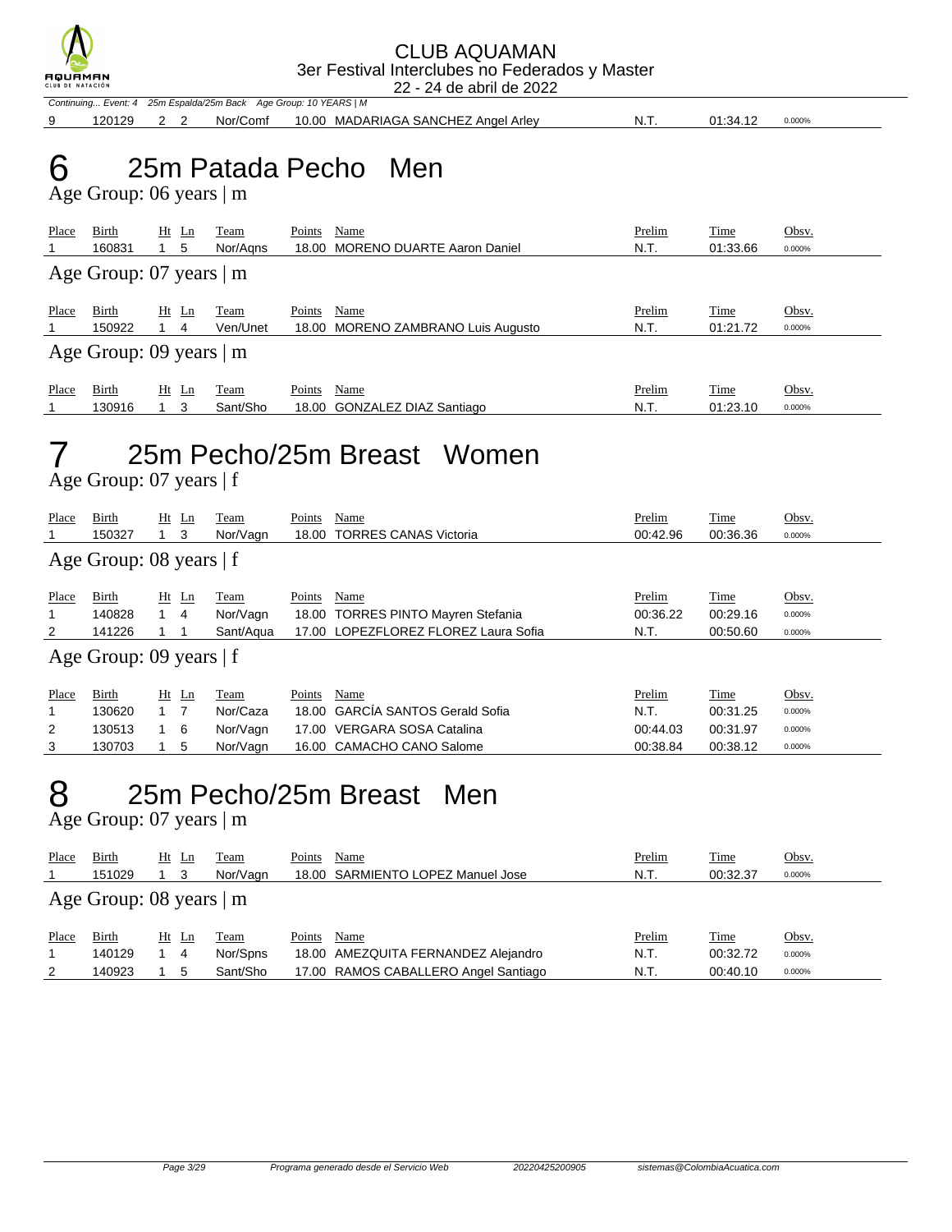Continuing... Event: 4 25m Espalda/25m Back Age Group: 10 YEARS | M

| Place | Birth | Ht | Ln | Team | Points | Name | Prelim | Time | Obsv. |
|---|---|---|---|---|---|---|---|---|---|
| 9 | 120129 | 2 | 2 | Nor/Comf | 10.00 | MADARIAGA SANCHEZ Angel Arley | N.T. | 01:34.12 | 0.000% |

# 6 25m Patada Pecho Men

Age Group: 06 years | m

| Place | Birth | Ht | Ln | Team | Points | Name | Prelim | Time | Obsv. |
|---|---|---|---|---|---|---|---|---|---|
| 1 | 160831 | 1 | 5 | Nor/Aqns | 18.00 | MORENO DUARTE Aaron Daniel | N.T. | 01:33.66 | 0.000% |

Age Group: 07 years | m

| Place | Birth | Ht | Ln | Team | Points | Name | Prelim | Time | Obsv. |
|---|---|---|---|---|---|---|---|---|---|
| 1 | 150922 | 1 | 4 | Ven/Unet | 18.00 | MORENO ZAMBRANO Luis Augusto | N.T. | 01:21.72 | 0.000% |

Age Group: 09 years | m

| Place | Birth | Ht | Ln | Team | Points | Name | Prelim | Time | Obsv. |
|---|---|---|---|---|---|---|---|---|---|
| 1 | 130916 | 1 | 3 | Sant/Sho | 18.00 | GONZALEZ DIAZ Santiago | N.T. | 01:23.10 | 0.000% |

# 7 25m Pecho/25m Breast Women

Age Group: 07 years | f

| Place | Birth | Ht | Ln | Team | Points | Name | Prelim | Time | Obsv. |
|---|---|---|---|---|---|---|---|---|---|
| 1 | 150327 | 1 | 3 | Nor/Vagn | 18.00 | TORRES CANAS Victoria | 00:42.96 | 00:36.36 | 0.000% |

Age Group: 08 years | f

| Place | Birth | Ht | Ln | Team | Points | Name | Prelim | Time | Obsv. |
|---|---|---|---|---|---|---|---|---|---|
| 1 | 140828 | 1 | 4 | Nor/Vagn | 18.00 | TORRES PINTO Mayren Stefania | 00:36.22 | 00:29.16 | 0.000% |
| 2 | 141226 | 1 | 1 | Sant/Aqua | 17.00 | LOPEZFLOREZ FLOREZ Laura Sofia | N.T. | 00:50.60 | 0.000% |

Age Group: 09 years | f

| Place | Birth | Ht | Ln | Team | Points | Name | Prelim | Time | Obsv. |
|---|---|---|---|---|---|---|---|---|---|
| 1 | 130620 | 1 | 7 | Nor/Caza | 18.00 | GARCÍA SANTOS Gerald Sofia | N.T. | 00:31.25 | 0.000% |
| 2 | 130513 | 1 | 6 | Nor/Vagn | 17.00 | VERGARA SOSA Catalina | 00:44.03 | 00:31.97 | 0.000% |
| 3 | 130703 | 1 | 5 | Nor/Vagn | 16.00 | CAMACHO CANO Salome | 00:38.84 | 00:38.12 | 0.000% |

# 8 25m Pecho/25m Breast Men

Age Group: 07 years | m

| Place | Birth | Ht | Ln | Team | Points | Name | Prelim | Time | Obsv. |
|---|---|---|---|---|---|---|---|---|---|
| 1 | 151029 | 1 | 3 | Nor/Vagn | 18.00 | SARMIENTO LOPEZ Manuel Jose | N.T. | 00:32.37 | 0.000% |

Age Group: 08 years | m

| Place | Birth | Ht | Ln | Team | Points | Name | Prelim | Time | Obsv. |
|---|---|---|---|---|---|---|---|---|---|
| 1 | 140129 | 1 | 4 | Nor/Spns | 18.00 | AMEZQUITA FERNANDEZ Alejandro | N.T. | 00:32.72 | 0.000% |
| 2 | 140923 | 1 | 5 | Sant/Sho | 17.00 | RAMOS CABALLERO Angel Santiago | N.T. | 00:40.10 | 0.000% |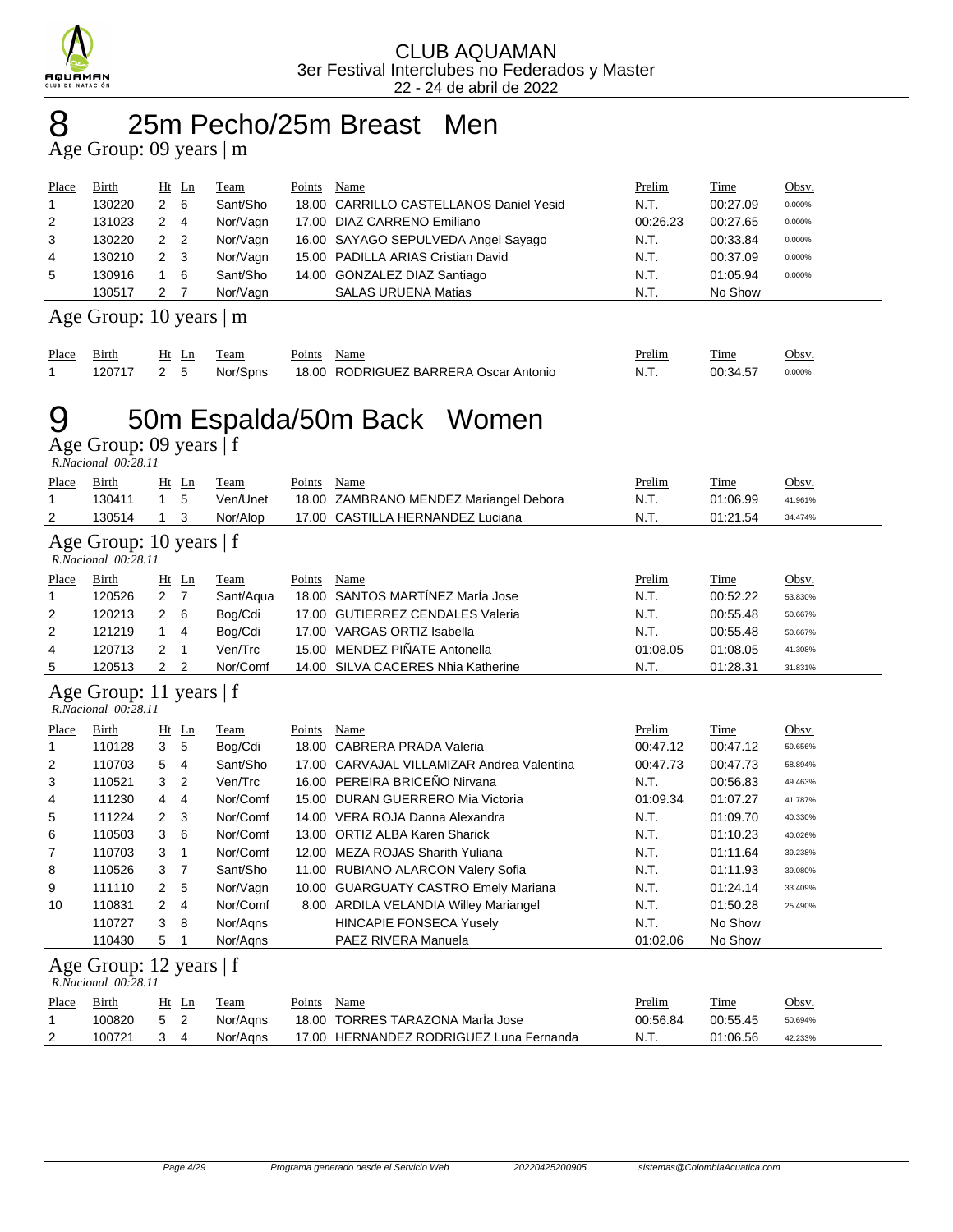# 8 25m Pecho/25m Breast Men

## Age Group: 09 years | m

| Place | Birth | Ht | Ln | Team | Points | Name | Prelim | Time | Obsv. |
|---|---|---|---|---|---|---|---|---|---|
| 1 | 130220 | 2 | 6 | Sant/Sho | 18.00 | CARRILLO CASTELLANOS Daniel Yesid | N.T. | 00:27.09 | 0.000% |
| 2 | 131023 | 2 | 4 | Nor/Vagn | 17.00 | DIAZ CARRENO Emiliano | 00:26.23 | 00:27.65 | 0.000% |
| 3 | 130220 | 2 | 2 | Nor/Vagn | 16.00 | SAYAGO SEPULVEDA Angel Sayago | N.T. | 00:33.84 | 0.000% |
| 4 | 130210 | 2 | 3 | Nor/Vagn | 15.00 | PADILLA ARIAS Cristian David | N.T. | 00:37.09 | 0.000% |
| 5 | 130916 | 1 | 6 | Sant/Sho | 14.00 | GONZALEZ DIAZ Santiago | N.T. | 01:05.94 | 0.000% |
| | 130517 | 2 | 7 | Nor/Vagn | | SALAS URUENA Matias | N.T. | No Show | |

## Age Group: 10 years | m

| Place | Birth | Ht | Ln | Team | Points | Name | Prelim | Time | Obsv. |
|---|---|---|---|---|---|---|---|---|---|
| 1 | 120717 | 2 | 5 | Nor/Spns | 18.00 | RODRIGUEZ BARRERA Oscar Antonio | N.T. | 00:34.57 | 0.000% |

# 9 50m Espalda/50m Back Women

## Age Group: 09 years | f

*R.Nacional 00:28.11*

| Place | Birth | Ht | Ln | Team | Points | Name | Prelim | Time | Obsv. |
|---|---|---|---|---|---|---|---|---|---|
| 1 | 130411 | 1 | 5 | Ven/Unet | 18.00 | ZAMBRANO MENDEZ Mariangel Debora | N.T. | 01:06.99 | 41.961% |
| 2 | 130514 | 1 | 3 | Nor/Alop | 17.00 | CASTILLA HERNANDEZ Luciana | N.T. | 01:21.54 | 34.474% |

## Age Group: 10 years | f

*R.Nacional 00:28.11*

| Place | Birth | Ht | Ln | Team | Points | Name | Prelim | Time | Obsv. |
|---|---|---|---|---|---|---|---|---|---|
| 1 | 120526 | 2 | 7 | Sant/Aqua | 18.00 | SANTOS MARTÍNEZ MarÍa Jose | N.T. | 00:52.22 | 53.830% |
| 2 | 120213 | 2 | 6 | Bog/Cdi | 17.00 | GUTIERREZ CENDALES Valeria | N.T. | 00:55.48 | 50.667% |
| 2 | 121219 | 1 | 4 | Bog/Cdi | 17.00 | VARGAS ORTIZ Isabella | N.T. | 00:55.48 | 50.667% |
| 4 | 120713 | 2 | 1 | Ven/Trc | 15.00 | MENDEZ PIÑATE Antonella | 01:08.05 | 01:08.05 | 41.308% |
| 5 | 120513 | 2 | 2 | Nor/Comf | 14.00 | SILVA CACERES Nhia Katherine | N.T. | 01:28.31 | 31.831% |

## Age Group: 11 years | f

*R.Nacional 00:28.11*

| Place | Birth | Ht | Ln | Team | Points | Name | Prelim | Time | Obsv. |
|---|---|---|---|---|---|---|---|---|---|
| 1 | 110128 | 3 | 5 | Bog/Cdi | 18.00 | CABRERA PRADA Valeria | 00:47.12 | 00:47.12 | 59.656% |
| 2 | 110703 | 5 | 4 | Sant/Sho | 17.00 | CARVAJAL VILLAMIZAR Andrea Valentina | 00:47.73 | 00:47.73 | 58.894% |
| 3 | 110521 | 3 | 2 | Ven/Trc | 16.00 | PEREIRA BRICEÑO Nirvana | N.T. | 00:56.83 | 49.463% |
| 4 | 111230 | 4 | 4 | Nor/Comf | 15.00 | DURAN GUERRERO Mia Victoria | 01:09.34 | 01:07.27 | 41.787% |
| 5 | 111224 | 2 | 3 | Nor/Comf | 14.00 | VERA ROJA Danna Alexandra | N.T. | 01:09.70 | 40.330% |
| 6 | 110503 | 3 | 6 | Nor/Comf | 13.00 | ORTIZ ALBA Karen Sharick | N.T. | 01:10.23 | 40.026% |
| 7 | 110703 | 3 | 1 | Nor/Comf | 12.00 | MEZA ROJAS Sharith Yuliana | N.T. | 01:11.64 | 39.238% |
| 8 | 110526 | 3 | 7 | Sant/Sho | 11.00 | RUBIANO ALARCON Valery Sofia | N.T. | 01:11.93 | 39.080% |
| 9 | 111110 | 2 | 5 | Nor/Vagn | 10.00 | GUARGUATY CASTRO Emely Mariana | N.T. | 01:24.14 | 33.409% |
| 10 | 110831 | 2 | 4 | Nor/Comf | 8.00 | ARDILA VELANDIA Willey Mariangel | N.T. | 01:50.28 | 25.490% |
| | 110727 | 3 | 8 | Nor/Aqns | | HINCAPIE FONSECA Yusely | N.T. | No Show | |
| | 110430 | 5 | 1 | Nor/Aqns | | PAEZ RIVERA Manuela | 01:02.06 | No Show | |

## Age Group: 12 years | f

*R.Nacional 00:28.11*

| Place | Birth | Ht | Ln | Team | Points | Name | Prelim | Time | Obsv. |
|---|---|---|---|---|---|---|---|---|---|
| 1 | 100820 | 5 | 2 | Nor/Aqns | 18.00 | TORRES TARAZONA MarÍa Jose | 00:56.84 | 00:55.45 | 50.694% |
| 2 | 100721 | 3 | 4 | Nor/Aqns | 17.00 | HERNANDEZ RODRIGUEZ Luna Fernanda | N.T. | 01:06.56 | 42.233% |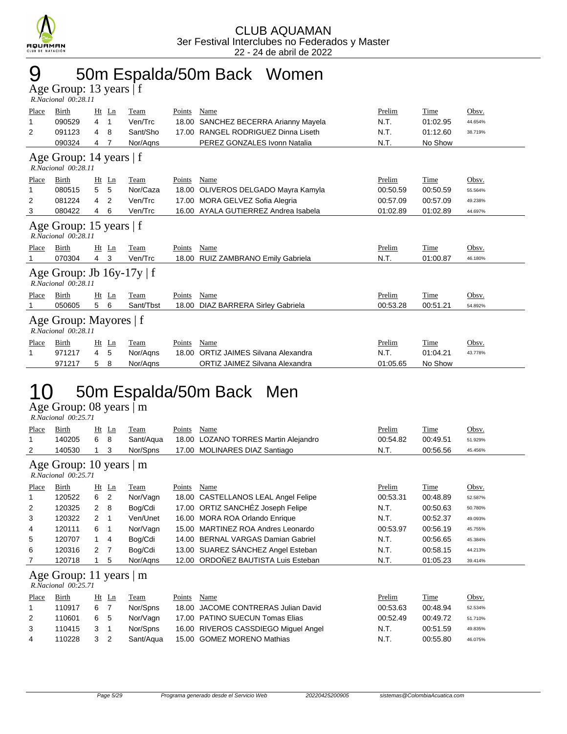CLUB AQUAMAN
3er Festival Interclubes no Federados y Master
22 - 24 de abril de 2022

# 9 50m Espalda/50m Back Women

## Age Group: 13 years | f

*R.Nacional 00:28.11*

| Place | Birth | Ht | Ln | Team | Points | Name | Prelim | Time | Obsv. |
|---|---|---|---|---|---|---|---|---|---|
| 1 | 090529 | 4 | 1 | Ven/Trc | 18.00 | SANCHEZ BECERRA Arianny Mayela | N.T. | 01:02.95 | 44.654% |
| 2 | 091123 | 4 | 8 | Sant/Sho | 17.00 | RANGEL RODRIGUEZ Dinna Liseth | N.T. | 01:12.60 | 38.719% |
| | 090324 | 4 | 7 | Nor/Aqns | | PEREZ GONZALES Ivonn Natalia | N.T. | No Show | |

## Age Group: 14 years | f

*R.Nacional 00:28.11*

| Place | Birth | Ht | Ln | Team | Points | Name | Prelim | Time | Obsv. |
|---|---|---|---|---|---|---|---|---|---|
| 1 | 080515 | 5 | 5 | Nor/Caza | 18.00 | OLIVEROS DELGADO Mayra Kamyla | 00:50.59 | 00:50.59 | 55.564% |
| 2 | 081224 | 4 | 2 | Ven/Trc | 17.00 | MORA GELVEZ Sofia Alegria | 00:57.09 | 00:57.09 | 49.238% |
| 3 | 080422 | 4 | 6 | Ven/Trc | 16.00 | AYALA GUTIERREZ Andrea Isabela | 01:02.89 | 01:02.89 | 44.697% |

## Age Group: 15 years | f

*R.Nacional 00:28.11*

| Place | Birth | Ht | Ln | Team | Points | Name | Prelim | Time | Obsv. |
|---|---|---|---|---|---|---|---|---|---|
| 1 | 070304 | 4 | 3 | Ven/Trc | 18.00 | RUIZ ZAMBRANO Emily Gabriela | N.T. | 01:00.87 | 46.180% |

## Age Group: Jb 16y-17y | f

*R.Nacional 00:28.11*

| Place | Birth | Ht | Ln | Team | Points | Name | Prelim | Time | Obsv. |
|---|---|---|---|---|---|---|---|---|---|
| 1 | 050605 | 5 | 6 | Sant/Tbst | 18.00 | DIAZ BARRERA Sirley Gabriela | 00:53.28 | 00:51.21 | 54.892% |

## Age Group: Mayores | f

*R.Nacional 00:28.11*

| Place | Birth | Ht | Ln | Team | Points | Name | Prelim | Time | Obsv. |
|---|---|---|---|---|---|---|---|---|---|
| 1 | 971217 | 4 | 5 | Nor/Aqns | 18.00 | ORTIZ JAIMES Silvana Alexandra | N.T. | 01:04.21 | 43.778% |
| | 971217 | 5 | 8 | Nor/Aqns | | ORTIZ JAIMEZ Silvana Alexandra | 01:05.65 | No Show | |

# 10 50m Espalda/50m Back Men

## Age Group: 08 years | m

*R.Nacional 00:25.71*

| Place | Birth | Ht | Ln | Team | Points | Name | Prelim | Time | Obsv. |
|---|---|---|---|---|---|---|---|---|---|
| 1 | 140205 | 6 | 8 | Sant/Aqua | 18.00 | LOZANO TORRES Martin Alejandro | 00:54.82 | 00:49.51 | 51.929% |
| 2 | 140530 | 1 | 3 | Nor/Spns | 17.00 | MOLINARES DIAZ Santiago | N.T. | 00:56.56 | 45.456% |

## Age Group: 10 years | m

*R.Nacional 00:25.71*

| Place | Birth | Ht | Ln | Team | Points | Name | Prelim | Time | Obsv. |
|---|---|---|---|---|---|---|---|---|---|
| 1 | 120522 | 6 | 2 | Nor/Vagn | 18.00 | CASTELLANOS LEAL Angel Felipe | 00:53.31 | 00:48.89 | 52.587% |
| 2 | 120325 | 2 | 8 | Bog/Cdi | 17.00 | ORTIZ SANCHÉZ Joseph Felipe | N.T. | 00:50.63 | 50.780% |
| 3 | 120322 | 2 | 1 | Ven/Unet | 16.00 | MORA ROA Orlando Enrique | N.T. | 00:52.37 | 49.093% |
| 4 | 120111 | 6 | 1 | Nor/Vagn | 15.00 | MARTINEZ ROA Andres Leonardo | 00:53.97 | 00:56.19 | 45.755% |
| 5 | 120707 | 1 | 4 | Bog/Cdi | 14.00 | BERNAL VARGAS Damian Gabriel | N.T. | 00:56.65 | 45.384% |
| 6 | 120316 | 2 | 7 | Bog/Cdi | 13.00 | SUAREZ SÁNCHEZ Angel Esteban | N.T. | 00:58.15 | 44.213% |
| 7 | 120718 | 1 | 5 | Nor/Aqns | 12.00 | ORDOÑEZ BAUTISTA Luis Esteban | N.T. | 01:05.23 | 39.414% |

## Age Group: 11 years | m

*R.Nacional 00:25.71*

| Place | Birth | Ht | Ln | Team | Points | Name | Prelim | Time | Obsv. |
|---|---|---|---|---|---|---|---|---|---|
| 1 | 110917 | 6 | 7 | Nor/Spns | 18.00 | JACOME CONTRERAS Julian David | 00:53.63 | 00:48.94 | 52.534% |
| 2 | 110601 | 6 | 5 | Nor/Vagn | 17.00 | PATINO SUECUN Tomas Elias | 00:52.49 | 00:49.72 | 51.710% |
| 3 | 110415 | 3 | 1 | Nor/Spns | 16.00 | RIVEROS CASSDIEGO Miguel Angel | N.T. | 00:51.59 | 49.835% |
| 4 | 110228 | 3 | 2 | Sant/Aqua | 15.00 | GOMEZ MORENO Mathias | N.T. | 00:55.80 | 46.075% |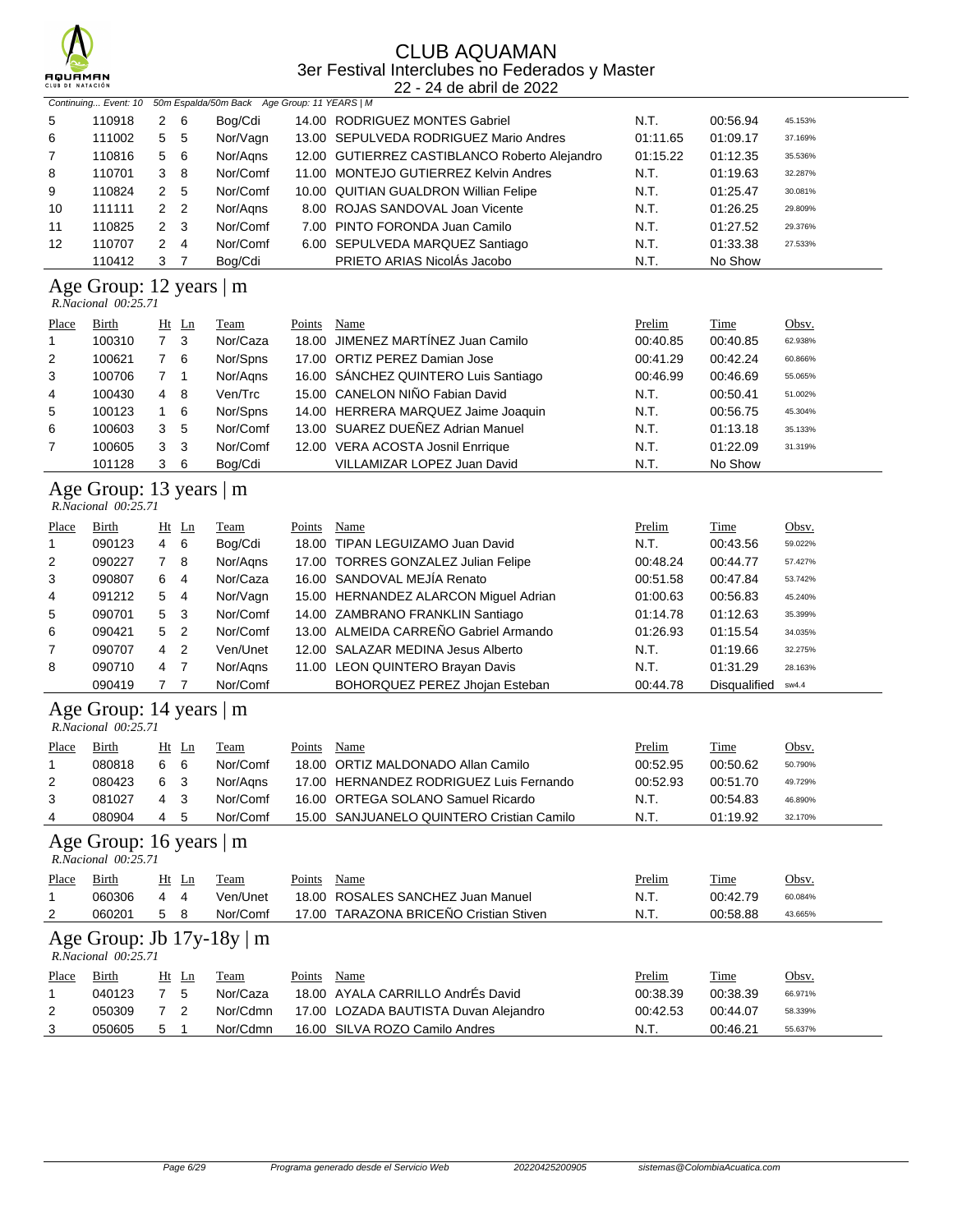# CLUB AQUAMAN

## 3er Festival Interclubes no Federados y Master

22 - 24 de abril de 2022

*Continuing... Event: 10 50m Espalda/50m Back Age Group: 11 YEARS | M*

| Place | Birth | Ht | Ln | Team | Points | Name | Prelim | Time | Obsv. |
|---|---|---|---|---|---|---|---|---|---|
| 5 | 110918 | 2 | 6 | Bog/Cdi | 14.00 | RODRIGUEZ MONTES Gabriel | N.T. | 00:56.94 | 45.153% |
| 6 | 111002 | 5 | 5 | Nor/Vagn | 13.00 | SEPULVEDA RODRIGUEZ Mario Andres | 01:11.65 | 01:09.17 | 37.169% |
| 7 | 110816 | 5 | 6 | Nor/Aqns | 12.00 | GUTIERREZ CASTIBLANCO Roberto Alejandro | 01:15.22 | 01:12.35 | 35.536% |
| 8 | 110701 | 3 | 8 | Nor/Comf | 11.00 | MONTEJO GUTIERREZ Kelvin Andres | N.T. | 01:19.63 | 32.287% |
| 9 | 110824 | 2 | 5 | Nor/Comf | 10.00 | QUITIAN GUALDRON Willian Felipe | N.T. | 01:25.47 | 30.081% |
| 10 | 111111 | 2 | 2 | Nor/Aqns | 8.00 | ROJAS SANDOVAL Joan Vicente | N.T. | 01:26.25 | 29.809% |
| 11 | 110825 | 2 | 3 | Nor/Comf | 7.00 | PINTO FORONDA Juan Camilo | N.T. | 01:27.52 | 29.376% |
| 12 | 110707 | 2 | 4 | Nor/Comf | 6.00 | SEPULVEDA MARQUEZ Santiago | N.T. | 01:33.38 | 27.533% |
| | 110412 | 3 | 7 | Bog/Cdi | | PRIETO ARIAS NicolÁs Jacobo | N.T. | No Show | |

## Age Group: 12 years | m

*R.Nacional 00:25.71*

| Place | Birth | Ht | Ln | Team | Points | Name | Prelim | Time | Obsv. |
|---|---|---|---|---|---|---|---|---|---|
| 1 | 100310 | 7 | 3 | Nor/Caza | 18.00 | JIMENEZ MARTÍNEZ Juan Camilo | 00:40.85 | 00:40.85 | 62.938% |
| 2 | 100621 | 7 | 6 | Nor/Spns | 17.00 | ORTIZ PEREZ Damian Jose | 00:41.29 | 00:42.24 | 60.866% |
| 3 | 100706 | 7 | 1 | Nor/Aqns | 16.00 | SÁNCHEZ QUINTERO Luis Santiago | 00:46.99 | 00:46.69 | 55.065% |
| 4 | 100430 | 4 | 8 | Ven/Trc | 15.00 | CANELON NIÑO Fabian David | N.T. | 00:50.41 | 51.002% |
| 5 | 100123 | 1 | 6 | Nor/Spns | 14.00 | HERRERA MARQUEZ Jaime Joaquin | N.T. | 00:56.75 | 45.304% |
| 6 | 100603 | 3 | 5 | Nor/Comf | 13.00 | SUAREZ DUEÑEZ Adrian Manuel | N.T. | 01:13.18 | 35.133% |
| 7 | 100605 | 3 | 3 | Nor/Comf | 12.00 | VERA ACOSTA Josnil Enrrique | N.T. | 01:22.09 | 31.319% |
| | 101128 | 3 | 6 | Bog/Cdi | | VILLAMIZAR LOPEZ Juan David | N.T. | No Show | |

## Age Group: 13 years | m

*R.Nacional 00:25.71*

| Place | Birth | Ht | Ln | Team | Points | Name | Prelim | Time | Obsv. |
|---|---|---|---|---|---|---|---|---|---|
| 1 | 090123 | 4 | 6 | Bog/Cdi | 18.00 | TIPAN LEGUIZAMO Juan David | N.T. | 00:43.56 | 59.022% |
| 2 | 090227 | 7 | 8 | Nor/Aqns | 17.00 | TORRES GONZALEZ Julian Felipe | 00:48.24 | 00:44.77 | 57.427% |
| 3 | 090807 | 6 | 4 | Nor/Caza | 16.00 | SANDOVAL MEJÍA Renato | 00:51.58 | 00:47.84 | 53.742% |
| 4 | 091212 | 5 | 4 | Nor/Vagn | 15.00 | HERNANDEZ ALARCON Miguel Adrian | 01:00.63 | 00:56.83 | 45.240% |
| 5 | 090701 | 5 | 3 | Nor/Comf | 14.00 | ZAMBRANO FRANKLIN Santiago | 01:14.78 | 01:12.63 | 35.399% |
| 6 | 090421 | 5 | 2 | Nor/Comf | 13.00 | ALMEIDA CARREÑO Gabriel Armando | 01:26.93 | 01:15.54 | 34.035% |
| 7 | 090707 | 4 | 2 | Ven/Unet | 12.00 | SALAZAR MEDINA Jesus Alberto | N.T. | 01:19.66 | 32.275% |
| 8 | 090710 | 4 | 7 | Nor/Aqns | 11.00 | LEON QUINTERO Brayan Davis | N.T. | 01:31.29 | 28.163% |
| | 090419 | 7 | 7 | Nor/Comf | | BOHORQUEZ PEREZ Jhojan Esteban | 00:44.78 | Disqualified | sw4.4 |

## Age Group: 14 years | m

*R.Nacional 00:25.71*

| Place | Birth | Ht | Ln | Team | Points | Name | Prelim | Time | Obsv. |
|---|---|---|---|---|---|---|---|---|---|
| 1 | 080818 | 6 | 6 | Nor/Comf | 18.00 | ORTIZ MALDONADO Allan Camilo | 00:52.95 | 00:50.62 | 50.790% |
| 2 | 080423 | 6 | 3 | Nor/Aqns | 17.00 | HERNANDEZ RODRIGUEZ Luis Fernando | 00:52.93 | 00:51.70 | 49.729% |
| 3 | 081027 | 4 | 3 | Nor/Comf | 16.00 | ORTEGA SOLANO Samuel Ricardo | N.T. | 00:54.83 | 46.890% |
| 4 | 080904 | 4 | 5 | Nor/Comf | 15.00 | SANJUANELO QUINTERO Cristian Camilo | N.T. | 01:19.92 | 32.170% |

## Age Group: 16 years | m

*R.Nacional 00:25.71*

| Place | Birth | Ht | Ln | Team | Points | Name | Prelim | Time | Obsv. |
|---|---|---|---|---|---|---|---|---|---|
| 1 | 060306 | 4 | 4 | Ven/Unet | 18.00 | ROSALES SANCHEZ Juan Manuel | N.T. | 00:42.79 | 60.084% |
| 2 | 060201 | 5 | 8 | Nor/Comf | 17.00 | TARAZONA BRICEÑO Cristian Stiven | N.T. | 00:58.88 | 43.665% |

## Age Group: Jb 17y-18y | m

*R.Nacional 00:25.71*

| Place | Birth | Ht | Ln | Team | Points | Name | Prelim | Time | Obsv. |
|---|---|---|---|---|---|---|---|---|---|
| 1 | 040123 | 7 | 5 | Nor/Caza | 18.00 | AYALA CARRILLO AndrÉs David | 00:38.39 | 00:38.39 | 66.971% |
| 2 | 050309 | 7 | 2 | Nor/Cdmn | 17.00 | LOZADA BAUTISTA Duvan Alejandro | 00:42.53 | 00:44.07 | 58.339% |
| 3 | 050605 | 5 | 1 | Nor/Cdmn | 16.00 | SILVA ROZO Camilo Andres | N.T. | 00:46.21 | 55.637% |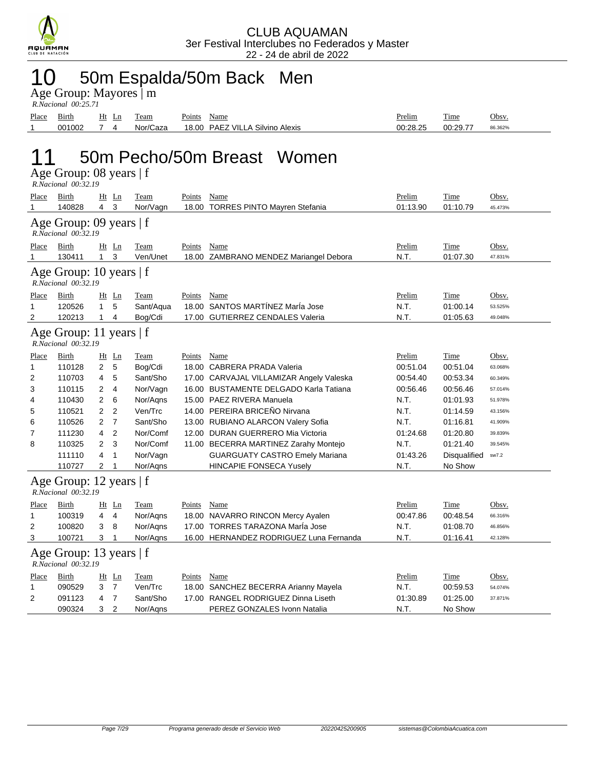CLUB AQUAMAN
3er Festival Interclubes no Federados y Master
22 - 24 de abril de 2022

# 10 50m Espalda/50m Back Men

## Age Group: Mayores | m

*R.Nacional 00:25.71*

| Place | Birth | Ht | Ln | Team | Points | Name | Prelim | Time | Obsv. |
|---|---|---|---|---|---|---|---|---|---|
| 1 | 001002 | 7 | 4 | Nor/Caza | 18.00 | PAEZ VILLA Silvino Alexis | 00:28.25 | 00:29.77 | 86.362% |

# 11 50m Pecho/50m Breast Women

## Age Group: 08 years | f

*R.Nacional 00:32.19*

| Place | Birth | Ht | Ln | Team | Points | Name | Prelim | Time | Obsv. |
|---|---|---|---|---|---|---|---|---|---|
| 1 | 140828 | 4 | 3 | Nor/Vagn | 18.00 | TORRES PINTO Mayren Stefania | 01:13.90 | 01:10.79 | 45.473% |

## Age Group: 09 years | f

*R.Nacional 00:32.19*

| Place | Birth | Ht | Ln | Team | Points | Name | Prelim | Time | Obsv. |
|---|---|---|---|---|---|---|---|---|---|
| 1 | 130411 | 1 | 3 | Ven/Unet | 18.00 | ZAMBRANO MENDEZ Mariangel Debora | N.T. | 01:07.30 | 47.831% |

## Age Group: 10 years | f

*R.Nacional 00:32.19*

| Place | Birth | Ht | Ln | Team | Points | Name | Prelim | Time | Obsv. |
|---|---|---|---|---|---|---|---|---|---|
| 1 | 120526 | 1 | 5 | Sant/Aqua | 18.00 | SANTOS MARTÍNEZ MarÍa Jose | N.T. | 01:00.14 | 53.525% |
| 2 | 120213 | 1 | 4 | Bog/Cdi | 17.00 | GUTIERREZ CENDALES Valeria | N.T. | 01:05.63 | 49.048% |

## Age Group: 11 years | f

*R.Nacional 00:32.19*

| Place | Birth | Ht | Ln | Team | Points | Name | Prelim | Time | Obsv. |
|---|---|---|---|---|---|---|---|---|---|
| 1 | 110128 | 2 | 5 | Bog/Cdi | 18.00 | CABRERA PRADA Valeria | 00:51.04 | 00:51.04 | 63.068% |
| 2 | 110703 | 4 | 5 | Sant/Sho | 17.00 | CARVAJAL VILLAMIZAR Angely Valeska | 00:54.40 | 00:53.34 | 60.349% |
| 3 | 110115 | 2 | 4 | Nor/Vagn | 16.00 | BUSTAMENTE DELGADO Karla Tatiana | 00:56.46 | 00:56.46 | 57.014% |
| 4 | 110430 | 2 | 6 | Nor/Aqns | 15.00 | PAEZ RIVERA Manuela | N.T. | 01:01.93 | 51.978% |
| 5 | 110521 | 2 | 2 | Ven/Trc | 14.00 | PEREIRA BRICEÑO Nirvana | N.T. | 01:14.59 | 43.156% |
| 6 | 110526 | 2 | 7 | Sant/Sho | 13.00 | RUBIANO ALARCON Valery Sofia | N.T. | 01:16.81 | 41.909% |
| 7 | 111230 | 4 | 2 | Nor/Comf | 12.00 | DURAN GUERRERO Mia Victoria | 01:24.68 | 01:20.80 | 39.839% |
| 8 | 110325 | 2 | 3 | Nor/Comf | 11.00 | BECERRA MARTINEZ Zarahy Montejo | N.T. | 01:21.40 | 39.545% |
| | 111110 | 4 | 1 | Nor/Vagn | | GUARGUATY CASTRO Emely Mariana | 01:43.26 | Disqualified | sw7.2 |
| | 110727 | 2 | 1 | Nor/Aqns | | HINCAPIE FONSECA Yusely | N.T. | No Show | |

## Age Group: 12 years | f

*R.Nacional 00:32.19*

| Place | Birth | Ht | Ln | Team | Points | Name | Prelim | Time | Obsv. |
|---|---|---|---|---|---|---|---|---|---|
| 1 | 100319 | 4 | 4 | Nor/Aqns | 18.00 | NAVARRO RINCON Mercy Ayalen | 00:47.86 | 00:48.54 | 66.316% |
| 2 | 100820 | 3 | 8 | Nor/Aqns | 17.00 | TORRES TARAZONA MarÍa Jose | N.T. | 01:08.70 | 46.856% |
| 3 | 100721 | 3 | 1 | Nor/Aqns | 16.00 | HERNANDEZ RODRIGUEZ Luna Fernanda | N.T. | 01:16.41 | 42.128% |

## Age Group: 13 years | f

*R.Nacional 00:32.19*

| Place | Birth | Ht | Ln | Team | Points | Name | Prelim | Time | Obsv. |
|---|---|---|---|---|---|---|---|---|---|
| 1 | 090529 | 3 | 7 | Ven/Trc | 18.00 | SANCHEZ BECERRA Arianny Mayela | N.T. | 00:59.53 | 54.074% |
| 2 | 091123 | 4 | 7 | Sant/Sho | 17.00 | RANGEL RODRIGUEZ Dinna Liseth | 01:30.89 | 01:25.00 | 37.871% |
| | 090324 | 3 | 2 | Nor/Aqns | | PEREZ GONZALES Ivonn Natalia | N.T. | No Show | |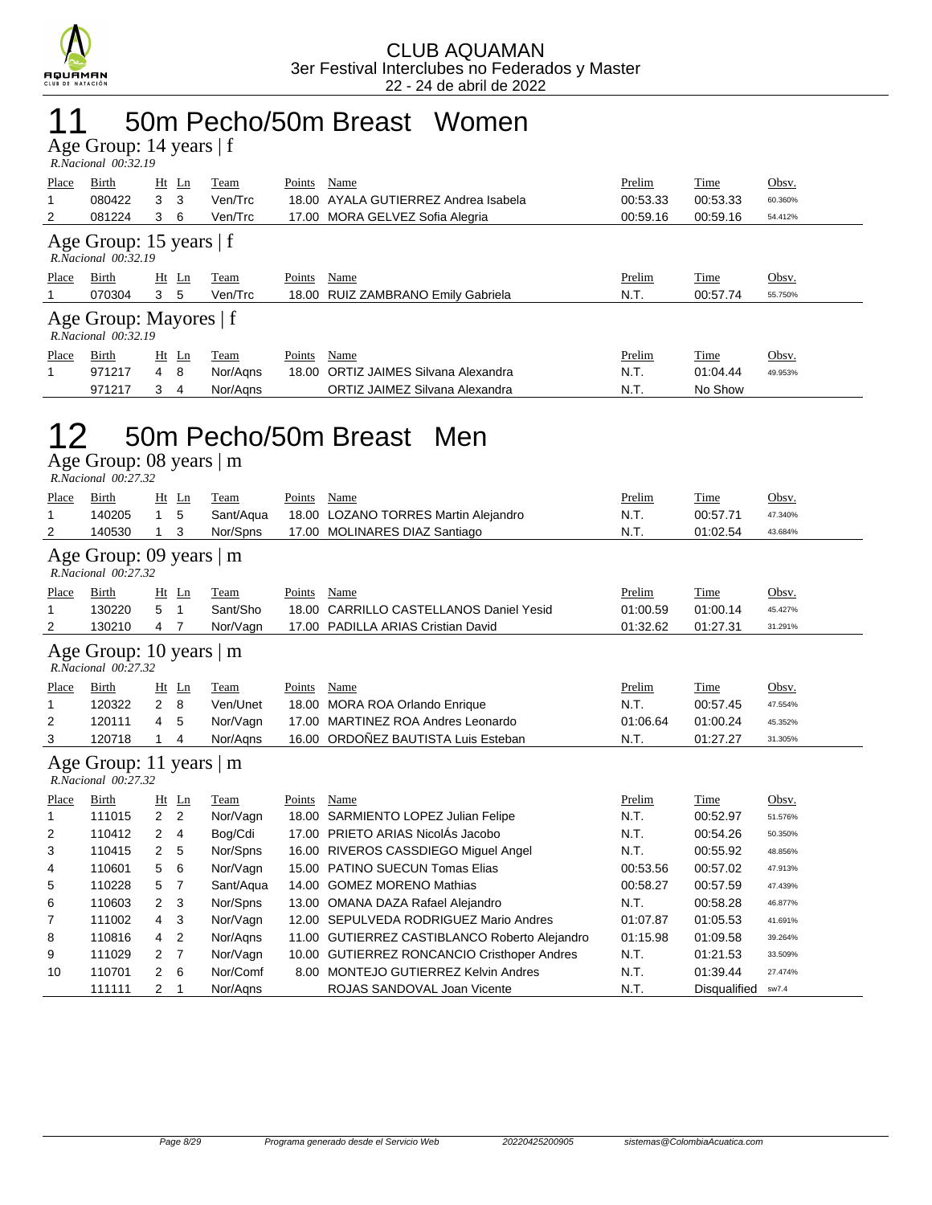CLUB AQUAMAN
3er Festival Interclubes no Federados y Master
22 - 24 de abril de 2022

# 11 50m Pecho/50m Breast Women

## Age Group: 14 years | f

*R.Nacional 00:32.19*

| Place | Birth | Ht | Ln | Team | Points | Name | Prelim | Time | Obsv. |
|---|---|---|---|---|---|---|---|---|---|
| 1 | 080422 | 3 | 3 | Ven/Trc | 18.00 | AYALA GUTIERREZ Andrea Isabela | 00:53.33 | 00:53.33 | 60.360% |
| 2 | 081224 | 3 | 6 | Ven/Trc | 17.00 | MORA GELVEZ Sofia Alegria | 00:59.16 | 00:59.16 | 54.412% |

## Age Group: 15 years | f

*R.Nacional 00:32.19*

| Place | Birth | Ht | Ln | Team | Points | Name | Prelim | Time | Obsv. |
|---|---|---|---|---|---|---|---|---|---|
| 1 | 070304 | 3 | 5 | Ven/Trc | 18.00 | RUIZ ZAMBRANO Emily Gabriela | N.T. | 00:57.74 | 55.750% |

## Age Group: Mayores | f

*R.Nacional 00:32.19*

| Place | Birth | Ht | Ln | Team | Points | Name | Prelim | Time | Obsv. |
|---|---|---|---|---|---|---|---|---|---|
| 1 | 971217 | 4 | 8 | Nor/Aqns | 18.00 | ORTIZ JAIMES Silvana Alexandra | N.T. | 01:04.44 | 49.953% |
|  | 971217 | 3 | 4 | Nor/Aqns |  | ORTIZ JAIMEZ Silvana Alexandra | N.T. | No Show |  |

# 12 50m Pecho/50m Breast Men

## Age Group: 08 years | m

*R.Nacional 00:27.32*

| Place | Birth | Ht | Ln | Team | Points | Name | Prelim | Time | Obsv. |
|---|---|---|---|---|---|---|---|---|---|
| 1 | 140205 | 1 | 5 | Sant/Aqua | 18.00 | LOZANO TORRES Martin Alejandro | N.T. | 00:57.71 | 47.340% |
| 2 | 140530 | 1 | 3 | Nor/Spns | 17.00 | MOLINARES DIAZ Santiago | N.T. | 01:02.54 | 43.684% |

## Age Group: 09 years | m

*R.Nacional 00:27.32*

| Place | Birth | Ht | Ln | Team | Points | Name | Prelim | Time | Obsv. |
|---|---|---|---|---|---|---|---|---|---|
| 1 | 130220 | 5 | 1 | Sant/Sho | 18.00 | CARRILLO CASTELLANOS Daniel Yesid | 01:00.59 | 01:00.14 | 45.427% |
| 2 | 130210 | 4 | 7 | Nor/Vagn | 17.00 | PADILLA ARIAS Cristian David | 01:32.62 | 01:27.31 | 31.291% |

## Age Group: 10 years | m

*R.Nacional 00:27.32*

| Place | Birth | Ht | Ln | Team | Points | Name | Prelim | Time | Obsv. |
|---|---|---|---|---|---|---|---|---|---|
| 1 | 120322 | 2 | 8 | Ven/Unet | 18.00 | MORA ROA Orlando Enrique | N.T. | 00:57.45 | 47.554% |
| 2 | 120111 | 4 | 5 | Nor/Vagn | 17.00 | MARTINEZ ROA Andres Leonardo | 01:06.64 | 01:00.24 | 45.352% |
| 3 | 120718 | 1 | 4 | Nor/Aqns | 16.00 | ORDOÑEZ BAUTISTA Luis Esteban | N.T. | 01:27.27 | 31.305% |

## Age Group: 11 years | m

*R.Nacional 00:27.32*

| Place | Birth | Ht | Ln | Team | Points | Name | Prelim | Time | Obsv. |
|---|---|---|---|---|---|---|---|---|---|
| 1 | 111015 | 2 | 2 | Nor/Vagn | 18.00 | SARMIENTO LOPEZ Julian Felipe | N.T. | 00:52.97 | 51.576% |
| 2 | 110412 | 2 | 4 | Bog/Cdi | 17.00 | PRIETO ARIAS NicolÁs Jacobo | N.T. | 00:54.26 | 50.350% |
| 3 | 110415 | 2 | 5 | Nor/Spns | 16.00 | RIVEROS CASSDIEGO Miguel Angel | N.T. | 00:55.92 | 48.856% |
| 4 | 110601 | 5 | 6 | Nor/Vagn | 15.00 | PATINO SUECUN Tomas Elias | 00:53.56 | 00:57.02 | 47.913% |
| 5 | 110228 | 5 | 7 | Sant/Aqua | 14.00 | GOMEZ MORENO Mathias | 00:58.27 | 00:57.59 | 47.439% |
| 6 | 110603 | 2 | 3 | Nor/Spns | 13.00 | OMANA DAZA Rafael Alejandro | N.T. | 00:58.28 | 46.877% |
| 7 | 111002 | 4 | 3 | Nor/Vagn | 12.00 | SEPULVEDA RODRIGUEZ Mario Andres | 01:07.87 | 01:05.53 | 41.691% |
| 8 | 110816 | 4 | 2 | Nor/Aqns | 11.00 | GUTIERREZ CASTIBLANCO Roberto Alejandro | 01:15.98 | 01:09.58 | 39.264% |
| 9 | 111029 | 2 | 7 | Nor/Vagn | 10.00 | GUTIERREZ RONCANCIO Cristhoper Andres | N.T. | 01:21.53 | 33.509% |
| 10 | 110701 | 2 | 6 | Nor/Comf | 8.00 | MONTEJO GUTIERREZ Kelvin Andres | N.T. | 01:39.44 | 27.474% |
|  | 111111 | 2 | 1 | Nor/Aqns |  | ROJAS SANDOVAL Joan Vicente | N.T. | Disqualified | sw7.4 |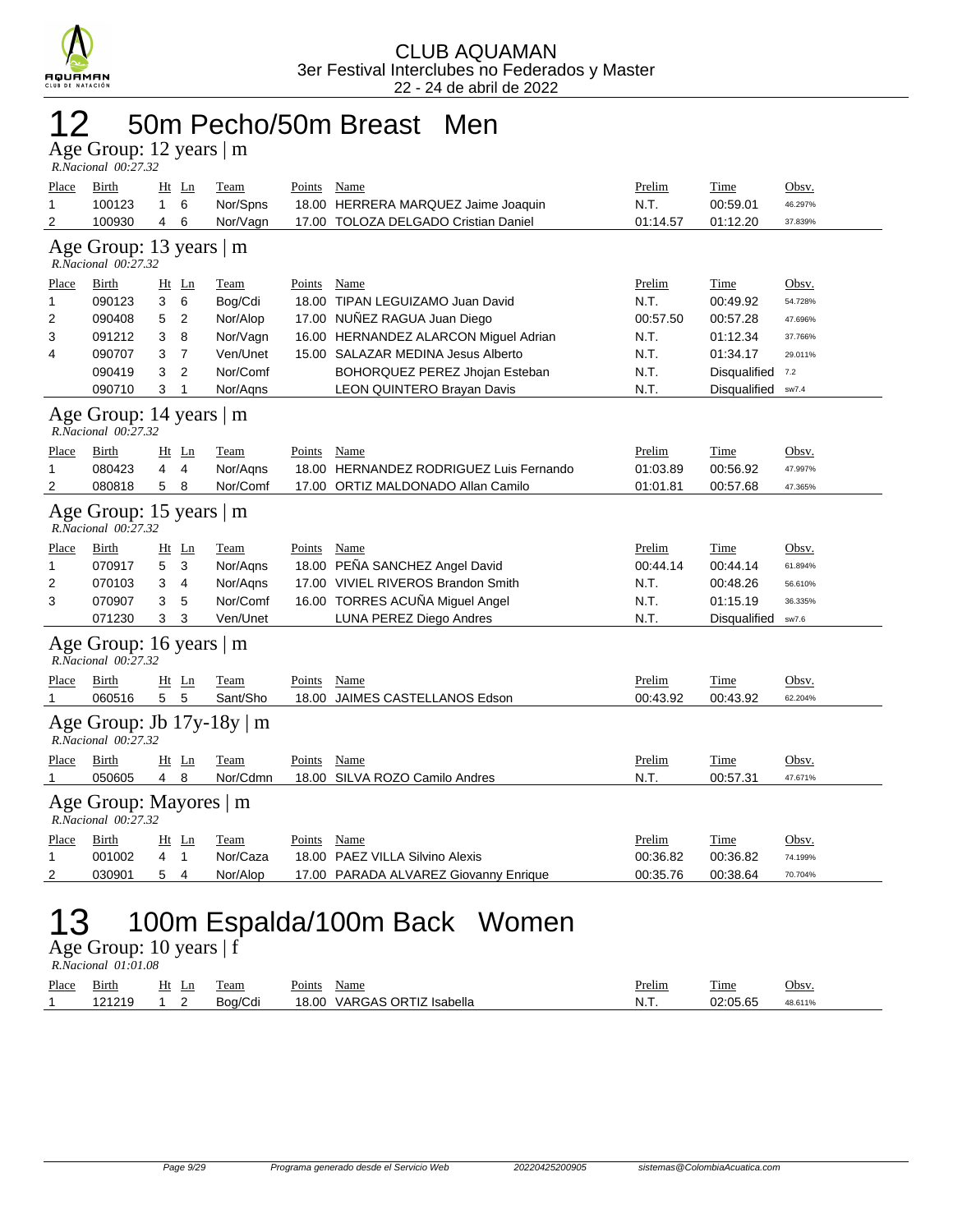CLUB AQUAMAN
3er Festival Interclubes no Federados y Master
22 - 24 de abril de 2022

# 12 50m Pecho/50m Breast Men

## Age Group: 12 years | m

*R.Nacional 00:27.32*

| Place | Birth | Ht | Ln | Team | Points | Name | Prelim | Time | Obsv. |
|---|---|---|---|---|---|---|---|---|---|
| 1 | 100123 | 1 | 6 | Nor/Spns | 18.00 | HERRERA MARQUEZ Jaime Joaquin | N.T. | 00:59.01 | 46.297% |
| 2 | 100930 | 4 | 6 | Nor/Vagn | 17.00 | TOLOZA DELGADO Cristian Daniel | 01:14.57 | 01:12.20 | 37.839% |

## Age Group: 13 years | m

*R.Nacional 00:27.32*

| Place | Birth | Ht | Ln | Team | Points | Name | Prelim | Time | Obsv. |
|---|---|---|---|---|---|---|---|---|---|
| 1 | 090123 | 3 | 6 | Bog/Cdi | 18.00 | TIPAN LEGUIZAMO Juan David | N.T. | 00:49.92 | 54.728% |
| 2 | 090408 | 5 | 2 | Nor/Alop | 17.00 | NUÑEZ RAGUA Juan Diego | 00:57.50 | 00:57.28 | 47.696% |
| 3 | 091212 | 3 | 8 | Nor/Vagn | 16.00 | HERNANDEZ ALARCON Miguel Adrian | N.T. | 01:12.34 | 37.766% |
| 4 | 090707 | 3 | 7 | Ven/Unet | 15.00 | SALAZAR MEDINA Jesus Alberto | N.T. | 01:34.17 | 29.011% |
| | 090419 | 3 | 2 | Nor/Comf | | BOHORQUEZ PEREZ Jhojan Esteban | N.T. | Disqualified | 7.2 |
| | 090710 | 3 | 1 | Nor/Aqns | | LEON QUINTERO Brayan Davis | N.T. | Disqualified | sw7.4 |

## Age Group: 14 years | m

*R.Nacional 00:27.32*

| Place | Birth | Ht | Ln | Team | Points | Name | Prelim | Time | Obsv. |
|---|---|---|---|---|---|---|---|---|---|
| 1 | 080423 | 4 | 4 | Nor/Aqns | 18.00 | HERNANDEZ RODRIGUEZ Luis Fernando | 01:03.89 | 00:56.92 | 47.997% |
| 2 | 080818 | 5 | 8 | Nor/Comf | 17.00 | ORTIZ MALDONADO Allan Camilo | 01:01.81 | 00:57.68 | 47.365% |

## Age Group: 15 years | m

*R.Nacional 00:27.32*

| Place | Birth | Ht | Ln | Team | Points | Name | Prelim | Time | Obsv. |
|---|---|---|---|---|---|---|---|---|---|
| 1 | 070917 | 5 | 3 | Nor/Aqns | 18.00 | PEÑA SANCHEZ Angel David | 00:44.14 | 00:44.14 | 61.894% |
| 2 | 070103 | 3 | 4 | Nor/Aqns | 17.00 | VIVIEL RIVEROS Brandon Smith | N.T. | 00:48.26 | 56.610% |
| 3 | 070907 | 3 | 5 | Nor/Comf | 16.00 | TORRES ACUÑA Miguel Angel | N.T. | 01:15.19 | 36.335% |
| | 071230 | 3 | 3 | Ven/Unet | | LUNA PEREZ Diego Andres | N.T. | Disqualified | sw7.6 |

## Age Group: 16 years | m

*R.Nacional 00:27.32*

| Place | Birth | Ht | Ln | Team | Points | Name | Prelim | Time | Obsv. |
|---|---|---|---|---|---|---|---|---|---|
| 1 | 060516 | 5 | 5 | Sant/Sho | 18.00 | JAIMES CASTELLANOS Edson | 00:43.92 | 00:43.92 | 62.204% |

## Age Group: Jb 17y-18y | m

*R.Nacional 00:27.32*

| Place | Birth | Ht | Ln | Team | Points | Name | Prelim | Time | Obsv. |
|---|---|---|---|---|---|---|---|---|---|
| 1 | 050605 | 4 | 8 | Nor/Cdmn | 18.00 | SILVA ROZO Camilo Andres | N.T. | 00:57.31 | 47.671% |

## Age Group: Mayores | m

*R.Nacional 00:27.32*

| Place | Birth | Ht | Ln | Team | Points | Name | Prelim | Time | Obsv. |
|---|---|---|---|---|---|---|---|---|---|
| 1 | 001002 | 4 | 1 | Nor/Caza | 18.00 | PAEZ VILLA Silvino Alexis | 00:36.82 | 00:36.82 | 74.199% |
| 2 | 030901 | 5 | 4 | Nor/Alop | 17.00 | PARADA ALVAREZ Giovanny Enrique | 00:35.76 | 00:38.64 | 70.704% |

# 13 100m Espalda/100m Back Women

## Age Group: 10 years | f

*R.Nacional 01:01.08*

| Place | Birth | Ht | Ln | Team | Points | Name | Prelim | Time | Obsv. |
|---|---|---|---|---|---|---|---|---|---|
| 1 | 121219 | 1 | 2 | Bog/Cdi | 18.00 | VARGAS ORTIZ Isabella | N.T. | 02:05.65 | 48.611% |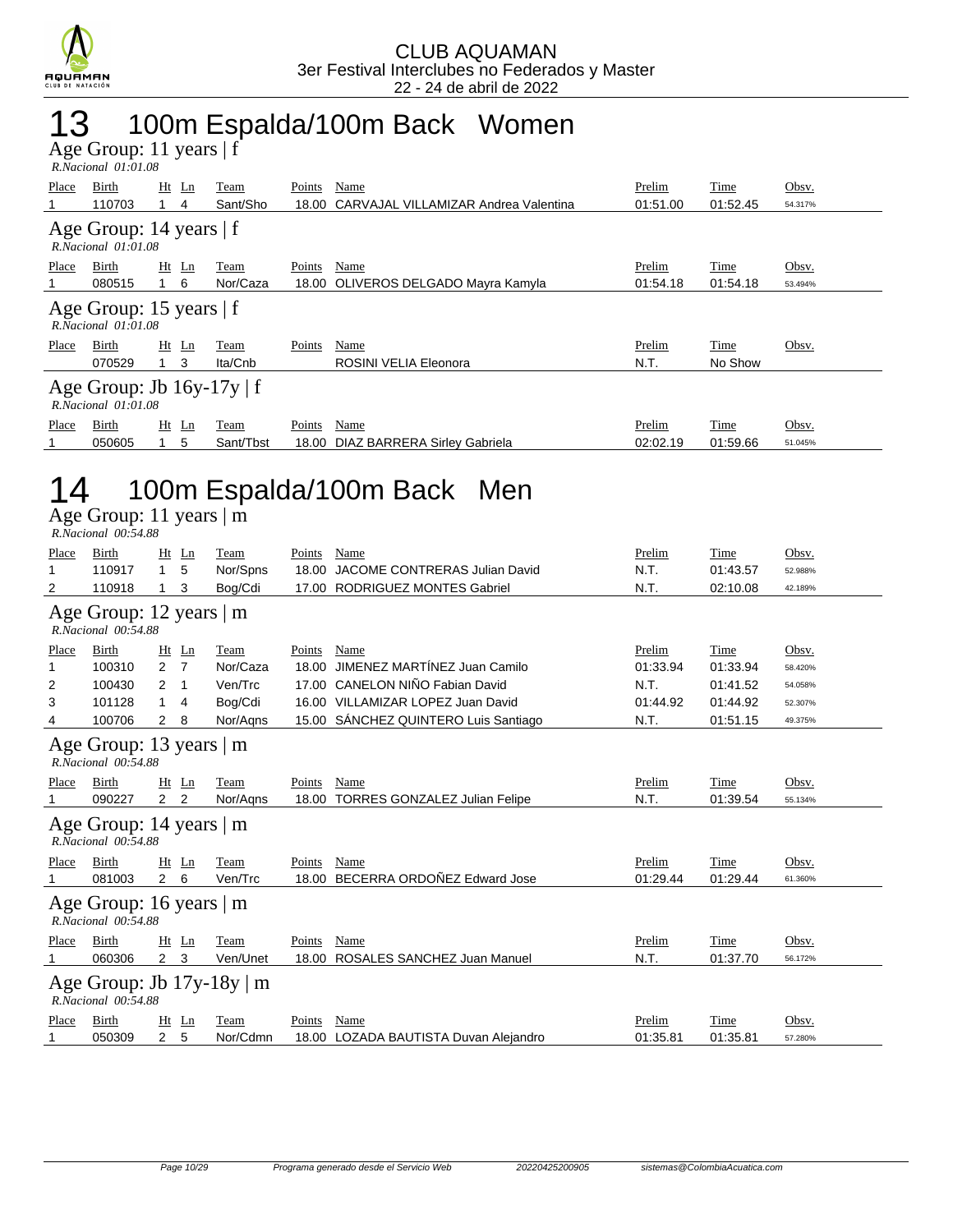CLUB AQUAMAN
3er Festival Interclubes no Federados y Master
22 - 24 de abril de 2022

# 13 100m Espalda/100m Back Women

### Age Group: 11 years | f
*R.Nacional 01:01.08*

| Place | Birth | Ht | Ln | Team | Points | Name | Prelim | Time | Obsv. |
|---|---|---|---|---|---|---|---|---|---|
| 1 | 110703 | 1 | 4 | Sant/Sho | 18.00 | CARVAJAL VILLAMIZAR Andrea Valentina | 01:51.00 | 01:52.45 | 54.317% |

### Age Group: 14 years | f
*R.Nacional 01:01.08*

| Place | Birth | Ht | Ln | Team | Points | Name | Prelim | Time | Obsv. |
|---|---|---|---|---|---|---|---|---|---|
| 1 | 080515 | 1 | 6 | Nor/Caza | 18.00 | OLIVEROS DELGADO Mayra Kamyla | 01:54.18 | 01:54.18 | 53.494% |

### Age Group: 15 years | f
*R.Nacional 01:01.08*

| Place | Birth | Ht | Ln | Team | Points | Name | Prelim | Time | Obsv. |
|---|---|---|---|---|---|---|---|---|---|
| | 070529 | 1 | 3 | Ita/Cnb | | ROSINI VELIA Eleonora | N.T. | No Show | |

### Age Group: Jb 16y-17y | f
*R.Nacional 01:01.08*

| Place | Birth | Ht | Ln | Team | Points | Name | Prelim | Time | Obsv. |
|---|---|---|---|---|---|---|---|---|---|
| 1 | 050605 | 1 | 5 | Sant/Tbst | 18.00 | DIAZ BARRERA Sirley Gabriela | 02:02.19 | 01:59.66 | 51.045% |

# 14 100m Espalda/100m Back Men

### Age Group: 11 years | m
*R.Nacional 00:54.88*

| Place | Birth | Ht | Ln | Team | Points | Name | Prelim | Time | Obsv. |
|---|---|---|---|---|---|---|---|---|---|
| 1 | 110917 | 1 | 5 | Nor/Spns | 18.00 | JACOME CONTRERAS Julian David | N.T. | 01:43.57 | 52.988% |
| 2 | 110918 | 1 | 3 | Bog/Cdi | 17.00 | RODRIGUEZ MONTES Gabriel | N.T. | 02:10.08 | 42.189% |

### Age Group: 12 years | m
*R.Nacional 00:54.88*

| Place | Birth | Ht | Ln | Team | Points | Name | Prelim | Time | Obsv. |
|---|---|---|---|---|---|---|---|---|---|
| 1 | 100310 | 2 | 7 | Nor/Caza | 18.00 | JIMENEZ MARTÍNEZ Juan Camilo | 01:33.94 | 01:33.94 | 58.420% |
| 2 | 100430 | 2 | 1 | Ven/Trc | 17.00 | CANELON NIÑO Fabian David | N.T. | 01:41.52 | 54.058% |
| 3 | 101128 | 1 | 4 | Bog/Cdi | 16.00 | VILLAMIZAR LOPEZ Juan David | 01:44.92 | 01:44.92 | 52.307% |
| 4 | 100706 | 2 | 8 | Nor/Aqns | 15.00 | SÁNCHEZ QUINTERO Luis Santiago | N.T. | 01:51.15 | 49.375% |

### Age Group: 13 years | m
*R.Nacional 00:54.88*

| Place | Birth | Ht | Ln | Team | Points | Name | Prelim | Time | Obsv. |
|---|---|---|---|---|---|---|---|---|---|
| 1 | 090227 | 2 | 2 | Nor/Aqns | 18.00 | TORRES GONZALEZ Julian Felipe | N.T. | 01:39.54 | 55.134% |

### Age Group: 14 years | m
*R.Nacional 00:54.88*

| Place | Birth | Ht | Ln | Team | Points | Name | Prelim | Time | Obsv. |
|---|---|---|---|---|---|---|---|---|---|
| 1 | 081003 | 2 | 6 | Ven/Trc | 18.00 | BECERRA ORDOÑEZ Edward Jose | 01:29.44 | 01:29.44 | 61.360% |

### Age Group: 16 years | m
*R.Nacional 00:54.88*

| Place | Birth | Ht | Ln | Team | Points | Name | Prelim | Time | Obsv. |
|---|---|---|---|---|---|---|---|---|---|
| 1 | 060306 | 2 | 3 | Ven/Unet | 18.00 | ROSALES SANCHEZ Juan Manuel | N.T. | 01:37.70 | 56.172% |

### Age Group: Jb 17y-18y | m
*R.Nacional 00:54.88*

| Place | Birth | Ht | Ln | Team | Points | Name | Prelim | Time | Obsv. |
|---|---|---|---|---|---|---|---|---|---|
| 1 | 050309 | 2 | 5 | Nor/Cdmn | 18.00 | LOZADA BAUTISTA Duvan Alejandro | 01:35.81 | 01:35.81 | 57.280% |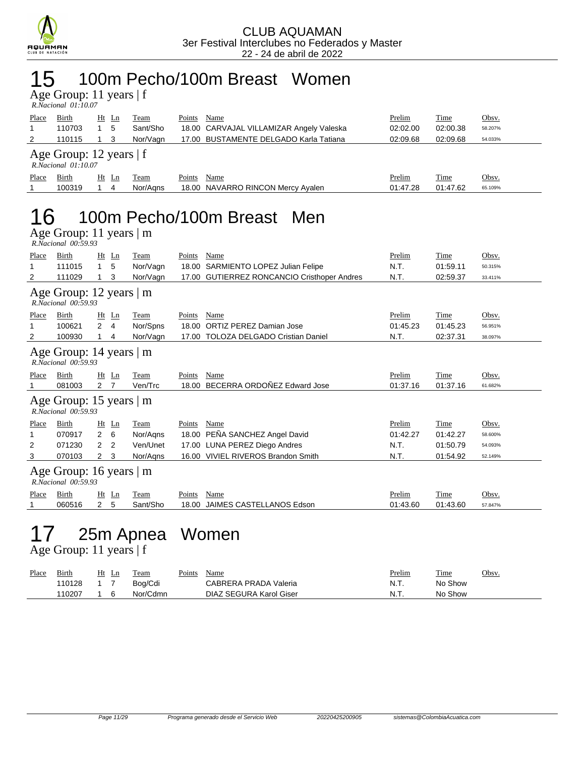CLUB AQUAMAN
3er Festival Interclubes no Federados y Master
22 - 24 de abril de 2022

# 15 100m Pecho/100m Breast Women

## Age Group: 11 years | f

*R.Nacional 01:10.07*

| Place | Birth | Ht | Ln | Team | Points | Name | Prelim | Time | Obsv. |
|---|---|---|---|---|---|---|---|---|---|
| 1 | 110703 | 1 | 5 | Sant/Sho | 18.00 | CARVAJAL VILLAMIZAR Angely Valeska | 02:02.00 | 02:00.38 | 58.207% |
| 2 | 110115 | 1 | 3 | Nor/Vagn | 17.00 | BUSTAMENTE DELGADO Karla Tatiana | 02:09.68 | 02:09.68 | 54.033% |

## Age Group: 12 years | f

*R.Nacional 01:10.07*

| Place | Birth | Ht | Ln | Team | Points | Name | Prelim | Time | Obsv. |
|---|---|---|---|---|---|---|---|---|---|
| 1 | 100319 | 1 | 4 | Nor/Aqns | 18.00 | NAVARRO RINCON Mercy Ayalen | 01:47.28 | 01:47.62 | 65.109% |

# 16 100m Pecho/100m Breast Men

## Age Group: 11 years | m

*R.Nacional 00:59.93*

| Place | Birth | Ht | Ln | Team | Points | Name | Prelim | Time | Obsv. |
|---|---|---|---|---|---|---|---|---|---|
| 1 | 111015 | 1 | 5 | Nor/Vagn | 18.00 | SARMIENTO LOPEZ Julian Felipe | N.T. | 01:59.11 | 50.315% |
| 2 | 111029 | 1 | 3 | Nor/Vagn | 17.00 | GUTIERREZ RONCANCIO Cristhoper Andres | N.T. | 02:59.37 | 33.411% |

## Age Group: 12 years | m

*R.Nacional 00:59.93*

| Place | Birth | Ht | Ln | Team | Points | Name | Prelim | Time | Obsv. |
|---|---|---|---|---|---|---|---|---|---|
| 1 | 100621 | 2 | 4 | Nor/Spns | 18.00 | ORTIZ PEREZ Damian Jose | 01:45.23 | 01:45.23 | 56.951% |
| 2 | 100930 | 1 | 4 | Nor/Vagn | 17.00 | TOLOZA DELGADO Cristian Daniel | N.T. | 02:37.31 | 38.097% |

## Age Group: 14 years | m

*R.Nacional 00:59.93*

| Place | Birth | Ht | Ln | Team | Points | Name | Prelim | Time | Obsv. |
|---|---|---|---|---|---|---|---|---|---|
| 1 | 081003 | 2 | 7 | Ven/Trc | 18.00 | BECERRA ORDOÑEZ Edward Jose | 01:37.16 | 01:37.16 | 61.682% |

## Age Group: 15 years | m

*R.Nacional 00:59.93*

| Place | Birth | Ht | Ln | Team | Points | Name | Prelim | Time | Obsv. |
|---|---|---|---|---|---|---|---|---|---|
| 1 | 070917 | 2 | 6 | Nor/Aqns | 18.00 | PEÑA SANCHEZ Angel David | 01:42.27 | 01:42.27 | 58.600% |
| 2 | 071230 | 2 | 2 | Ven/Unet | 17.00 | LUNA PEREZ Diego Andres | N.T. | 01:50.79 | 54.093% |
| 3 | 070103 | 2 | 3 | Nor/Aqns | 16.00 | VIVIEL RIVEROS Brandon Smith | N.T. | 01:54.92 | 52.149% |

## Age Group: 16 years | m

*R.Nacional 00:59.93*

| Place | Birth | Ht | Ln | Team | Points | Name | Prelim | Time | Obsv. |
|---|---|---|---|---|---|---|---|---|---|
| 1 | 060516 | 2 | 5 | Sant/Sho | 18.00 | JAIMES CASTELLANOS Edson | 01:43.60 | 01:43.60 | 57.847% |

# 17 25m Apnea Women

## Age Group: 11 years | f

| Place | Birth | Ht | Ln | Team | Points | Name | Prelim | Time | Obsv. |
|---|---|---|---|---|---|---|---|---|---|
| | 110128 | 1 | 7 | Bog/Cdi | | CABRERA PRADA Valeria | N.T. | No Show | |
| | 110207 | 1 | 6 | Nor/Cdmn | | DIAZ SEGURA Karol Giser | N.T. | No Show | |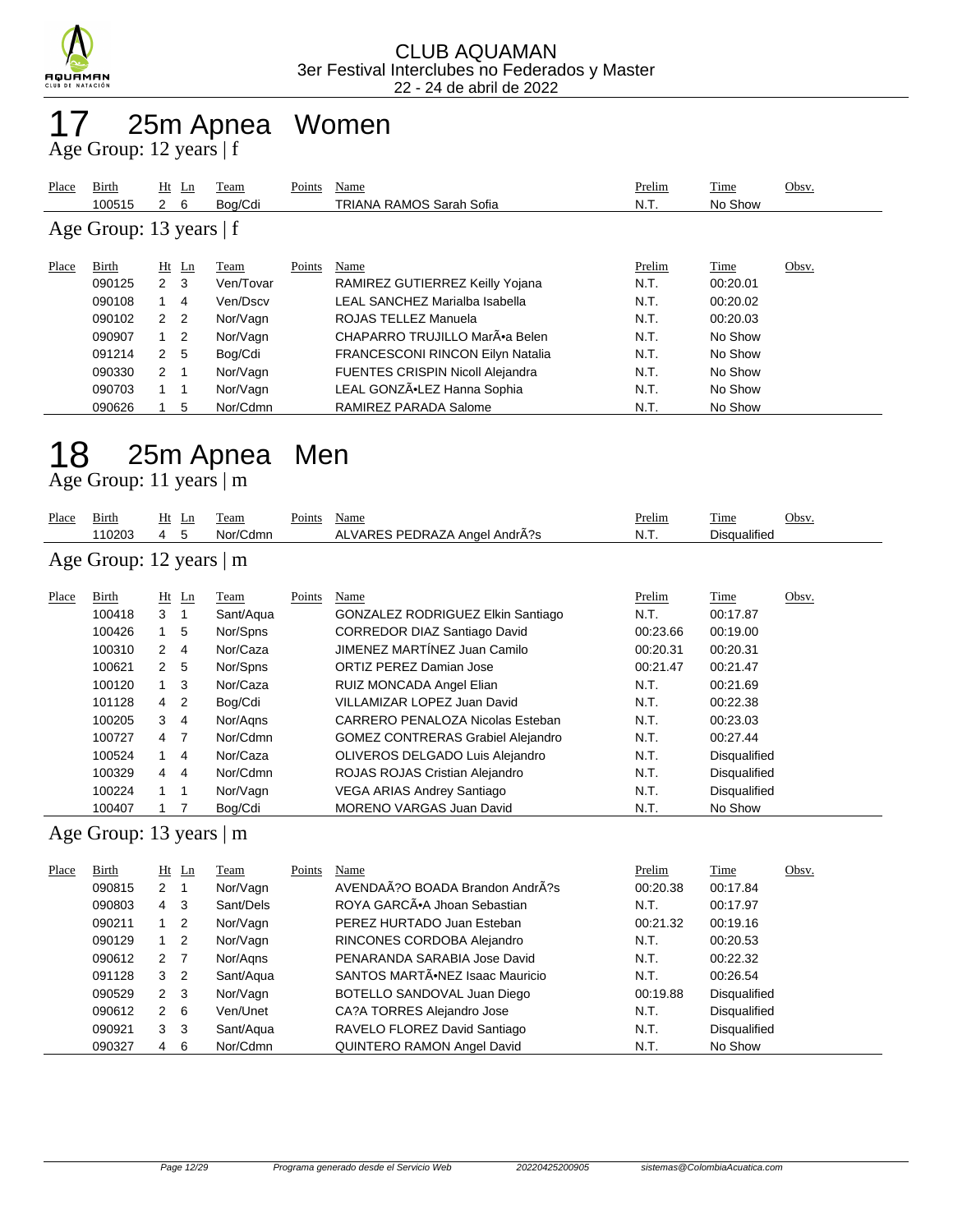CLUB AQUAMAN
3er Festival Interclubes no Federados y Master
22 - 24 de abril de 2022

# 17 25m Apnea Women

## Age Group: 12 years | f

| Place | Birth | Ht | Ln | Team | Points | Name | Prelim | Time | Obsv. |
|---|---|---|---|---|---|---|---|---|---|
| | 100515 | 2 | 6 | Bog/Cdi | | TRIANA RAMOS Sarah Sofia | N.T. | No Show | |

## Age Group: 13 years | f

| Place | Birth | Ht | Ln | Team | Points | Name | Prelim | Time | Obsv. |
|---|---|---|---|---|---|---|---|---|---|
| | 090125 | 2 | 3 | Ven/Tovar | | RAMIREZ GUTIERREZ Keilly Yojana | N.T. | 00:20.01 | |
| | 090108 | 1 | 4 | Ven/Dscv | | LEAL SANCHEZ Marialba Isabella | N.T. | 00:20.02 | |
| | 090102 | 2 | 2 | Nor/Vagn | | ROJAS TELLEZ Manuela | N.T. | 00:20.03 | |
| | 090907 | 1 | 2 | Nor/Vagn | | CHAPARRO TRUJILLO MarÃ•a Belen | N.T. | No Show | |
| | 091214 | 2 | 5 | Bog/Cdi | | FRANCESCONI RINCON Eilyn Natalia | N.T. | No Show | |
| | 090330 | 2 | 1 | Nor/Vagn | | FUENTES CRISPIN Nicoll Alejandra | N.T. | No Show | |
| | 090703 | 1 | 1 | Nor/Vagn | | LEAL GONZÃ•LEZ Hanna Sophia | N.T. | No Show | |
| | 090626 | 1 | 5 | Nor/Cdmn | | RAMIREZ PARADA Salome | N.T. | No Show | |

# 18 25m Apnea Men

## Age Group: 11 years | m

| Place | Birth | Ht | Ln | Team | Points | Name | Prelim | Time | Obsv. |
|---|---|---|---|---|---|---|---|---|---|
| | 110203 | 4 | 5 | Nor/Cdmn | | ALVARES PEDRAZA Angel AndrÃ?s | N.T. | Disqualified | |

## Age Group: 12 years | m

| Place | Birth | Ht | Ln | Team | Points | Name | Prelim | Time | Obsv. |
|---|---|---|---|---|---|---|---|---|---|
| | 100418 | 3 | 1 | Sant/Aqua | | GONZALEZ RODRIGUEZ Elkin Santiago | N.T. | 00:17.87 | |
| | 100426 | 1 | 5 | Nor/Spns | | CORREDOR DIAZ Santiago David | 00:23.66 | 00:19.00 | |
| | 100310 | 2 | 4 | Nor/Caza | | JIMENEZ MARTÍNEZ Juan Camilo | 00:20.31 | 00:20.31 | |
| | 100621 | 2 | 5 | Nor/Spns | | ORTIZ PEREZ Damian Jose | 00:21.47 | 00:21.47 | |
| | 100120 | 1 | 3 | Nor/Caza | | RUIZ MONCADA Angel Elian | N.T. | 00:21.69 | |
| | 101128 | 4 | 2 | Bog/Cdi | | VILLAMIZAR LOPEZ Juan David | N.T. | 00:22.38 | |
| | 100205 | 3 | 4 | Nor/Aqns | | CARRERO PENALOZA Nicolas Esteban | N.T. | 00:23.03 | |
| | 100727 | 4 | 7 | Nor/Cdmn | | GOMEZ CONTRERAS Grabiel Alejandro | N.T. | 00:27.44 | |
| | 100524 | 1 | 4 | Nor/Caza | | OLIVEROS DELGADO Luis Alejandro | N.T. | Disqualified | |
| | 100329 | 4 | 4 | Nor/Cdmn | | ROJAS ROJAS Cristian Alejandro | N.T. | Disqualified | |
| | 100224 | 1 | 1 | Nor/Vagn | | VEGA ARIAS Andrey Santiago | N.T. | Disqualified | |
| | 100407 | 1 | 7 | Bog/Cdi | | MORENO VARGAS Juan David | N.T. | No Show | |

## Age Group: 13 years | m

| Place | Birth | Ht | Ln | Team | Points | Name | Prelim | Time | Obsv. |
|---|---|---|---|---|---|---|---|---|---|
| | 090815 | 2 | 1 | Nor/Vagn | | AVENDAÃ?O BOADA Brandon AndrÃ?s | 00:20.38 | 00:17.84 | |
| | 090803 | 4 | 3 | Sant/Dels | | ROYA GARCÃ•A Jhoan Sebastian | N.T. | 00:17.97 | |
| | 090211 | 1 | 2 | Nor/Vagn | | PEREZ HURTADO Juan Esteban | 00:21.32 | 00:19.16 | |
| | 090129 | 1 | 2 | Nor/Vagn | | RINCONES CORDOBA Alejandro | N.T. | 00:20.53 | |
| | 090612 | 2 | 7 | Nor/Aqns | | PENARANDA SARABIA Jose David | N.T. | 00:22.32 | |
| | 091128 | 3 | 2 | Sant/Aqua | | SANTOS MARTÃ•NEZ Isaac Mauricio | N.T. | 00:26.54 | |
| | 090529 | 2 | 3 | Nor/Vagn | | BOTELLO SANDOVAL Juan Diego | 00:19.88 | Disqualified | |
| | 090612 | 2 | 6 | Ven/Unet | | CA?A TORRES Alejandro Jose | N.T. | Disqualified | |
| | 090921 | 3 | 3 | Sant/Aqua | | RAVELO FLOREZ David Santiago | N.T. | Disqualified | |
| | 090327 | 4 | 6 | Nor/Cdmn | | QUINTERO RAMON Angel David | N.T. | No Show | |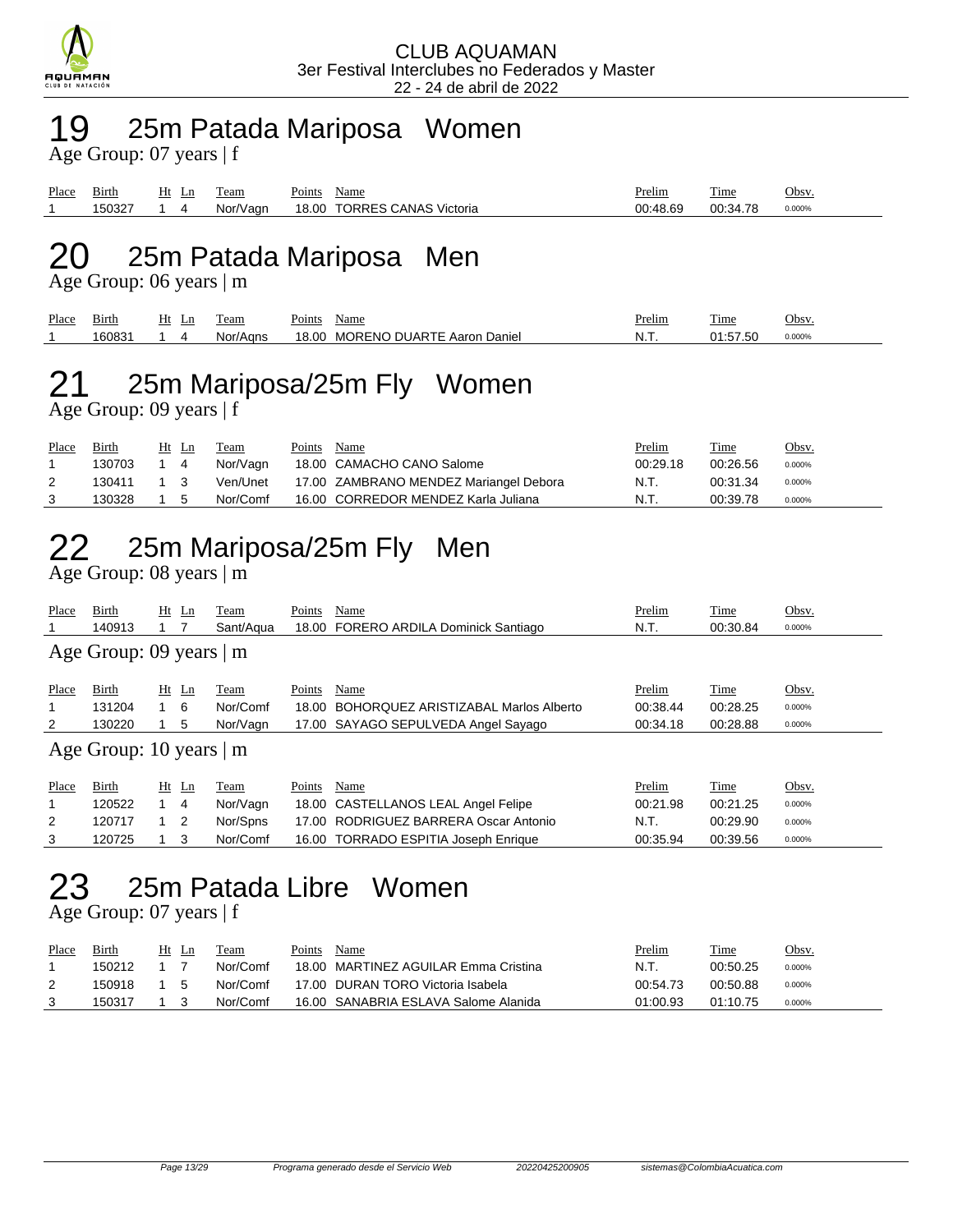CLUB AQUAMAN
3er Festival Interclubes no Federados y Master
22 - 24 de abril de 2022

# 19 25m Patada Mariposa Women

Age Group: 07 years | f

| Place | Birth | Ht | Ln | Team | Points | Name | Prelim | Time | Obsv. |
|---|---|---|---|---|---|---|---|---|---|
| 1 | 150327 | 1 | 4 | Nor/Vagn | 18.00 | TORRES CANAS Victoria | 00:48.69 | 00:34.78 | 0.000% |

# 20 25m Patada Mariposa Men

Age Group: 06 years | m

| Place | Birth | Ht | Ln | Team | Points | Name | Prelim | Time | Obsv. |
|---|---|---|---|---|---|---|---|---|---|
| 1 | 160831 | 1 | 4 | Nor/Agns | 18.00 | MORENO DUARTE Aaron Daniel | N.T. | 01:57.50 | 0.000% |

# 21 25m Mariposa/25m Fly Women

Age Group: 09 years | f

| Place | Birth | Ht | Ln | Team | Points | Name | Prelim | Time | Obsv. |
|---|---|---|---|---|---|---|---|---|---|
| 1 | 130703 | 1 | 4 | Nor/Vagn | 18.00 | CAMACHO CANO Salome | 00:29.18 | 00:26.56 | 0.000% |
| 2 | 130411 | 1 | 3 | Ven/Unet | 17.00 | ZAMBRANO MENDEZ Mariangel Debora | N.T. | 00:31.34 | 0.000% |
| 3 | 130328 | 1 | 5 | Nor/Comf | 16.00 | CORREDOR MENDEZ Karla Juliana | N.T. | 00:39.78 | 0.000% |

# 22 25m Mariposa/25m Fly Men

Age Group: 08 years | m

| Place | Birth | Ht | Ln | Team | Points | Name | Prelim | Time | Obsv. |
|---|---|---|---|---|---|---|---|---|---|
| 1 | 140913 | 1 | 7 | Sant/Aqua | 18.00 | FORERO ARDILA Dominick Santiago | N.T. | 00:30.84 | 0.000% |

Age Group: 09 years | m

| Place | Birth | Ht | Ln | Team | Points | Name | Prelim | Time | Obsv. |
|---|---|---|---|---|---|---|---|---|---|
| 1 | 131204 | 1 | 6 | Nor/Comf | 18.00 | BOHORQUEZ ARISTIZABAL Marlos Alberto | 00:38.44 | 00:28.25 | 0.000% |
| 2 | 130220 | 1 | 5 | Nor/Vagn | 17.00 | SAYAGO SEPULVEDA Angel Sayago | 00:34.18 | 00:28.88 | 0.000% |

Age Group: 10 years | m

| Place | Birth | Ht | Ln | Team | Points | Name | Prelim | Time | Obsv. |
|---|---|---|---|---|---|---|---|---|---|
| 1 | 120522 | 1 | 4 | Nor/Vagn | 18.00 | CASTELLANOS LEAL Angel Felipe | 00:21.98 | 00:21.25 | 0.000% |
| 2 | 120717 | 1 | 2 | Nor/Spns | 17.00 | RODRIGUEZ BARRERA Oscar Antonio | N.T. | 00:29.90 | 0.000% |
| 3 | 120725 | 1 | 3 | Nor/Comf | 16.00 | TORRADO ESPITIA Joseph Enrique | 00:35.94 | 00:39.56 | 0.000% |

# 23 25m Patada Libre Women

Age Group: 07 years | f

| Place | Birth | Ht | Ln | Team | Points | Name | Prelim | Time | Obsv. |
|---|---|---|---|---|---|---|---|---|---|
| 1 | 150212 | 1 | 7 | Nor/Comf | 18.00 | MARTINEZ AGUILAR Emma Cristina | N.T. | 00:50.25 | 0.000% |
| 2 | 150918 | 1 | 5 | Nor/Comf | 17.00 | DURAN TORO Victoria Isabela | 00:54.73 | 00:50.88 | 0.000% |
| 3 | 150317 | 1 | 3 | Nor/Comf | 16.00 | SANABRIA ESLAVA Salome Alanida | 01:00.93 | 01:10.75 | 0.000% |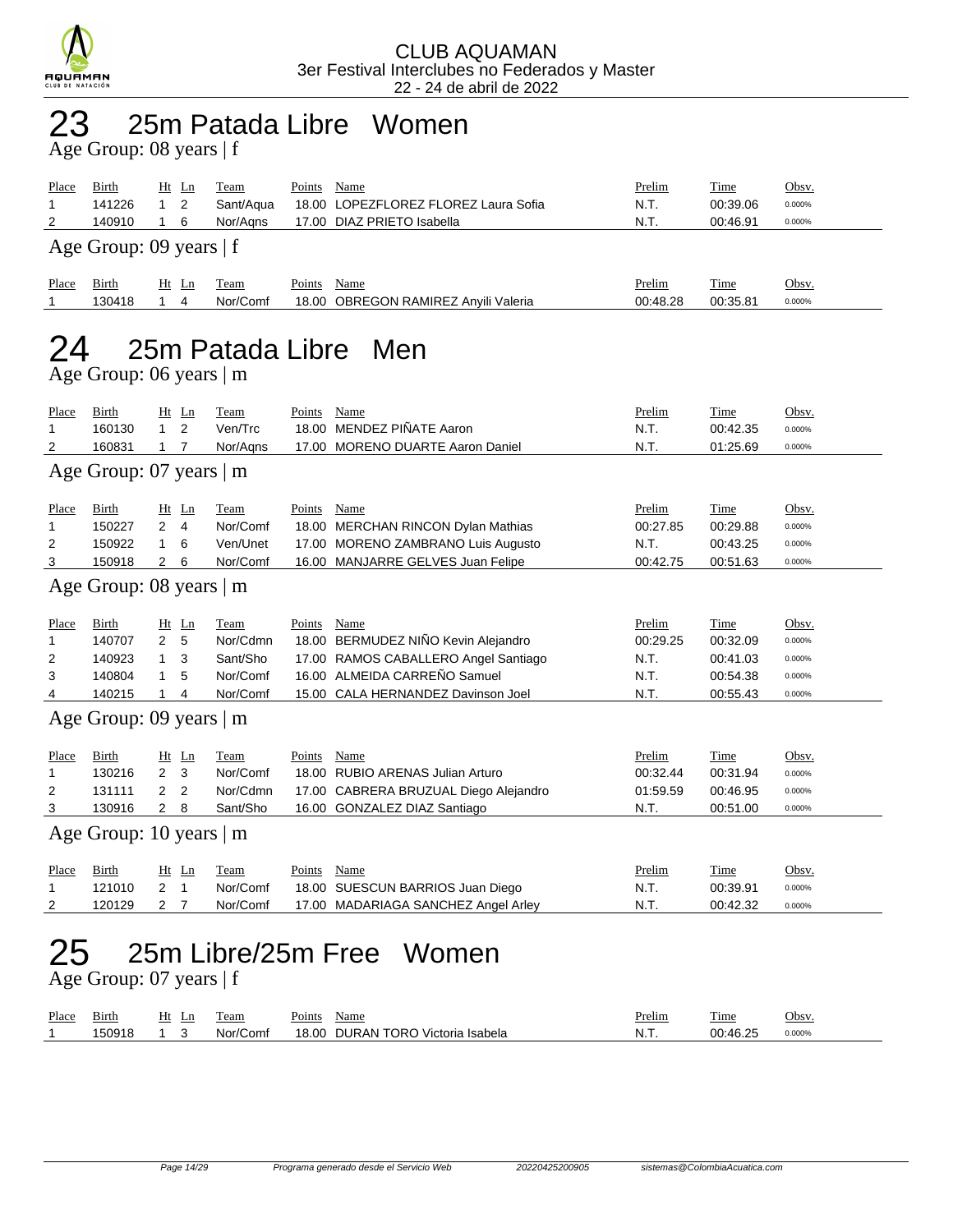# 23 25m Patada Libre Women

Age Group: 08 years | f

| Place | Birth | Ht | Ln | Team | Points | Name | Prelim | Time | Obsv. |
|---|---|---|---|---|---|---|---|---|---|
| 1 | 141226 | 1 | 2 | Sant/Aqua | 18.00 | LOPEZFLOREZ FLOREZ Laura Sofia | N.T. | 00:39.06 | 0.000% |
| 2 | 140910 | 1 | 6 | Nor/Aqns | 17.00 | DIAZ PRIETO Isabella | N.T. | 00:46.91 | 0.000% |

Age Group: 09 years | f

| Place | Birth | Ht | Ln | Team | Points | Name | Prelim | Time | Obsv. |
|---|---|---|---|---|---|---|---|---|---|
| 1 | 130418 | 1 | 4 | Nor/Comf | 18.00 | OBREGON RAMIREZ Anyili Valeria | 00:48.28 | 00:35.81 | 0.000% |

# 24 25m Patada Libre Men

Age Group: 06 years | m

| Place | Birth | Ht | Ln | Team | Points | Name | Prelim | Time | Obsv. |
|---|---|---|---|---|---|---|---|---|---|
| 1 | 160130 | 1 | 2 | Ven/Trc | 18.00 | MENDEZ PIÑATE Aaron | N.T. | 00:42.35 | 0.000% |
| 2 | 160831 | 1 | 7 | Nor/Aqns | 17.00 | MORENO DUARTE Aaron Daniel | N.T. | 01:25.69 | 0.000% |

Age Group: 07 years | m

| Place | Birth | Ht | Ln | Team | Points | Name | Prelim | Time | Obsv. |
|---|---|---|---|---|---|---|---|---|---|
| 1 | 150227 | 2 | 4 | Nor/Comf | 18.00 | MERCHAN RINCON Dylan Mathias | 00:27.85 | 00:29.88 | 0.000% |
| 2 | 150922 | 1 | 6 | Ven/Unet | 17.00 | MORENO ZAMBRANO Luis Augusto | N.T. | 00:43.25 | 0.000% |
| 3 | 150918 | 2 | 6 | Nor/Comf | 16.00 | MANJARRE GELVES Juan Felipe | 00:42.75 | 00:51.63 | 0.000% |

Age Group: 08 years | m

| Place | Birth | Ht | Ln | Team | Points | Name | Prelim | Time | Obsv. |
|---|---|---|---|---|---|---|---|---|---|
| 1 | 140707 | 2 | 5 | Nor/Cdmn | 18.00 | BERMUDEZ NIÑO Kevin Alejandro | 00:29.25 | 00:32.09 | 0.000% |
| 2 | 140923 | 1 | 3 | Sant/Sho | 17.00 | RAMOS CABALLERO Angel Santiago | N.T. | 00:41.03 | 0.000% |
| 3 | 140804 | 1 | 5 | Nor/Comf | 16.00 | ALMEIDA CARREÑO Samuel | N.T. | 00:54.38 | 0.000% |
| 4 | 140215 | 1 | 4 | Nor/Comf | 15.00 | CALA HERNANDEZ Davinson Joel | N.T. | 00:55.43 | 0.000% |

Age Group: 09 years | m

| Place | Birth | Ht | Ln | Team | Points | Name | Prelim | Time | Obsv. |
|---|---|---|---|---|---|---|---|---|---|
| 1 | 130216 | 2 | 3 | Nor/Comf | 18.00 | RUBIO ARENAS Julian Arturo | 00:32.44 | 00:31.94 | 0.000% |
| 2 | 131111 | 2 | 2 | Nor/Cdmn | 17.00 | CABRERA BRUZUAL Diego Alejandro | 01:59.59 | 00:46.95 | 0.000% |
| 3 | 130916 | 2 | 8 | Sant/Sho | 16.00 | GONZALEZ DIAZ Santiago | N.T. | 00:51.00 | 0.000% |

Age Group: 10 years | m

| Place | Birth | Ht | Ln | Team | Points | Name | Prelim | Time | Obsv. |
|---|---|---|---|---|---|---|---|---|---|
| 1 | 121010 | 2 | 1 | Nor/Comf | 18.00 | SUESCUN BARRIOS Juan Diego | N.T. | 00:39.91 | 0.000% |
| 2 | 120129 | 2 | 7 | Nor/Comf | 17.00 | MADARIAGA SANCHEZ Angel Arley | N.T. | 00:42.32 | 0.000% |

# 25 25m Libre/25m Free Women

Age Group: 07 years | f

| Place | Birth | Ht | Ln | Team | Points | Name | Prelim | Time | Obsv. |
|---|---|---|---|---|---|---|---|---|---|
| 1 | 150918 | 1 | 3 | Nor/Comf | 18.00 | DURAN TORO Victoria Isabela | N.T. | 00:46.25 | 0.000% |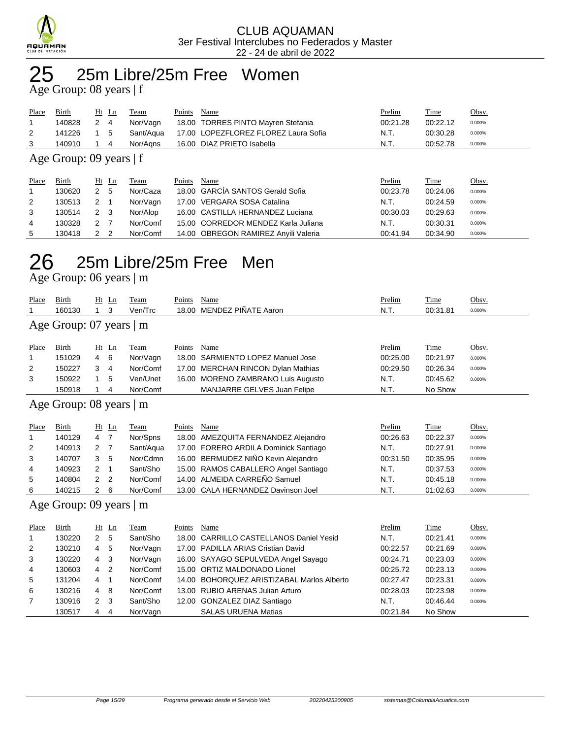CLUB AQUAMAN
3er Festival Interclubes no Federados y Master
22 - 24 de abril de 2022

# 25 25m Libre/25m Free Women

Age Group: 08 years | f

| Place | Birth | Ht | Ln | Team | Points | Name | Prelim | Time | Obsv. |
|---|---|---|---|---|---|---|---|---|---|
| 1 | 140828 | 2 | 4 | Nor/Vagn | 18.00 | TORRES PINTO Mayren Stefania | 00:21.28 | 00:22.12 | 0.000% |
| 2 | 141226 | 1 | 5 | Sant/Aqua | 17.00 | LOPEZFLOREZ FLOREZ Laura Sofia | N.T. | 00:30.28 | 0.000% |
| 3 | 140910 | 1 | 4 | Nor/Aqns | 16.00 | DIAZ PRIETO Isabella | N.T. | 00:52.78 | 0.000% |

Age Group: 09 years | f

| Place | Birth | Ht | Ln | Team | Points | Name | Prelim | Time | Obsv. |
|---|---|---|---|---|---|---|---|---|---|
| 1 | 130620 | 2 | 5 | Nor/Caza | 18.00 | GARCÍA SANTOS Gerald Sofia | 00:23.78 | 00:24.06 | 0.000% |
| 2 | 130513 | 2 | 1 | Nor/Vagn | 17.00 | VERGARA SOSA Catalina | N.T. | 00:24.59 | 0.000% |
| 3 | 130514 | 2 | 3 | Nor/Alop | 16.00 | CASTILLA HERNANDEZ Luciana | 00:30.03 | 00:29.63 | 0.000% |
| 4 | 130328 | 2 | 7 | Nor/Comf | 15.00 | CORREDOR MENDEZ Karla Juliana | N.T. | 00:30.31 | 0.000% |
| 5 | 130418 | 2 | 2 | Nor/Comf | 14.00 | OBREGON RAMIREZ Anyili Valeria | 00:41.94 | 00:34.90 | 0.000% |

# 26 25m Libre/25m Free Men

Age Group: 06 years | m

| Place | Birth | Ht | Ln | Team | Points | Name | Prelim | Time | Obsv. |
|---|---|---|---|---|---|---|---|---|---|
| 1 | 160130 | 1 | 3 | Ven/Trc | 18.00 | MENDEZ PIÑATE Aaron | N.T. | 00:31.81 | 0.000% |

Age Group: 07 years | m

| Place | Birth | Ht | Ln | Team | Points | Name | Prelim | Time | Obsv. |
|---|---|---|---|---|---|---|---|---|---|
| 1 | 151029 | 4 | 6 | Nor/Vagn | 18.00 | SARMIENTO LOPEZ Manuel Jose | 00:25.00 | 00:21.97 | 0.000% |
| 2 | 150227 | 3 | 4 | Nor/Comf | 17.00 | MERCHAN RINCON Dylan Mathias | 00:29.50 | 00:26.34 | 0.000% |
| 3 | 150922 | 1 | 5 | Ven/Unet | 16.00 | MORENO ZAMBRANO Luis Augusto | N.T. | 00:45.62 | 0.000% |
| | 150918 | 1 | 4 | Nor/Comf | | MANJARRE GELVES Juan Felipe | N.T. | No Show | |

Age Group: 08 years | m

| Place | Birth | Ht | Ln | Team | Points | Name | Prelim | Time | Obsv. |
|---|---|---|---|---|---|---|---|---|---|
| 1 | 140129 | 4 | 7 | Nor/Spns | 18.00 | AMEZQUITA FERNANDEZ Alejandro | 00:26.63 | 00:22.37 | 0.000% |
| 2 | 140913 | 2 | 7 | Sant/Aqua | 17.00 | FORERO ARDILA Dominick Santiago | N.T. | 00:27.91 | 0.000% |
| 3 | 140707 | 3 | 5 | Nor/Cdmn | 16.00 | BERMUDEZ NIÑO Kevin Alejandro | 00:31.50 | 00:35.95 | 0.000% |
| 4 | 140923 | 2 | 1 | Sant/Sho | 15.00 | RAMOS CABALLERO Angel Santiago | N.T. | 00:37.53 | 0.000% |
| 5 | 140804 | 2 | 2 | Nor/Comf | 14.00 | ALMEIDA CARREÑO Samuel | N.T. | 00:45.18 | 0.000% |
| 6 | 140215 | 2 | 6 | Nor/Comf | 13.00 | CALA HERNANDEZ Davinson Joel | N.T. | 01:02.63 | 0.000% |

Age Group: 09 years | m

| Place | Birth | Ht | Ln | Team | Points | Name | Prelim | Time | Obsv. |
|---|---|---|---|---|---|---|---|---|---|
| 1 | 130220 | 2 | 5 | Sant/Sho | 18.00 | CARRILLO CASTELLANOS Daniel Yesid | N.T. | 00:21.41 | 0.000% |
| 2 | 130210 | 4 | 5 | Nor/Vagn | 17.00 | PADILLA ARIAS Cristian David | 00:22.57 | 00:21.69 | 0.000% |
| 3 | 130220 | 4 | 3 | Nor/Vagn | 16.00 | SAYAGO SEPULVEDA Angel Sayago | 00:24.71 | 00:23.03 | 0.000% |
| 4 | 130603 | 4 | 2 | Nor/Comf | 15.00 | ORTIZ MALDONADO Lionel | 00:25.72 | 00:23.13 | 0.000% |
| 5 | 131204 | 4 | 1 | Nor/Comf | 14.00 | BOHORQUEZ ARISTIZABAL Marlos Alberto | 00:27.47 | 00:23.31 | 0.000% |
| 6 | 130216 | 4 | 8 | Nor/Comf | 13.00 | RUBIO ARENAS Julian Arturo | 00:28.03 | 00:23.98 | 0.000% |
| 7 | 130916 | 2 | 3 | Sant/Sho | 12.00 | GONZALEZ DIAZ Santiago | N.T. | 00:46.44 | 0.000% |
| | 130517 | 4 | 4 | Nor/Vagn | | SALAS URUENA Matias | 00:21.84 | No Show | |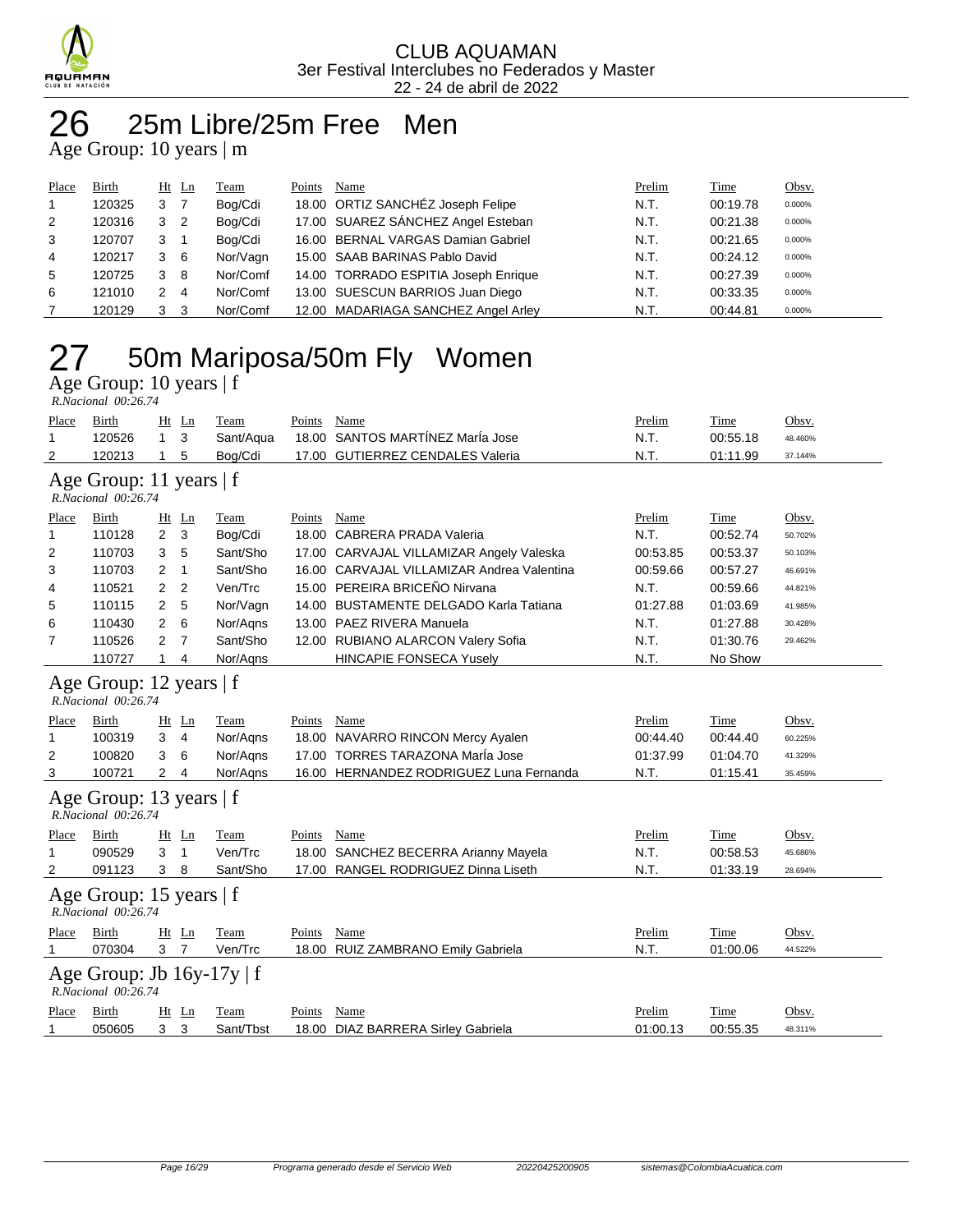CLUB AQUAMAN
3er Festival Interclubes no Federados y Master
22 - 24 de abril de 2022

# 26 25m Libre/25m Free Men

## Age Group: 10 years | m

| Place | Birth | Ht | Ln | Team | Points | Name | Prelim | Time | Obsv. |
|---|---|---|---|---|---|---|---|---|---|
| 1 | 120325 | 3 | 7 | Bog/Cdi | 18.00 | ORTIZ SANCHÉZ Joseph Felipe | N.T. | 00:19.78 | 0.000% |
| 2 | 120316 | 3 | 2 | Bog/Cdi | 17.00 | SUAREZ SÁNCHEZ Angel Esteban | N.T. | 00:21.38 | 0.000% |
| 3 | 120707 | 3 | 1 | Bog/Cdi | 16.00 | BERNAL VARGAS Damian Gabriel | N.T. | 00:21.65 | 0.000% |
| 4 | 120217 | 3 | 6 | Nor/Vagn | 15.00 | SAAB BARINAS Pablo David | N.T. | 00:24.12 | 0.000% |
| 5 | 120725 | 3 | 8 | Nor/Comf | 14.00 | TORRADO ESPITIA Joseph Enrique | N.T. | 00:27.39 | 0.000% |
| 6 | 121010 | 2 | 4 | Nor/Comf | 13.00 | SUESCUN BARRIOS Juan Diego | N.T. | 00:33.35 | 0.000% |
| 7 | 120129 | 3 | 3 | Nor/Comf | 12.00 | MADARIAGA SANCHEZ Angel Arley | N.T. | 00:44.81 | 0.000% |

# 27 50m Mariposa/50m Fly Women

## Age Group: 10 years | f

*R.Nacional 00:26.74*

| Place | Birth | Ht | Ln | Team | Points | Name | Prelim | Time | Obsv. |
|---|---|---|---|---|---|---|---|---|---|
| 1 | 120526 | 1 | 3 | Sant/Aqua | 18.00 | SANTOS MARTÍNEZ MarÍa Jose | N.T. | 00:55.18 | 48.460% |
| 2 | 120213 | 1 | 5 | Bog/Cdi | 17.00 | GUTIERREZ CENDALES Valeria | N.T. | 01:11.99 | 37.144% |

## Age Group: 11 years | f

*R.Nacional 00:26.74*

| Place | Birth | Ht | Ln | Team | Points | Name | Prelim | Time | Obsv. |
|---|---|---|---|---|---|---|---|---|---|
| 1 | 110128 | 2 | 3 | Bog/Cdi | 18.00 | CABRERA PRADA Valeria | N.T. | 00:52.74 | 50.702% |
| 2 | 110703 | 3 | 5 | Sant/Sho | 17.00 | CARVAJAL VILLAMIZAR Angely Valeska | 00:53.85 | 00:53.37 | 50.103% |
| 3 | 110703 | 2 | 1 | Sant/Sho | 16.00 | CARVAJAL VILLAMIZAR Andrea Valentina | 00:59.66 | 00:57.27 | 46.691% |
| 4 | 110521 | 2 | 2 | Ven/Trc | 15.00 | PEREIRA BRICEÑO Nirvana | N.T. | 00:59.66 | 44.821% |
| 5 | 110115 | 2 | 5 | Nor/Vagn | 14.00 | BUSTAMENTE DELGADO Karla Tatiana | 01:27.88 | 01:03.69 | 41.985% |
| 6 | 110430 | 2 | 6 | Nor/Aqns | 13.00 | PAEZ RIVERA Manuela | N.T. | 01:27.88 | 30.428% |
| 7 | 110526 | 2 | 7 | Sant/Sho | 12.00 | RUBIANO ALARCON Valery Sofia | N.T. | 01:30.76 | 29.462% |
| | 110727 | 1 | 4 | Nor/Aqns | | HINCAPIE FONSECA Yusely | N.T. | No Show | |

## Age Group: 12 years | f

*R.Nacional 00:26.74*

| Place | Birth | Ht | Ln | Team | Points | Name | Prelim | Time | Obsv. |
|---|---|---|---|---|---|---|---|---|---|
| 1 | 100319 | 3 | 4 | Nor/Aqns | 18.00 | NAVARRO RINCON Mercy Ayalen | 00:44.40 | 00:44.40 | 60.225% |
| 2 | 100820 | 3 | 6 | Nor/Aqns | 17.00 | TORRES TARAZONA MarÍa Jose | 01:37.99 | 01:04.70 | 41.329% |
| 3 | 100721 | 2 | 4 | Nor/Aqns | 16.00 | HERNANDEZ RODRIGUEZ Luna Fernanda | N.T. | 01:15.41 | 35.459% |

## Age Group: 13 years | f

*R.Nacional 00:26.74*

| Place | Birth | Ht | Ln | Team | Points | Name | Prelim | Time | Obsv. |
|---|---|---|---|---|---|---|---|---|---|
| 1 | 090529 | 3 | 1 | Ven/Trc | 18.00 | SANCHEZ BECERRA Arianny Mayela | N.T. | 00:58.53 | 45.686% |
| 2 | 091123 | 3 | 8 | Sant/Sho | 17.00 | RANGEL RODRIGUEZ Dinna Liseth | N.T. | 01:33.19 | 28.694% |

## Age Group: 15 years | f

*R.Nacional 00:26.74*

| Place | Birth | Ht | Ln | Team | Points | Name | Prelim | Time | Obsv. |
|---|---|---|---|---|---|---|---|---|---|
| 1 | 070304 | 3 | 7 | Ven/Trc | 18.00 | RUIZ ZAMBRANO Emily Gabriela | N.T. | 01:00.06 | 44.522% |

## Age Group: Jb 16y-17y | f

*R.Nacional 00:26.74*

| Place | Birth | Ht | Ln | Team | Points | Name | Prelim | Time | Obsv. |
|---|---|---|---|---|---|---|---|---|---|
| 1 | 050605 | 3 | 3 | Sant/Tbst | 18.00 | DIAZ BARRERA Sirley Gabriela | 01:00.13 | 00:55.35 | 48.311% |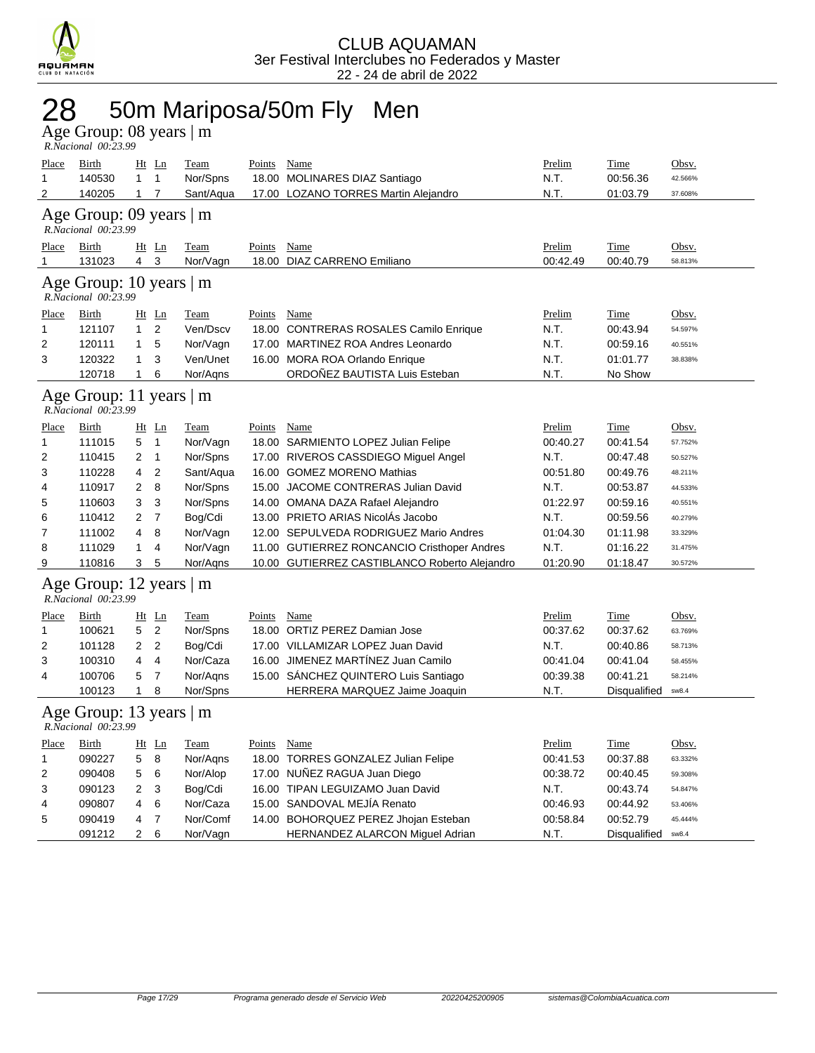CLUB AQUAMAN
3er Festival Interclubes no Federados y Master
22 - 24 de abril de 2022

# 28 50m Mariposa/50m Fly Men

## Age Group: 08 years | m

*R.Nacional 00:23.99*

| Place | Birth | Ht | Ln | Team | Points | Name | Prelim | Time | Obsv. |
|---|---|---|---|---|---|---|---|---|---|
| 1 | 140530 | 1 | 1 | Nor/Spns | 18.00 | MOLINARES DIAZ Santiago | N.T. | 00:56.36 | 42.566% |
| 2 | 140205 | 1 | 7 | Sant/Aqua | 17.00 | LOZANO TORRES Martin Alejandro | N.T. | 01:03.79 | 37.608% |

## Age Group: 09 years | m

*R.Nacional 00:23.99*

| Place | Birth | Ht | Ln | Team | Points | Name | Prelim | Time | Obsv. |
|---|---|---|---|---|---|---|---|---|---|
| 1 | 131023 | 4 | 3 | Nor/Vagn | 18.00 | DIAZ CARRENO Emiliano | 00:42.49 | 00:40.79 | 58.813% |

## Age Group: 10 years | m

*R.Nacional 00:23.99*

| Place | Birth | Ht | Ln | Team | Points | Name | Prelim | Time | Obsv. |
|---|---|---|---|---|---|---|---|---|---|
| 1 | 121107 | 1 | 2 | Ven/Dscv | 18.00 | CONTRERAS ROSALES Camilo Enrique | N.T. | 00:43.94 | 54.597% |
| 2 | 120111 | 1 | 5 | Nor/Vagn | 17.00 | MARTINEZ ROA Andres Leonardo | N.T. | 00:59.16 | 40.551% |
| 3 | 120322 | 1 | 3 | Ven/Unet | 16.00 | MORA ROA Orlando Enrique | N.T. | 01:01.77 | 38.838% |
| | 120718 | 1 | 6 | Nor/Aqns | | ORDOÑEZ BAUTISTA Luis Esteban | N.T. | No Show | |

## Age Group: 11 years | m

*R.Nacional 00:23.99*

| Place | Birth | Ht | Ln | Team | Points | Name | Prelim | Time | Obsv. |
|---|---|---|---|---|---|---|---|---|---|
| 1 | 111015 | 5 | 1 | Nor/Vagn | 18.00 | SARMIENTO LOPEZ Julian Felipe | 00:40.27 | 00:41.54 | 57.752% |
| 2 | 110415 | 2 | 1 | Nor/Spns | 17.00 | RIVEROS CASSDIEGO Miguel Angel | N.T. | 00:47.48 | 50.527% |
| 3 | 110228 | 4 | 2 | Sant/Aqua | 16.00 | GOMEZ MORENO Mathias | 00:51.80 | 00:49.76 | 48.211% |
| 4 | 110917 | 2 | 8 | Nor/Spns | 15.00 | JACOME CONTRERAS Julian David | N.T. | 00:53.87 | 44.533% |
| 5 | 110603 | 3 | 3 | Nor/Spns | 14.00 | OMANA DAZA Rafael Alejandro | 01:22.97 | 00:59.16 | 40.551% |
| 6 | 110412 | 2 | 7 | Bog/Cdi | 13.00 | PRIETO ARIAS NicolÁs Jacobo | N.T. | 00:59.56 | 40.279% |
| 7 | 111002 | 4 | 8 | Nor/Vagn | 12.00 | SEPULVEDA RODRIGUEZ Mario Andres | 01:04.30 | 01:11.98 | 33.329% |
| 8 | 111029 | 1 | 4 | Nor/Vagn | 11.00 | GUTIERREZ RONCANCIO Cristhoper Andres | N.T. | 01:16.22 | 31.475% |
| 9 | 110816 | 3 | 5 | Nor/Aqns | 10.00 | GUTIERREZ CASTIBLANCO Roberto Alejandro | 01:20.90 | 01:18.47 | 30.572% |

## Age Group: 12 years | m

*R.Nacional 00:23.99*

| Place | Birth | Ht | Ln | Team | Points | Name | Prelim | Time | Obsv. |
|---|---|---|---|---|---|---|---|---|---|
| 1 | 100621 | 5 | 2 | Nor/Spns | 18.00 | ORTIZ PEREZ Damian Jose | 00:37.62 | 00:37.62 | 63.769% |
| 2 | 101128 | 2 | 2 | Bog/Cdi | 17.00 | VILLAMIZAR LOPEZ Juan David | N.T. | 00:40.86 | 58.713% |
| 3 | 100310 | 4 | 4 | Nor/Caza | 16.00 | JIMENEZ MARTÍNEZ Juan Camilo | 00:41.04 | 00:41.04 | 58.455% |
| 4 | 100706 | 5 | 7 | Nor/Aqns | 15.00 | SÁNCHEZ QUINTERO Luis Santiago | 00:39.38 | 00:41.21 | 58.214% |
| | 100123 | 1 | 8 | Nor/Spns | | HERRERA MARQUEZ Jaime Joaquin | N.T. | Disqualified | sw8.4 |

## Age Group: 13 years | m

*R.Nacional 00:23.99*

| Place | Birth | Ht | Ln | Team | Points | Name | Prelim | Time | Obsv. |
|---|---|---|---|---|---|---|---|---|---|
| 1 | 090227 | 5 | 8 | Nor/Aqns | 18.00 | TORRES GONZALEZ Julian Felipe | 00:41.53 | 00:37.88 | 63.332% |
| 2 | 090408 | 5 | 6 | Nor/Alop | 17.00 | NUÑEZ RAGUA Juan Diego | 00:38.72 | 00:40.45 | 59.308% |
| 3 | 090123 | 2 | 3 | Bog/Cdi | 16.00 | TIPAN LEGUIZAMO Juan David | N.T. | 00:43.74 | 54.847% |
| 4 | 090807 | 4 | 6 | Nor/Caza | 15.00 | SANDOVAL MEJÍA Renato | 00:46.93 | 00:44.92 | 53.406% |
| 5 | 090419 | 4 | 7 | Nor/Comf | 14.00 | BOHORQUEZ PEREZ Jhojan Esteban | 00:58.84 | 00:52.79 | 45.444% |
| | 091212 | 2 | 6 | Nor/Vagn | | HERNANDEZ ALARCON Miguel Adrian | N.T. | Disqualified | sw8.4 |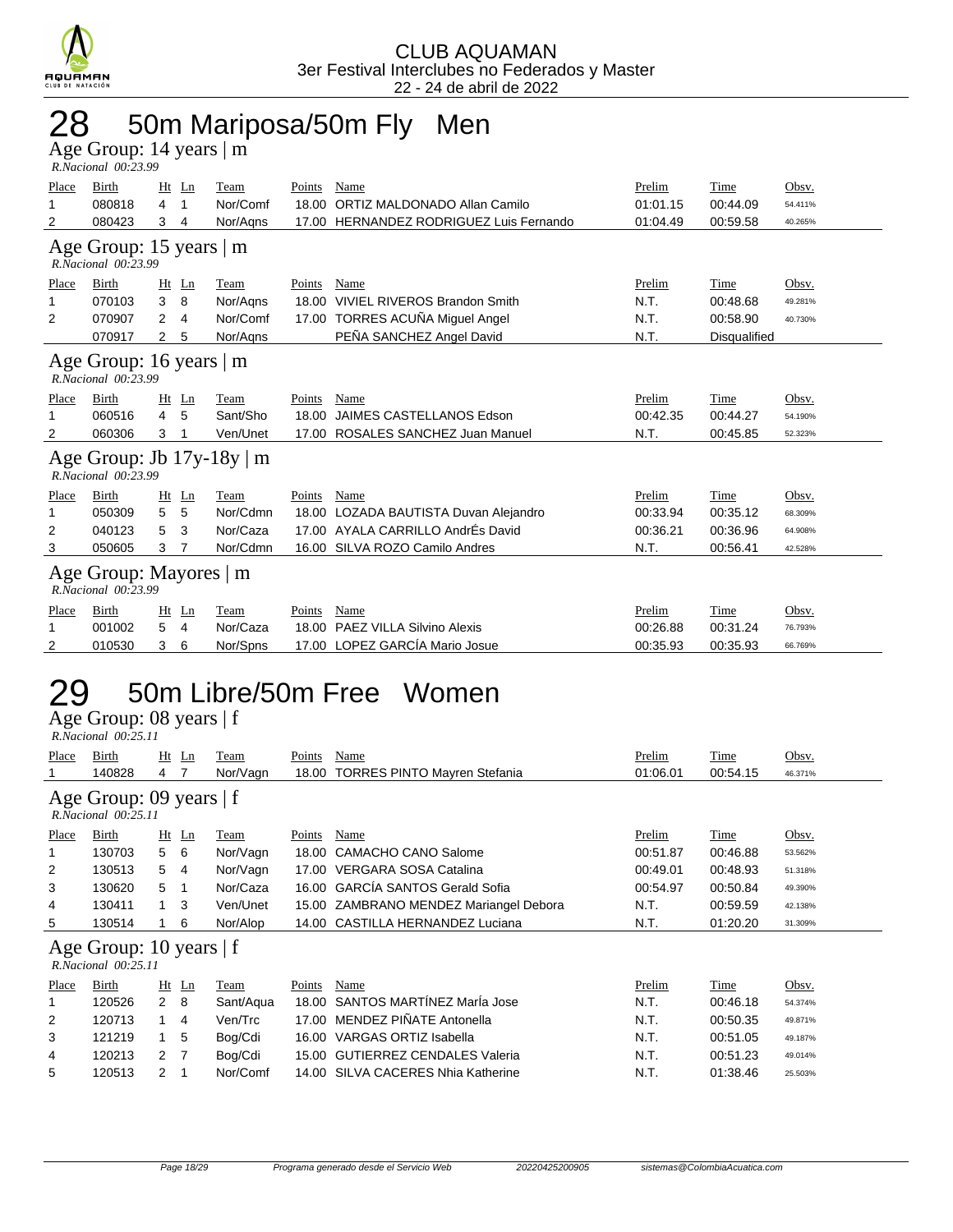CLUB AQUAMAN
3er Festival Interclubes no Federados y Master
22 - 24 de abril de 2022

# 28 50m Mariposa/50m Fly Men

## Age Group: 14 years | m
*R.Nacional 00:23.99*

| Place | Birth | Ht | Ln | Team | Points | Name | Prelim | Time | Obsv. |
|---|---|---|---|---|---|---|---|---|---|
| 1 | 080818 | 4 | 1 | Nor/Comf | 18.00 | ORTIZ MALDONADO Allan Camilo | 01:01.15 | 00:44.09 | 54.411% |
| 2 | 080423 | 3 | 4 | Nor/Aqns | 17.00 | HERNANDEZ RODRIGUEZ Luis Fernando | 01:04.49 | 00:59.58 | 40.265% |

## Age Group: 15 years | m
*R.Nacional 00:23.99*

| Place | Birth | Ht | Ln | Team | Points | Name | Prelim | Time | Obsv. |
|---|---|---|---|---|---|---|---|---|---|
| 1 | 070103 | 3 | 8 | Nor/Aqns | 18.00 | VIVIEL RIVEROS Brandon Smith | N.T. | 00:48.68 | 49.281% |
| 2 | 070907 | 2 | 4 | Nor/Comf | 17.00 | TORRES ACUÑA Miguel Angel | N.T. | 00:58.90 | 40.730% |
| | 070917 | 2 | 5 | Nor/Aqns | | PEÑA SANCHEZ Angel David | N.T. | Disqualified | |

## Age Group: 16 years | m
*R.Nacional 00:23.99*

| Place | Birth | Ht | Ln | Team | Points | Name | Prelim | Time | Obsv. |
|---|---|---|---|---|---|---|---|---|---|
| 1 | 060516 | 4 | 5 | Sant/Sho | 18.00 | JAIMES CASTELLANOS Edson | 00:42.35 | 00:44.27 | 54.190% |
| 2 | 060306 | 3 | 1 | Ven/Unet | 17.00 | ROSALES SANCHEZ Juan Manuel | N.T. | 00:45.85 | 52.323% |

## Age Group: Jb 17y-18y | m
*R.Nacional 00:23.99*

| Place | Birth | Ht | Ln | Team | Points | Name | Prelim | Time | Obsv. |
|---|---|---|---|---|---|---|---|---|---|
| 1 | 050309 | 5 | 5 | Nor/Cdmn | 18.00 | LOZADA BAUTISTA Duvan Alejandro | 00:33.94 | 00:35.12 | 68.309% |
| 2 | 040123 | 5 | 3 | Nor/Caza | 17.00 | AYALA CARRILLO AndrÉs David | 00:36.21 | 00:36.96 | 64.908% |
| 3 | 050605 | 3 | 7 | Nor/Cdmn | 16.00 | SILVA ROZO Camilo Andres | N.T. | 00:56.41 | 42.528% |

## Age Group: Mayores | m
*R.Nacional 00:23.99*

| Place | Birth | Ht | Ln | Team | Points | Name | Prelim | Time | Obsv. |
|---|---|---|---|---|---|---|---|---|---|
| 1 | 001002 | 5 | 4 | Nor/Caza | 18.00 | PAEZ VILLA Silvino Alexis | 00:26.88 | 00:31.24 | 76.793% |
| 2 | 010530 | 3 | 6 | Nor/Spns | 17.00 | LOPEZ GARCÍA Mario Josue | 00:35.93 | 00:35.93 | 66.769% |

# 29 50m Libre/50m Free Women

## Age Group: 08 years | f
*R.Nacional 00:25.11*

| Place | Birth | Ht | Ln | Team | Points | Name | Prelim | Time | Obsv. |
|---|---|---|---|---|---|---|---|---|---|
| 1 | 140828 | 4 | 7 | Nor/Vagn | 18.00 | TORRES PINTO Mayren Stefania | 01:06.01 | 00:54.15 | 46.371% |

## Age Group: 09 years | f
*R.Nacional 00:25.11*

| Place | Birth | Ht | Ln | Team | Points | Name | Prelim | Time | Obsv. |
|---|---|---|---|---|---|---|---|---|---|
| 1 | 130703 | 5 | 6 | Nor/Vagn | 18.00 | CAMACHO CANO Salome | 00:51.87 | 00:46.88 | 53.562% |
| 2 | 130513 | 5 | 4 | Nor/Vagn | 17.00 | VERGARA SOSA Catalina | 00:49.01 | 00:48.93 | 51.318% |
| 3 | 130620 | 5 | 1 | Nor/Caza | 16.00 | GARCÍA SANTOS Gerald Sofia | 00:54.97 | 00:50.84 | 49.390% |
| 4 | 130411 | 1 | 3 | Ven/Unet | 15.00 | ZAMBRANO MENDEZ Mariangel Debora | N.T. | 00:59.59 | 42.138% |
| 5 | 130514 | 1 | 6 | Nor/Alop | 14.00 | CASTILLA HERNANDEZ Luciana | N.T. | 01:20.20 | 31.309% |

## Age Group: 10 years | f
*R.Nacional 00:25.11*

| Place | Birth | Ht | Ln | Team | Points | Name | Prelim | Time | Obsv. |
|---|---|---|---|---|---|---|---|---|---|
| 1 | 120526 | 2 | 8 | Sant/Aqua | 18.00 | SANTOS MARTÍNEZ MarÍa Jose | N.T. | 00:46.18 | 54.374% |
| 2 | 120713 | 1 | 4 | Ven/Trc | 17.00 | MENDEZ PIÑATE Antonella | N.T. | 00:50.35 | 49.871% |
| 3 | 121219 | 1 | 5 | Bog/Cdi | 16.00 | VARGAS ORTIZ Isabella | N.T. | 00:51.05 | 49.187% |
| 4 | 120213 | 2 | 7 | Bog/Cdi | 15.00 | GUTIERREZ CENDALES Valeria | N.T. | 00:51.23 | 49.014% |
| 5 | 120513 | 2 | 1 | Nor/Comf | 14.00 | SILVA CACERES Nhia Katherine | N.T. | 01:38.46 | 25.503% |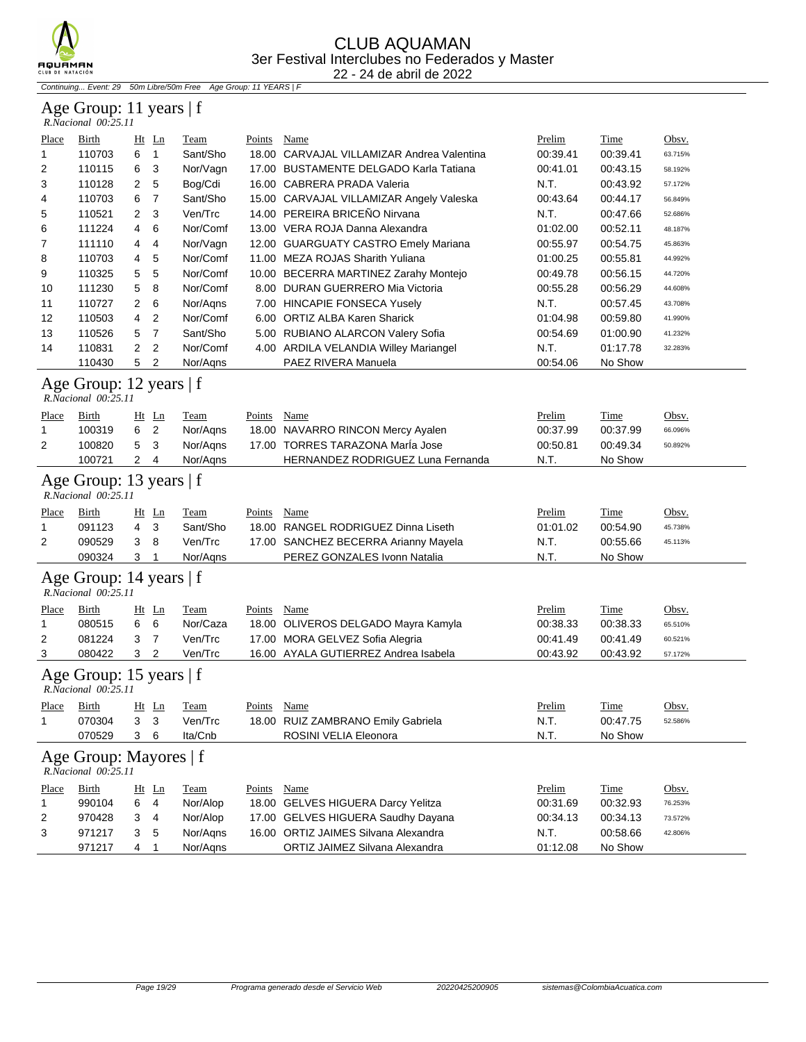# CLUB AQUAMAN
## 3er Festival Interclubes no Federados y Master
22 - 24 de abril de 2022

*Continuing... Event: 29 50m Libre/50m Free Age Group: 11 YEARS | F*

### Age Group: 11 years | f
*R.Nacional 00:25.11*

| Place | Birth | Ht | Ln | Team | Points | Name | Prelim | Time | Obsv. |
|---|---|---|---|---|---|---|---|---|---|
| 1 | 110703 | 6 | 1 | Sant/Sho | 18.00 | CARVAJAL VILLAMIZAR Andrea Valentina | 00:39.41 | 00:39.41 | 63.715% |
| 2 | 110115 | 6 | 3 | Nor/Vagn | 17.00 | BUSTAMENTE DELGADO Karla Tatiana | 00:41.01 | 00:43.15 | 58.192% |
| 3 | 110128 | 2 | 5 | Bog/Cdi | 16.00 | CABRERA PRADA Valeria | N.T. | 00:43.92 | 57.172% |
| 4 | 110703 | 6 | 7 | Sant/Sho | 15.00 | CARVAJAL VILLAMIZAR Angely Valeska | 00:43.64 | 00:44.17 | 56.849% |
| 5 | 110521 | 2 | 3 | Ven/Trc | 14.00 | PEREIRA BRICEÑO Nirvana | N.T. | 00:47.66 | 52.686% |
| 6 | 111224 | 4 | 6 | Nor/Comf | 13.00 | VERA ROJA Danna Alexandra | 01:02.00 | 00:52.11 | 48.187% |
| 7 | 111110 | 4 | 4 | Nor/Vagn | 12.00 | GUARGUATY CASTRO Emely Mariana | 00:55.97 | 00:54.75 | 45.863% |
| 8 | 110703 | 4 | 5 | Nor/Comf | 11.00 | MEZA ROJAS Sharith Yuliana | 01:00.25 | 00:55.81 | 44.992% |
| 9 | 110325 | 5 | 5 | Nor/Comf | 10.00 | BECERRA MARTINEZ Zarahy Montejo | 00:49.78 | 00:56.15 | 44.720% |
| 10 | 111230 | 5 | 8 | Nor/Comf | 8.00 | DURAN GUERRERO Mia Victoria | 00:55.28 | 00:56.29 | 44.608% |
| 11 | 110727 | 2 | 6 | Nor/Aqns | 7.00 | HINCAPIE FONSECA Yusely | N.T. | 00:57.45 | 43.708% |
| 12 | 110503 | 4 | 2 | Nor/Comf | 6.00 | ORTIZ ALBA Karen Sharick | 01:04.98 | 00:59.80 | 41.990% |
| 13 | 110526 | 5 | 7 | Sant/Sho | 5.00 | RUBIANO ALARCON Valery Sofia | 00:54.69 | 01:00.90 | 41.232% |
| 14 | 110831 | 2 | 2 | Nor/Comf | 4.00 | ARDILA VELANDIA Willey Mariangel | N.T. | 01:17.78 | 32.283% |
| | 110430 | 5 | 2 | Nor/Aqns | | PAEZ RIVERA Manuela | 00:54.06 | No Show | |

### Age Group: 12 years | f
*R.Nacional 00:25.11*

| Place | Birth | Ht | Ln | Team | Points | Name | Prelim | Time | Obsv. |
|---|---|---|---|---|---|---|---|---|---|
| 1 | 100319 | 6 | 2 | Nor/Aqns | 18.00 | NAVARRO RINCON Mercy Ayalen | 00:37.99 | 00:37.99 | 66.096% |
| 2 | 100820 | 5 | 3 | Nor/Aqns | 17.00 | TORRES TARAZONA MarÍa Jose | 00:50.81 | 00:49.34 | 50.892% |
| | 100721 | 2 | 4 | Nor/Aqns | | HERNANDEZ RODRIGUEZ Luna Fernanda | N.T. | No Show | |

### Age Group: 13 years | f
*R.Nacional 00:25.11*

| Place | Birth | Ht | Ln | Team | Points | Name | Prelim | Time | Obsv. |
|---|---|---|---|---|---|---|---|---|---|
| 1 | 091123 | 4 | 3 | Sant/Sho | 18.00 | RANGEL RODRIGUEZ Dinna Liseth | 01:01.02 | 00:54.90 | 45.738% |
| 2 | 090529 | 3 | 8 | Ven/Trc | 17.00 | SANCHEZ BECERRA Arianny Mayela | N.T. | 00:55.66 | 45.113% |
| | 090324 | 3 | 1 | Nor/Aqns | | PEREZ GONZALES Ivonn Natalia | N.T. | No Show | |

### Age Group: 14 years | f
*R.Nacional 00:25.11*

| Place | Birth | Ht | Ln | Team | Points | Name | Prelim | Time | Obsv. |
|---|---|---|---|---|---|---|---|---|---|
| 1 | 080515 | 6 | 6 | Nor/Caza | 18.00 | OLIVEROS DELGADO Mayra Kamyla | 00:38.33 | 00:38.33 | 65.510% |
| 2 | 081224 | 3 | 7 | Ven/Trc | 17.00 | MORA GELVEZ Sofia Alegria | 00:41.49 | 00:41.49 | 60.521% |
| 3 | 080422 | 3 | 2 | Ven/Trc | 16.00 | AYALA GUTIERREZ Andrea Isabela | 00:43.92 | 00:43.92 | 57.172% |

### Age Group: 15 years | f
*R.Nacional 00:25.11*

| Place | Birth | Ht | Ln | Team | Points | Name | Prelim | Time | Obsv. |
|---|---|---|---|---|---|---|---|---|---|
| 1 | 070304 | 3 | 3 | Ven/Trc | 18.00 | RUIZ ZAMBRANO Emily Gabriela | N.T. | 00:47.75 | 52.586% |
| | 070529 | 3 | 6 | Ita/Cnb | | ROSINI VELIA Eleonora | N.T. | No Show | |

### Age Group: Mayores | f
*R.Nacional 00:25.11*

| Place | Birth | Ht | Ln | Team | Points | Name | Prelim | Time | Obsv. |
|---|---|---|---|---|---|---|---|---|---|
| 1 | 990104 | 6 | 4 | Nor/Alop | 18.00 | GELVES HIGUERA Darcy Yelitza | 00:31.69 | 00:32.93 | 76.253% |
| 2 | 970428 | 3 | 4 | Nor/Alop | 17.00 | GELVES HIGUERA Saudhy Dayana | 00:34.13 | 00:34.13 | 73.572% |
| 3 | 971217 | 3 | 5 | Nor/Aqns | 16.00 | ORTIZ JAIMES Silvana Alexandra | N.T. | 00:58.66 | 42.806% |
| | 971217 | 4 | 1 | Nor/Aqns | | ORTIZ JAIMEZ Silvana Alexandra | 01:12.08 | No Show | |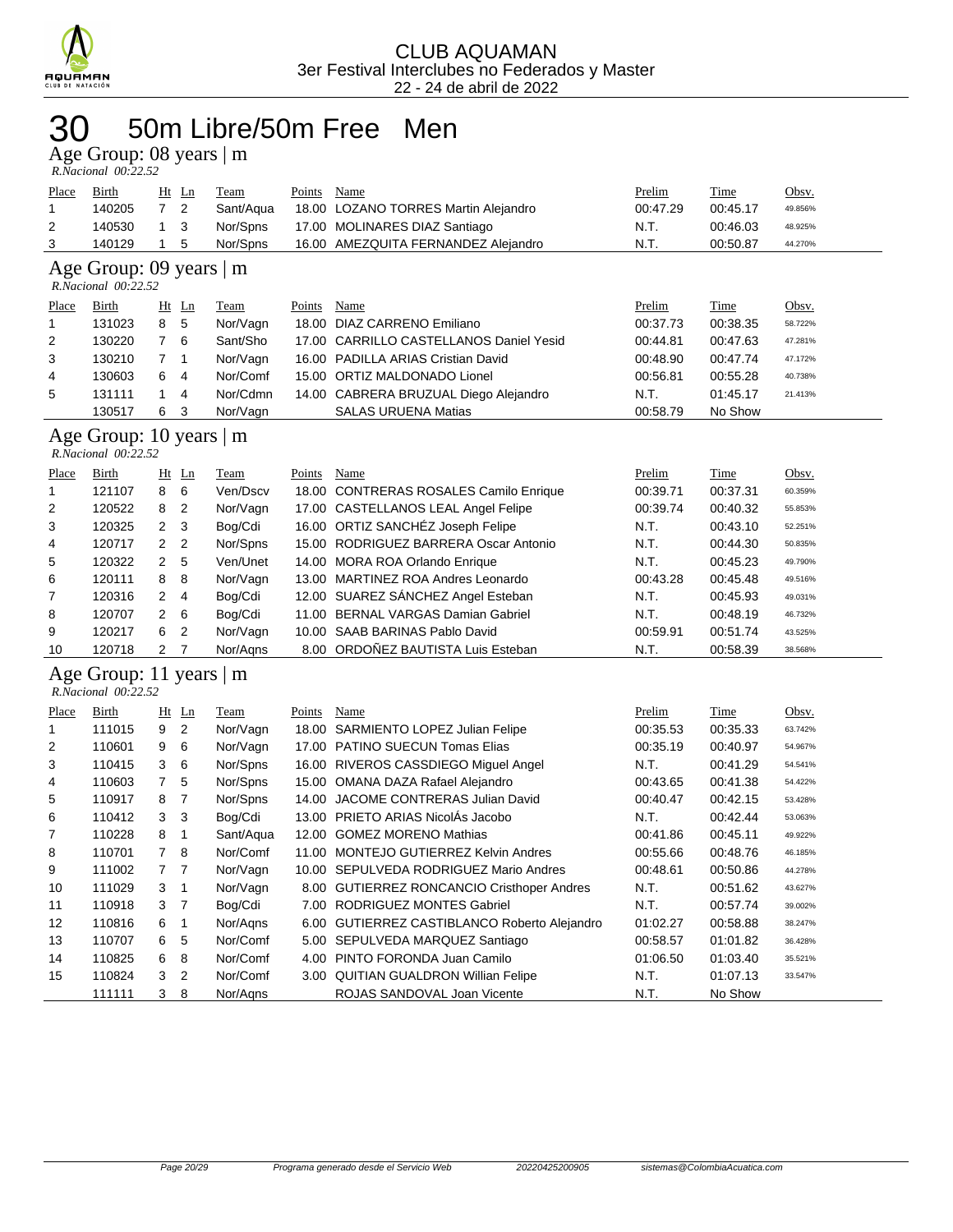CLUB AQUAMAN
3er Festival Interclubes no Federados y Master
22 - 24 de abril de 2022

# 30 50m Libre/50m Free Men

## Age Group: 08 years | m

*R.Nacional 00:22.52*

| Place | Birth | Ht | Ln | Team | Points | Name | Prelim | Time | Obsv. |
|---|---|---|---|---|---|---|---|---|---|
| 1 | 140205 | 7 | 2 | Sant/Aqua | 18.00 | LOZANO TORRES Martin Alejandro | 00:47.29 | 00:45.17 | 49.856% |
| 2 | 140530 | 1 | 3 | Nor/Spns | 17.00 | MOLINARES DIAZ Santiago | N.T. | 00:46.03 | 48.925% |
| 3 | 140129 | 1 | 5 | Nor/Spns | 16.00 | AMEZQUITA FERNANDEZ Alejandro | N.T. | 00:50.87 | 44.270% |

## Age Group: 09 years | m

*R.Nacional 00:22.52*

| Place | Birth | Ht | Ln | Team | Points | Name | Prelim | Time | Obsv. |
|---|---|---|---|---|---|---|---|---|---|
| 1 | 131023 | 8 | 5 | Nor/Vagn | 18.00 | DIAZ CARRENO Emiliano | 00:37.73 | 00:38.35 | 58.722% |
| 2 | 130220 | 7 | 6 | Sant/Sho | 17.00 | CARRILLO CASTELLANOS Daniel Yesid | 00:44.81 | 00:47.63 | 47.281% |
| 3 | 130210 | 7 | 1 | Nor/Vagn | 16.00 | PADILLA ARIAS Cristian David | 00:48.90 | 00:47.74 | 47.172% |
| 4 | 130603 | 6 | 4 | Nor/Comf | 15.00 | ORTIZ MALDONADO Lionel | 00:56.81 | 00:55.28 | 40.738% |
| 5 | 131111 | 1 | 4 | Nor/Cdmn | 14.00 | CABRERA BRUZUAL Diego Alejandro | N.T. | 01:45.17 | 21.413% |
| | 130517 | 6 | 3 | Nor/Vagn | | SALAS URUENA Matias | 00:58.79 | No Show | |

## Age Group: 10 years | m

*R.Nacional 00:22.52*

| Place | Birth | Ht | Ln | Team | Points | Name | Prelim | Time | Obsv. |
|---|---|---|---|---|---|---|---|---|---|
| 1 | 121107 | 8 | 6 | Ven/Dscv | 18.00 | CONTRERAS ROSALES Camilo Enrique | 00:39.71 | 00:37.31 | 60.359% |
| 2 | 120522 | 8 | 2 | Nor/Vagn | 17.00 | CASTELLANOS LEAL Angel Felipe | 00:39.74 | 00:40.32 | 55.853% |
| 3 | 120325 | 2 | 3 | Bog/Cdi | 16.00 | ORTIZ SANCHÉZ Joseph Felipe | N.T. | 00:43.10 | 52.251% |
| 4 | 120717 | 2 | 2 | Nor/Spns | 15.00 | RODRIGUEZ BARRERA Oscar Antonio | N.T. | 00:44.30 | 50.835% |
| 5 | 120322 | 2 | 5 | Ven/Unet | 14.00 | MORA ROA Orlando Enrique | N.T. | 00:45.23 | 49.790% |
| 6 | 120111 | 8 | 8 | Nor/Vagn | 13.00 | MARTINEZ ROA Andres Leonardo | 00:43.28 | 00:45.48 | 49.516% |
| 7 | 120316 | 2 | 4 | Bog/Cdi | 12.00 | SUAREZ SÁNCHEZ Angel Esteban | N.T. | 00:45.93 | 49.031% |
| 8 | 120707 | 2 | 6 | Bog/Cdi | 11.00 | BERNAL VARGAS Damian Gabriel | N.T. | 00:48.19 | 46.732% |
| 9 | 120217 | 6 | 2 | Nor/Vagn | 10.00 | SAAB BARINAS Pablo David | 00:59.91 | 00:51.74 | 43.525% |
| 10 | 120718 | 2 | 7 | Nor/Aqns | 8.00 | ORDOÑEZ BAUTISTA Luis Esteban | N.T. | 00:58.39 | 38.568% |

## Age Group: 11 years | m

*R.Nacional 00:22.52*

| Place | Birth | Ht | Ln | Team | Points | Name | Prelim | Time | Obsv. |
|---|---|---|---|---|---|---|---|---|---|
| 1 | 111015 | 9 | 2 | Nor/Vagn | 18.00 | SARMIENTO LOPEZ Julian Felipe | 00:35.53 | 00:35.33 | 63.742% |
| 2 | 110601 | 9 | 6 | Nor/Vagn | 17.00 | PATINO SUECUN Tomas Elias | 00:35.19 | 00:40.97 | 54.967% |
| 3 | 110415 | 3 | 6 | Nor/Spns | 16.00 | RIVEROS CASSDIEGO Miguel Angel | N.T. | 00:41.29 | 54.541% |
| 4 | 110603 | 7 | 5 | Nor/Spns | 15.00 | OMANA DAZA Rafael Alejandro | 00:43.65 | 00:41.38 | 54.422% |
| 5 | 110917 | 8 | 7 | Nor/Spns | 14.00 | JACOME CONTRERAS Julian David | 00:40.47 | 00:42.15 | 53.428% |
| 6 | 110412 | 3 | 3 | Bog/Cdi | 13.00 | PRIETO ARIAS NicolÁs Jacobo | N.T. | 00:42.44 | 53.063% |
| 7 | 110228 | 8 | 1 | Sant/Aqua | 12.00 | GOMEZ MORENO Mathias | 00:41.86 | 00:45.11 | 49.922% |
| 8 | 110701 | 7 | 8 | Nor/Comf | 11.00 | MONTEJO GUTIERREZ Kelvin Andres | 00:55.66 | 00:48.76 | 46.185% |
| 9 | 111002 | 7 | 7 | Nor/Vagn | 10.00 | SEPULVEDA RODRIGUEZ Mario Andres | 00:48.61 | 00:50.86 | 44.278% |
| 10 | 111029 | 3 | 1 | Nor/Vagn | 8.00 | GUTIERREZ RONCANCIO Cristhoper Andres | N.T. | 00:51.62 | 43.627% |
| 11 | 110918 | 3 | 7 | Bog/Cdi | 7.00 | RODRIGUEZ MONTES Gabriel | N.T. | 00:57.74 | 39.002% |
| 12 | 110816 | 6 | 1 | Nor/Aqns | 6.00 | GUTIERREZ CASTIBLANCO Roberto Alejandro | 01:02.27 | 00:58.88 | 38.247% |
| 13 | 110707 | 6 | 5 | Nor/Comf | 5.00 | SEPULVEDA MARQUEZ Santiago | 00:58.57 | 01:01.82 | 36.428% |
| 14 | 110825 | 6 | 8 | Nor/Comf | 4.00 | PINTO FORONDA Juan Camilo | 01:06.50 | 01:03.40 | 35.521% |
| 15 | 110824 | 3 | 2 | Nor/Comf | 3.00 | QUITIAN GUALDRON Willian Felipe | N.T. | 01:07.13 | 33.547% |
| | 111111 | 3 | 8 | Nor/Aqns | | ROJAS SANDOVAL Joan Vicente | N.T. | No Show | |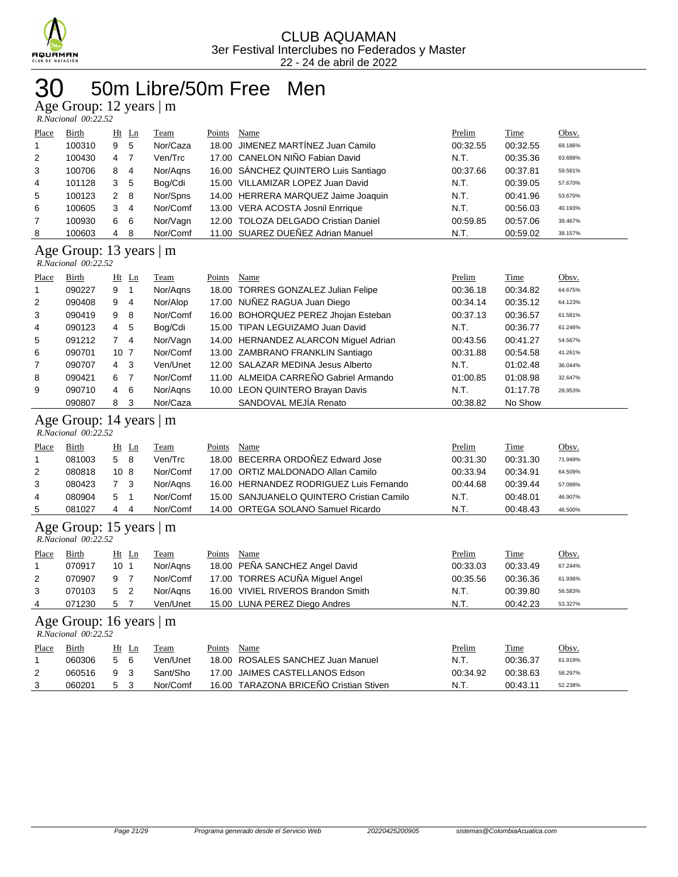# CLUB AQUAMAN

3er Festival Interclubes no Federados y Master

22 - 24 de abril de 2022

## 30 50m Libre/50m Free Men

### Age Group: 12 years | m

*R.Nacional 00:22.52*

| Place | Birth | Ht | Ln | Team | Points | Name | Prelim | Time | Obsv. |
|---|---|---|---|---|---|---|---|---|---|
| 1 | 100310 | 9 | 5 | Nor/Caza | 18.00 | JIMENEZ MARTÍNEZ Juan Camilo | 00:32.55 | 00:32.55 | 69.186% |
| 2 | 100430 | 4 | 7 | Ven/Trc | 17.00 | CANELON NIÑO Fabian David | N.T. | 00:35.36 | 63.688% |
| 3 | 100706 | 8 | 4 | Nor/Aqns | 16.00 | SÁNCHEZ QUINTERO Luis Santiago | 00:37.66 | 00:37.81 | 59.561% |
| 4 | 101128 | 3 | 5 | Bog/Cdi | 15.00 | VILLAMIZAR LOPEZ Juan David | N.T. | 00:39.05 | 57.670% |
| 5 | 100123 | 2 | 8 | Nor/Spns | 14.00 | HERRERA MARQUEZ Jaime Joaquin | N.T. | 00:41.96 | 53.670% |
| 6 | 100605 | 3 | 4 | Nor/Comf | 13.00 | VERA ACOSTA Josnil Enrrique | N.T. | 00:56.03 | 40.193% |
| 7 | 100930 | 6 | 6 | Nor/Vagn | 12.00 | TOLOZA DELGADO Cristian Daniel | 00:59.85 | 00:57.06 | 39.467% |
| 8 | 100603 | 4 | 8 | Nor/Comf | 11.00 | SUAREZ DUEÑEZ Adrian Manuel | N.T. | 00:59.02 | 38.157% |

### Age Group: 13 years | m

*R.Nacional 00:22.52*

| Place | Birth | Ht | Ln | Team | Points | Name | Prelim | Time | Obsv. |
|---|---|---|---|---|---|---|---|---|---|
| 1 | 090227 | 9 | 1 | Nor/Aqns | 18.00 | TORRES GONZALEZ Julian Felipe | 00:36.18 | 00:34.82 | 64.675% |
| 2 | 090408 | 9 | 4 | Nor/Alop | 17.00 | NUÑEZ RAGUA Juan Diego | 00:34.14 | 00:35.12 | 64.123% |
| 3 | 090419 | 9 | 8 | Nor/Comf | 16.00 | BOHORQUEZ PEREZ Jhojan Esteban | 00:37.13 | 00:36.57 | 61.581% |
| 4 | 090123 | 4 | 5 | Bog/Cdi | 15.00 | TIPAN LEGUIZAMO Juan David | N.T. | 00:36.77 | 61.246% |
| 5 | 091212 | 7 | 4 | Nor/Vagn | 14.00 | HERNANDEZ ALARCON Miguel Adrian | 00:43.56 | 00:41.27 | 54.567% |
| 6 | 090701 | 10 | 7 | Nor/Comf | 13.00 | ZAMBRANO FRANKLIN Santiago | 00:31.88 | 00:54.58 | 41.261% |
| 7 | 090707 | 4 | 3 | Ven/Unet | 12.00 | SALAZAR MEDINA Jesus Alberto | N.T. | 01:02.48 | 36.044% |
| 8 | 090421 | 6 | 7 | Nor/Comf | 11.00 | ALMEIDA CARREÑO Gabriel Armando | 01:00.85 | 01:08.98 | 32.647% |
| 9 | 090710 | 4 | 6 | Nor/Aqns | 10.00 | LEON QUINTERO Brayan Davis | N.T. | 01:17.78 | 28.953% |
| | 090807 | 8 | 3 | Nor/Caza | | SANDOVAL MEJÍA Renato | 00:38.82 | No Show | |

### Age Group: 14 years | m

*R.Nacional 00:22.52*

| Place | Birth | Ht | Ln | Team | Points | Name | Prelim | Time | Obsv. |
|---|---|---|---|---|---|---|---|---|---|
| 1 | 081003 | 5 | 8 | Ven/Trc | 18.00 | BECERRA ORDOÑEZ Edward Jose | 00:31.30 | 00:31.30 | 71.949% |
| 2 | 080818 | 10 | 8 | Nor/Comf | 17.00 | ORTIZ MALDONADO Allan Camilo | 00:33.94 | 00:34.91 | 64.509% |
| 3 | 080423 | 7 | 3 | Nor/Aqns | 16.00 | HERNANDEZ RODRIGUEZ Luis Fernando | 00:44.68 | 00:39.44 | 57.099% |
| 4 | 080904 | 5 | 1 | Nor/Comf | 15.00 | SANJUANELO QUINTERO Cristian Camilo | N.T. | 00:48.01 | 46.907% |
| 5 | 081027 | 4 | 4 | Nor/Comf | 14.00 | ORTEGA SOLANO Samuel Ricardo | N.T. | 00:48.43 | 46.500% |

### Age Group: 15 years | m

*R.Nacional 00:22.52*

| Place | Birth | Ht | Ln | Team | Points | Name | Prelim | Time | Obsv. |
|---|---|---|---|---|---|---|---|---|---|
| 1 | 070917 | 10 | 1 | Nor/Aqns | 18.00 | PEÑA SANCHEZ Angel David | 00:33.03 | 00:33.49 | 67.244% |
| 2 | 070907 | 9 | 7 | Nor/Comf | 17.00 | TORRES ACUÑA Miguel Angel | 00:35.56 | 00:36.36 | 61.936% |
| 3 | 070103 | 5 | 2 | Nor/Aqns | 16.00 | VIVIEL RIVEROS Brandon Smith | N.T. | 00:39.80 | 56.583% |
| 4 | 071230 | 5 | 7 | Ven/Unet | 15.00 | LUNA PEREZ Diego Andres | N.T. | 00:42.23 | 53.327% |

### Age Group: 16 years | m

*R.Nacional 00:22.52*

| Place | Birth | Ht | Ln | Team | Points | Name | Prelim | Time | Obsv. |
|---|---|---|---|---|---|---|---|---|---|
| 1 | 060306 | 5 | 6 | Ven/Unet | 18.00 | ROSALES SANCHEZ Juan Manuel | N.T. | 00:36.37 | 61.919% |
| 2 | 060516 | 9 | 3 | Sant/Sho | 17.00 | JAIMES CASTELLANOS Edson | 00:34.92 | 00:38.63 | 58.297% |
| 3 | 060201 | 5 | 3 | Nor/Comf | 16.00 | TARAZONA BRICEÑO Cristian Stiven | N.T. | 00:43.11 | 52.238% |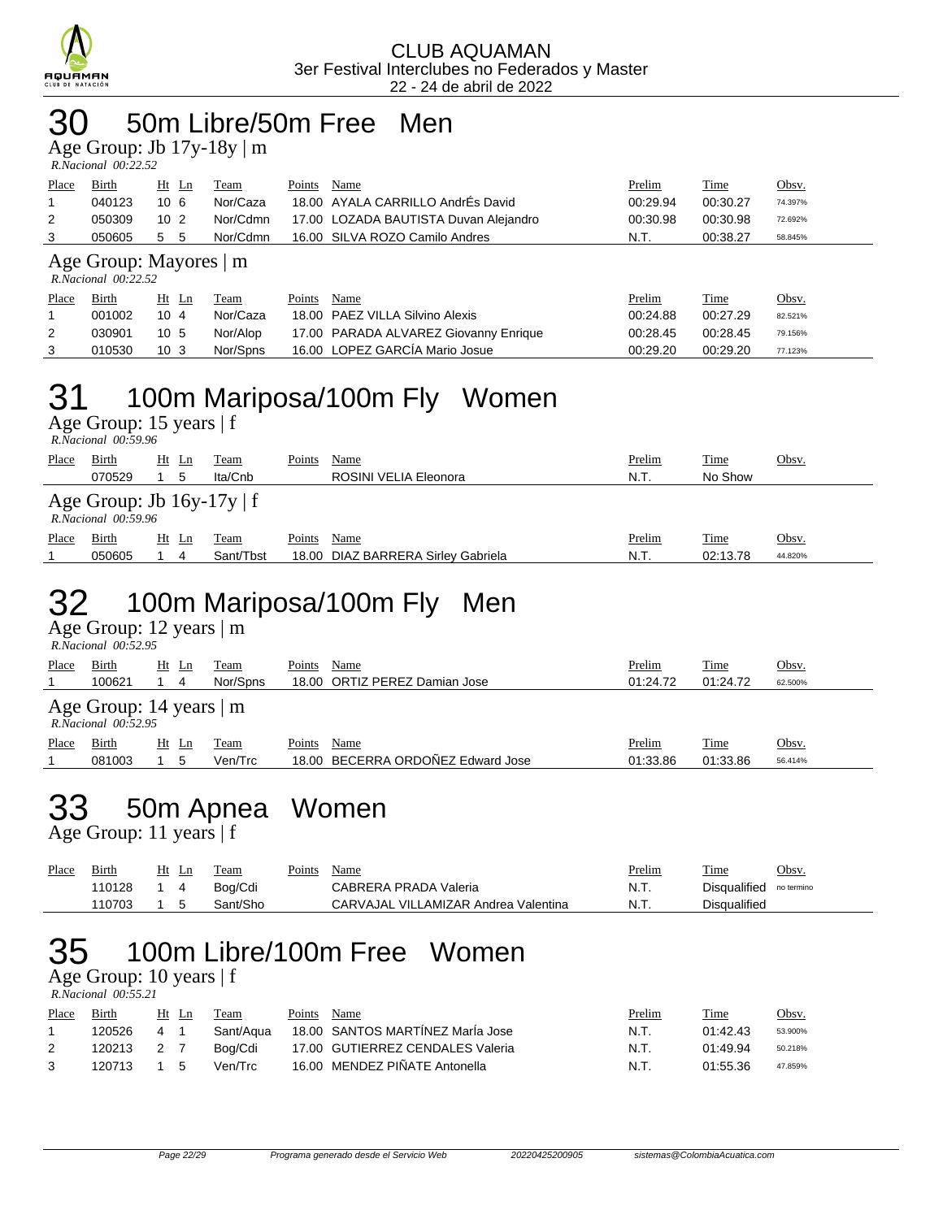CLUB AQUAMAN
3er Festival Interclubes no Federados y Master
22 - 24 de abril de 2022

# 30 50m Libre/50m Free Men

## Age Group: Jb 17y-18y | m

*R.Nacional 00:22.52*

| Place | Birth | Ht | Ln | Team | Points | Name | Prelim | Time | Obsv. |
|---|---|---|---|---|---|---|---|---|---|
| 1 | 040123 | 10 | 6 | Nor/Caza | 18.00 | AYALA CARRILLO AndrÉs David | 00:29.94 | 00:30.27 | 74.397% |
| 2 | 050309 | 10 | 2 | Nor/Cdmn | 17.00 | LOZADA BAUTISTA Duvan Alejandro | 00:30.98 | 00:30.98 | 72.692% |
| 3 | 050605 | 5 | 5 | Nor/Cdmn | 16.00 | SILVA ROZO Camilo Andres | N.T. | 00:38.27 | 58.845% |

## Age Group: Mayores | m

*R.Nacional 00:22.52*

| Place | Birth | Ht | Ln | Team | Points | Name | Prelim | Time | Obsv. |
|---|---|---|---|---|---|---|---|---|---|
| 1 | 001002 | 10 | 4 | Nor/Caza | 18.00 | PAEZ VILLA Silvino Alexis | 00:24.88 | 00:27.29 | 82.521% |
| 2 | 030901 | 10 | 5 | Nor/Alop | 17.00 | PARADA ALVAREZ Giovanny Enrique | 00:28.45 | 00:28.45 | 79.156% |
| 3 | 010530 | 10 | 3 | Nor/Spns | 16.00 | LOPEZ GARCÍA Mario Josue | 00:29.20 | 00:29.20 | 77.123% |

# 31 100m Mariposa/100m Fly Women

## Age Group: 15 years | f

*R.Nacional 00:59.96*

| Place | Birth | Ht | Ln | Team | Points | Name | Prelim | Time | Obsv. |
|---|---|---|---|---|---|---|---|---|---|
| | 070529 | 1 | 5 | Ita/Cnb | | ROSINI VELIA Eleonora | N.T. | No Show | |

## Age Group: Jb 16y-17y | f

*R.Nacional 00:59.96*

| Place | Birth | Ht | Ln | Team | Points | Name | Prelim | Time | Obsv. |
|---|---|---|---|---|---|---|---|---|---|
| 1 | 050605 | 1 | 4 | Sant/Tbst | 18.00 | DIAZ BARRERA Sirley Gabriela | N.T. | 02:13.78 | 44.820% |

# 32 100m Mariposa/100m Fly Men

## Age Group: 12 years | m

*R.Nacional 00:52.95*

| Place | Birth | Ht | Ln | Team | Points | Name | Prelim | Time | Obsv. |
|---|---|---|---|---|---|---|---|---|---|
| 1 | 100621 | 1 | 4 | Nor/Spns | 18.00 | ORTIZ PEREZ Damian Jose | 01:24.72 | 01:24.72 | 62.500% |

## Age Group: 14 years | m

*R.Nacional 00:52.95*

| Place | Birth | Ht | Ln | Team | Points | Name | Prelim | Time | Obsv. |
|---|---|---|---|---|---|---|---|---|---|
| 1 | 081003 | 1 | 5 | Ven/Trc | 18.00 | BECERRA ORDOÑEZ Edward Jose | 01:33.86 | 01:33.86 | 56.414% |

# 33 50m Apnea Women

## Age Group: 11 years | f

| Place | Birth | Ht | Ln | Team | Points | Name | Prelim | Time | Obsv. |
|---|---|---|---|---|---|---|---|---|---|
| | 110128 | 1 | 4 | Bog/Cdi | | CABRERA PRADA Valeria | N.T. | Disqualified | no termino |
| | 110703 | 1 | 5 | Sant/Sho | | CARVAJAL VILLAMIZAR Andrea Valentina | N.T. | Disqualified | |

# 35 100m Libre/100m Free Women

## Age Group: 10 years | f

*R.Nacional 00:55.21*

| Place | Birth | Ht | Ln | Team | Points | Name | Prelim | Time | Obsv. |
|---|---|---|---|---|---|---|---|---|---|
| 1 | 120526 | 4 | 1 | Sant/Aqua | 18.00 | SANTOS MARTÍNEZ MarÍa Jose | N.T. | 01:42.43 | 53.900% |
| 2 | 120213 | 2 | 7 | Bog/Cdi | 17.00 | GUTIERREZ CENDALES Valeria | N.T. | 01:49.94 | 50.218% |
| 3 | 120713 | 1 | 5 | Ven/Trc | 16.00 | MENDEZ PIÑATE Antonella | N.T. | 01:55.36 | 47.859% |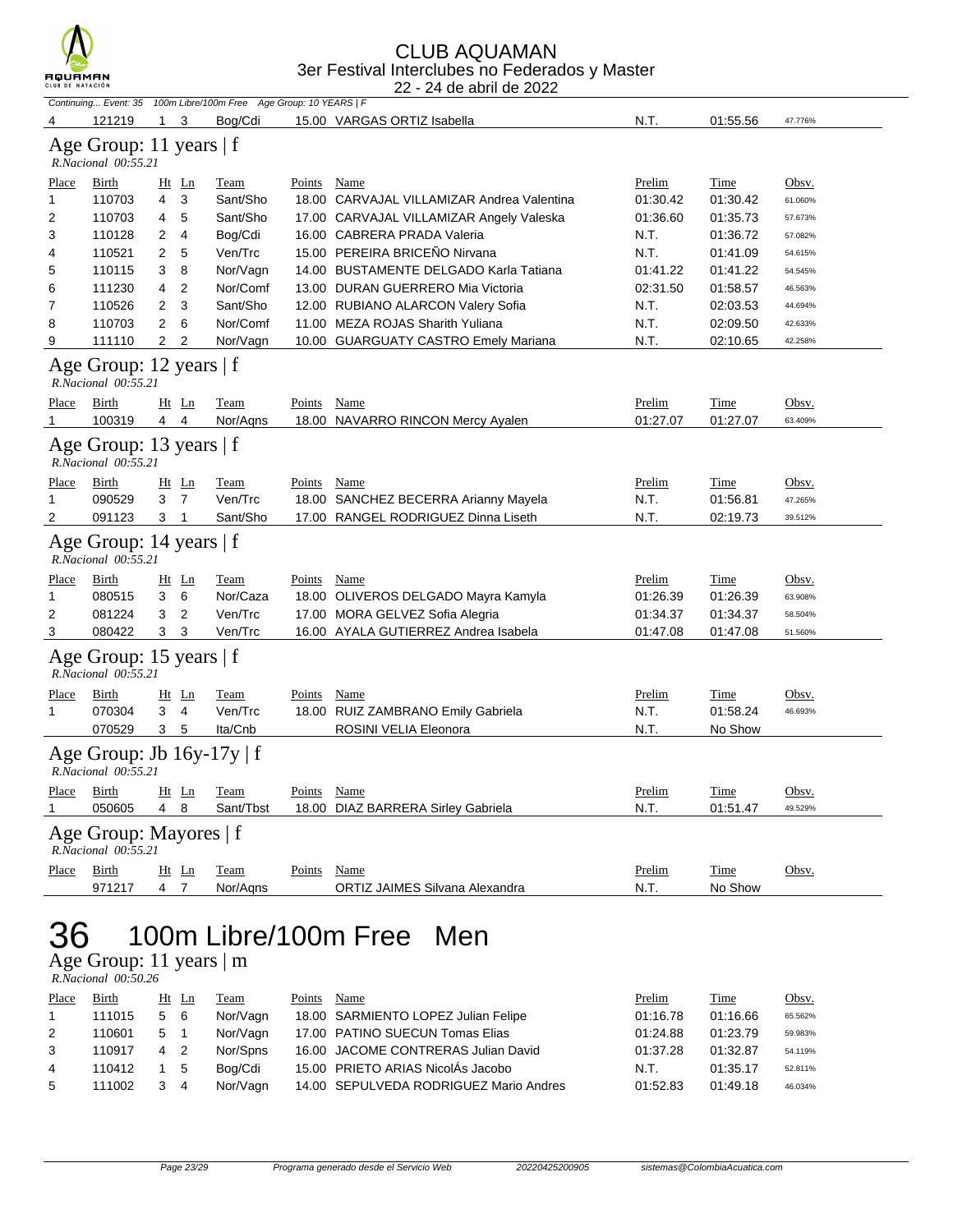Continuing... Event: 35 100m Libre/100m Free Age Group: 10 YEARS | F

| Place | Birth | Ht | Ln | Team | Points | Name | Prelim | Time | Obsv. |
|---|---|---|---|---|---|---|---|---|---|
| 4 | 121219 | 1 | 3 | Bog/Cdi | 15.00 | VARGAS ORTIZ Isabella | N.T. | 01:55.56 | 47.776% |

## Age Group: 11 years | f

*R.Nacional 00:55.21*

| Place | Birth | Ht | Ln | Team | Points | Name | Prelim | Time | Obsv. |
|---|---|---|---|---|---|---|---|---|---|
| 1 | 110703 | 4 | 3 | Sant/Sho | 18.00 | CARVAJAL VILLAMIZAR Andrea Valentina | 01:30.42 | 01:30.42 | 61.060% |
| 2 | 110703 | 4 | 5 | Sant/Sho | 17.00 | CARVAJAL VILLAMIZAR Angely Valeska | 01:36.60 | 01:35.73 | 57.673% |
| 3 | 110128 | 2 | 4 | Bog/Cdi | 16.00 | CABRERA PRADA Valeria | N.T. | 01:36.72 | 57.082% |
| 4 | 110521 | 2 | 5 | Ven/Trc | 15.00 | PEREIRA BRICEÑO Nirvana | N.T. | 01:41.09 | 54.615% |
| 5 | 110115 | 3 | 8 | Nor/Vagn | 14.00 | BUSTAMENTE DELGADO Karla Tatiana | 01:41.22 | 01:41.22 | 54.545% |
| 6 | 111230 | 4 | 2 | Nor/Comf | 13.00 | DURAN GUERRERO Mia Victoria | 02:31.50 | 01:58.57 | 46.563% |
| 7 | 110526 | 2 | 3 | Sant/Sho | 12.00 | RUBIANO ALARCON Valery Sofia | N.T. | 02:03.53 | 44.694% |
| 8 | 110703 | 2 | 6 | Nor/Comf | 11.00 | MEZA ROJAS Sharith Yuliana | N.T. | 02:09.50 | 42.633% |
| 9 | 111110 | 2 | 2 | Nor/Vagn | 10.00 | GUARGUATY CASTRO Emely Mariana | N.T. | 02:10.65 | 42.258% |

## Age Group: 12 years | f

*R.Nacional 00:55.21*

| Place | Birth | Ht | Ln | Team | Points | Name | Prelim | Time | Obsv. |
|---|---|---|---|---|---|---|---|---|---|
| 1 | 100319 | 4 | 4 | Nor/Aqns | 18.00 | NAVARRO RINCON Mercy Ayalen | 01:27.07 | 01:27.07 | 63.409% |

## Age Group: 13 years | f

*R.Nacional 00:55.21*

| Place | Birth | Ht | Ln | Team | Points | Name | Prelim | Time | Obsv. |
|---|---|---|---|---|---|---|---|---|---|
| 1 | 090529 | 3 | 7 | Ven/Trc | 18.00 | SANCHEZ BECERRA Arianny Mayela | N.T. | 01:56.81 | 47.265% |
| 2 | 091123 | 3 | 1 | Sant/Sho | 17.00 | RANGEL RODRIGUEZ Dinna Liseth | N.T. | 02:19.73 | 39.512% |

## Age Group: 14 years | f

*R.Nacional 00:55.21*

| Place | Birth | Ht | Ln | Team | Points | Name | Prelim | Time | Obsv. |
|---|---|---|---|---|---|---|---|---|---|
| 1 | 080515 | 3 | 6 | Nor/Caza | 18.00 | OLIVEROS DELGADO Mayra Kamyla | 01:26.39 | 01:26.39 | 63.908% |
| 2 | 081224 | 3 | 2 | Ven/Trc | 17.00 | MORA GELVEZ Sofia Alegria | 01:34.37 | 01:34.37 | 58.504% |
| 3 | 080422 | 3 | 3 | Ven/Trc | 16.00 | AYALA GUTIERREZ Andrea Isabela | 01:47.08 | 01:47.08 | 51.560% |

## Age Group: 15 years | f

*R.Nacional 00:55.21*

| Place | Birth | Ht | Ln | Team | Points | Name | Prelim | Time | Obsv. |
|---|---|---|---|---|---|---|---|---|---|
| 1 | 070304 | 3 | 4 | Ven/Trc | 18.00 | RUIZ ZAMBRANO Emily Gabriela | N.T. | 01:58.24 | 46.693% |
|  | 070529 | 3 | 5 | Ita/Cnb |  | ROSINI VELIA Eleonora | N.T. | No Show |  |

## Age Group: Jb 16y-17y | f

*R.Nacional 00:55.21*

| Place | Birth | Ht | Ln | Team | Points | Name | Prelim | Time | Obsv. |
|---|---|---|---|---|---|---|---|---|---|
| 1 | 050605 | 4 | 8 | Sant/Tbst | 18.00 | DIAZ BARRERA Sirley Gabriela | N.T. | 01:51.47 | 49.529% |

## Age Group: Mayores | f

*R.Nacional 00:55.21*

| Place | Birth | Ht | Ln | Team | Points | Name | Prelim | Time | Obsv. |
|---|---|---|---|---|---|---|---|---|---|
|  | 971217 | 4 | 7 | Nor/Aqns |  | ORTIZ JAIMES Silvana Alexandra | N.T. | No Show |  |

# 36 100m Libre/100m Free Men

## Age Group: 11 years | m

*R.Nacional 00:50.26*

| Place | Birth | Ht | Ln | Team | Points | Name | Prelim | Time | Obsv. |
|---|---|---|---|---|---|---|---|---|---|
| 1 | 111015 | 5 | 6 | Nor/Vagn | 18.00 | SARMIENTO LOPEZ Julian Felipe | 01:16.78 | 01:16.66 | 65.562% |
| 2 | 110601 | 5 | 1 | Nor/Vagn | 17.00 | PATINO SUECUN Tomas Elias | 01:24.88 | 01:23.79 | 59.983% |
| 3 | 110917 | 4 | 2 | Nor/Spns | 16.00 | JACOME CONTRERAS Julian David | 01:37.28 | 01:32.87 | 54.119% |
| 4 | 110412 | 1 | 5 | Bog/Cdi | 15.00 | PRIETO ARIAS NicolÁs Jacobo | N.T. | 01:35.17 | 52.811% |
| 5 | 111002 | 3 | 4 | Nor/Vagn | 14.00 | SEPULVEDA RODRIGUEZ Mario Andres | 01:52.83 | 01:49.18 | 46.034% |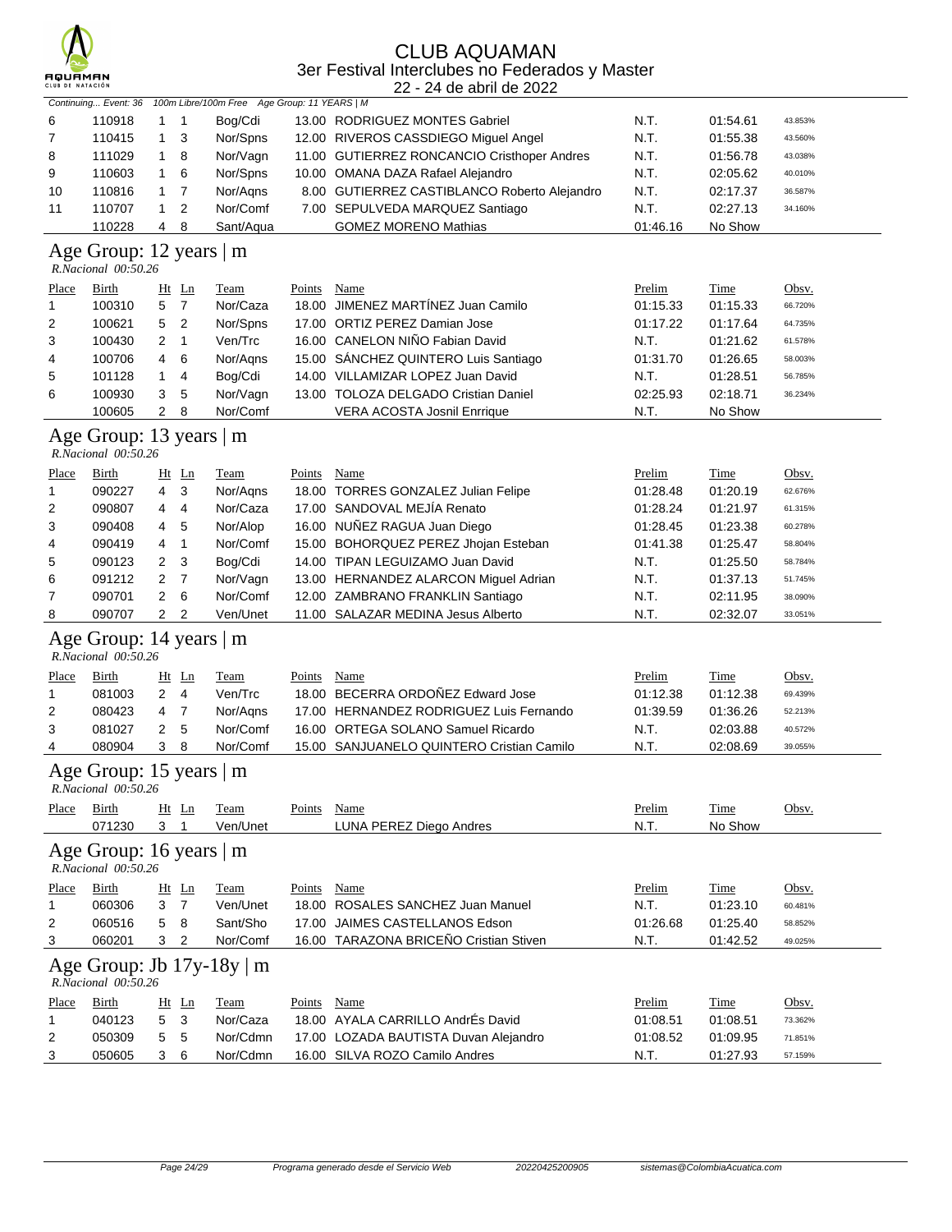# CLUB AQUAMAN

## 3er Festival Interclubes no Federados y Master

22 - 24 de abril de 2022

*Continuing... Event: 36 100m Libre/100m Free Age Group: 11 YEARS | M*

| Place | Birth | Ht | Ln | Team | Points | Name | Prelim | Time | Obsv. |
|---|---|---|---|---|---|---|---|---|---|
| 6 | 110918 | 1 | 1 | Bog/Cdi | 13.00 | RODRIGUEZ MONTES Gabriel | N.T. | 01:54.61 | 43.853% |
| 7 | 110415 | 1 | 3 | Nor/Spns | 12.00 | RIVEROS CASSDIEGO Miguel Angel | N.T. | 01:55.38 | 43.560% |
| 8 | 111029 | 1 | 8 | Nor/Vagn | 11.00 | GUTIERREZ RONCANCIO Cristhoper Andres | N.T. | 01:56.78 | 43.038% |
| 9 | 110603 | 1 | 6 | Nor/Spns | 10.00 | OMANA DAZA Rafael Alejandro | N.T. | 02:05.62 | 40.010% |
| 10 | 110816 | 1 | 7 | Nor/Aqns | 8.00 | GUTIERREZ CASTIBLANCO Roberto Alejandro | N.T. | 02:17.37 | 36.587% |
| 11 | 110707 | 1 | 2 | Nor/Comf | 7.00 | SEPULVEDA MARQUEZ Santiago | N.T. | 02:27.13 | 34.160% |
|  | 110228 | 4 | 8 | Sant/Aqua |  | GOMEZ MORENO Mathias | 01:46.16 | No Show |  |

## Age Group: 12 years | m

*R.Nacional 00:50.26*

| Place | Birth | Ht | Ln | Team | Points | Name | Prelim | Time | Obsv. |
|---|---|---|---|---|---|---|---|---|---|
| 1 | 100310 | 5 | 7 | Nor/Caza | 18.00 | JIMENEZ MARTÍNEZ Juan Camilo | 01:15.33 | 01:15.33 | 66.720% |
| 2 | 100621 | 5 | 2 | Nor/Spns | 17.00 | ORTIZ PEREZ Damian Jose | 01:17.22 | 01:17.64 | 64.735% |
| 3 | 100430 | 2 | 1 | Ven/Trc | 16.00 | CANELON NIÑO Fabian David | N.T. | 01:21.62 | 61.578% |
| 4 | 100706 | 4 | 6 | Nor/Aqns | 15.00 | SÁNCHEZ QUINTERO Luis Santiago | 01:31.70 | 01:26.65 | 58.003% |
| 5 | 101128 | 1 | 4 | Bog/Cdi | 14.00 | VILLAMIZAR LOPEZ Juan David | N.T. | 01:28.51 | 56.785% |
| 6 | 100930 | 3 | 5 | Nor/Vagn | 13.00 | TOLOZA DELGADO Cristian Daniel | 02:25.93 | 02:18.71 | 36.234% |
|  | 100605 | 2 | 8 | Nor/Comf |  | VERA ACOSTA Josnil Enrrique | N.T. | No Show |  |

## Age Group: 13 years | m

*R.Nacional 00:50.26*

| Place | Birth | Ht | Ln | Team | Points | Name | Prelim | Time | Obsv. |
|---|---|---|---|---|---|---|---|---|---|
| 1 | 090227 | 4 | 3 | Nor/Aqns | 18.00 | TORRES GONZALEZ Julian Felipe | 01:28.48 | 01:20.19 | 62.676% |
| 2 | 090807 | 4 | 4 | Nor/Caza | 17.00 | SANDOVAL MEJÍA Renato | 01:28.24 | 01:21.97 | 61.315% |
| 3 | 090408 | 4 | 5 | Nor/Alop | 16.00 | NUÑEZ RAGUA Juan Diego | 01:28.45 | 01:23.38 | 60.278% |
| 4 | 090419 | 4 | 1 | Nor/Comf | 15.00 | BOHORQUEZ PEREZ Jhojan Esteban | 01:41.38 | 01:25.47 | 58.804% |
| 5 | 090123 | 2 | 3 | Bog/Cdi | 14.00 | TIPAN LEGUIZAMO Juan David | N.T. | 01:25.50 | 58.784% |
| 6 | 091212 | 2 | 7 | Nor/Vagn | 13.00 | HERNANDEZ ALARCON Miguel Adrian | N.T. | 01:37.13 | 51.745% |
| 7 | 090701 | 2 | 6 | Nor/Comf | 12.00 | ZAMBRANO FRANKLIN Santiago | N.T. | 02:11.95 | 38.090% |
| 8 | 090707 | 2 | 2 | Ven/Unet | 11.00 | SALAZAR MEDINA Jesus Alberto | N.T. | 02:32.07 | 33.051% |

## Age Group: 14 years | m

*R.Nacional 00:50.26*

| Place | Birth | Ht | Ln | Team | Points | Name | Prelim | Time | Obsv. |
|---|---|---|---|---|---|---|---|---|---|
| 1 | 081003 | 2 | 4 | Ven/Trc | 18.00 | BECERRA ORDOÑEZ Edward Jose | 01:12.38 | 01:12.38 | 69.439% |
| 2 | 080423 | 4 | 7 | Nor/Aqns | 17.00 | HERNANDEZ RODRIGUEZ Luis Fernando | 01:39.59 | 01:36.26 | 52.213% |
| 3 | 081027 | 2 | 5 | Nor/Comf | 16.00 | ORTEGA SOLANO Samuel Ricardo | N.T. | 02:03.88 | 40.572% |
| 4 | 080904 | 3 | 8 | Nor/Comf | 15.00 | SANJUANELO QUINTERO Cristian Camilo | N.T. | 02:08.69 | 39.055% |

## Age Group: 15 years | m

*R.Nacional 00:50.26*

| Place | Birth | Ht | Ln | Team | Points | Name | Prelim | Time | Obsv. |
|---|---|---|---|---|---|---|---|---|---|
|  | 071230 | 3 | 1 | Ven/Unet |  | LUNA PEREZ Diego Andres | N.T. | No Show |  |

## Age Group: 16 years | m

*R.Nacional 00:50.26*

| Place | Birth | Ht | Ln | Team | Points | Name | Prelim | Time | Obsv. |
|---|---|---|---|---|---|---|---|---|---|
| 1 | 060306 | 3 | 7 | Ven/Unet | 18.00 | ROSALES SANCHEZ Juan Manuel | N.T. | 01:23.10 | 60.481% |
| 2 | 060516 | 5 | 8 | Sant/Sho | 17.00 | JAIMES CASTELLANOS Edson | 01:26.68 | 01:25.40 | 58.852% |
| 3 | 060201 | 3 | 2 | Nor/Comf | 16.00 | TARAZONA BRICEÑO Cristian Stiven | N.T. | 01:42.52 | 49.025% |

## Age Group: Jb 17y-18y | m

*R.Nacional 00:50.26*

| Place | Birth | Ht | Ln | Team | Points | Name | Prelim | Time | Obsv. |
|---|---|---|---|---|---|---|---|---|---|
| 1 | 040123 | 5 | 3 | Nor/Caza | 18.00 | AYALA CARRILLO AndrÉs David | 01:08.51 | 01:08.51 | 73.362% |
| 2 | 050309 | 5 | 5 | Nor/Cdmn | 17.00 | LOZADA BAUTISTA Duvan Alejandro | 01:08.52 | 01:09.95 | 71.851% |
| 3 | 050605 | 3 | 6 | Nor/Cdmn | 16.00 | SILVA ROZO Camilo Andres | N.T. | 01:27.93 | 57.159% |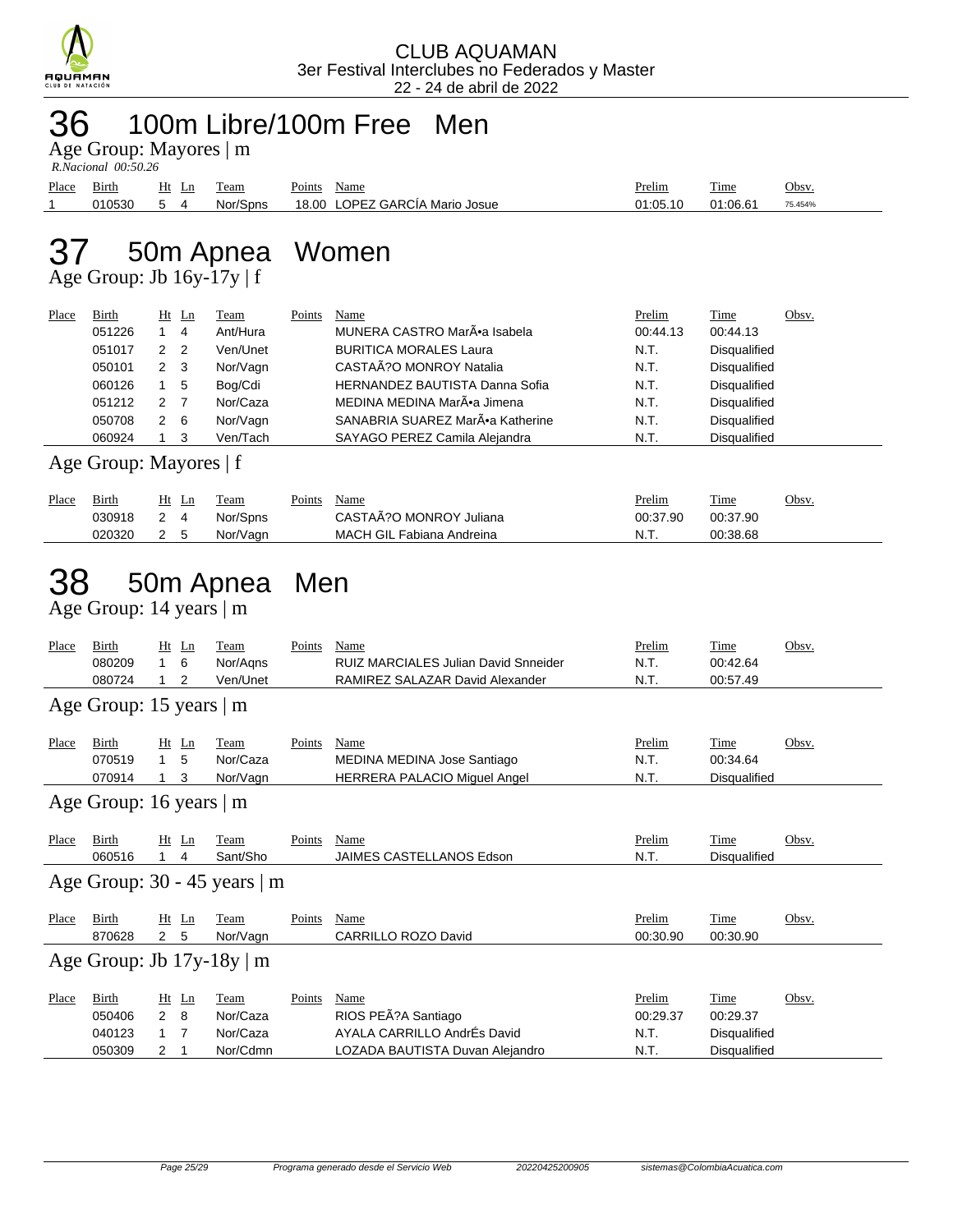CLUB AQUAMAN
3er Festival Interclubes no Federados y Master
22 - 24 de abril de 2022

# 36 100m Libre/100m Free Men

Age Group: Mayores | m

*R.Nacional 00:50.26*

| Place | Birth | Ht | Ln | Team | Points | Name | Prelim | Time | Obsv. |
|---|---|---|---|---|---|---|---|---|---|
| 1 | 010530 | 5 | 4 | Nor/Spns | 18.00 | LOPEZ GARCÍA Mario Josue | 01:05.10 | 01:06.61 | 75.454% |

# 37 50m Apnea Women

Age Group: Jb 16y-17y | f

| Place | Birth | Ht | Ln | Team | Points | Name | Prelim | Time | Obsv. |
|---|---|---|---|---|---|---|---|---|---|
| | 051226 | 1 | 4 | Ant/Hura | | MUNERA CASTRO MarÃ•a Isabela | 00:44.13 | 00:44.13 | |
| | 051017 | 2 | 2 | Ven/Unet | | BURITICA MORALES Laura | N.T. | Disqualified | |
| | 050101 | 2 | 3 | Nor/Vagn | | CASTAÃ?O MONROY Natalia | N.T. | Disqualified | |
| | 060126 | 1 | 5 | Bog/Cdi | | HERNANDEZ BAUTISTA Danna Sofia | N.T. | Disqualified | |
| | 051212 | 2 | 7 | Nor/Caza | | MEDINA MEDINA MarÃ•a Jimena | N.T. | Disqualified | |
| | 050708 | 2 | 6 | Nor/Vagn | | SANABRIA SUAREZ MarÃ•a Katherine | N.T. | Disqualified | |
| | 060924 | 1 | 3 | Ven/Tach | | SAYAGO PEREZ Camila Alejandra | N.T. | Disqualified | |

Age Group: Mayores | f

| Place | Birth | Ht | Ln | Team | Points | Name | Prelim | Time | Obsv. |
|---|---|---|---|---|---|---|---|---|---|
| | 030918 | 2 | 4 | Nor/Spns | | CASTAÃ?O MONROY Juliana | 00:37.90 | 00:37.90 | |
| | 020320 | 2 | 5 | Nor/Vagn | | MACH GIL Fabiana Andreina | N.T. | 00:38.68 | |

# 38 50m Apnea Men

Age Group: 14 years | m

| Place | Birth | Ht | Ln | Team | Points | Name | Prelim | Time | Obsv. |
|---|---|---|---|---|---|---|---|---|---|
| | 080209 | 1 | 6 | Nor/Aqns | | RUIZ MARCIALES Julian David Snneider | N.T. | 00:42.64 | |
| | 080724 | 1 | 2 | Ven/Unet | | RAMIREZ SALAZAR David Alexander | N.T. | 00:57.49 | |

Age Group: 15 years | m

| Place | Birth | Ht | Ln | Team | Points | Name | Prelim | Time | Obsv. |
|---|---|---|---|---|---|---|---|---|---|
| | 070519 | 1 | 5 | Nor/Caza | | MEDINA MEDINA Jose Santiago | N.T. | 00:34.64 | |
| | 070914 | 1 | 3 | Nor/Vagn | | HERRERA PALACIO Miguel Angel | N.T. | Disqualified | |

Age Group: 16 years | m

| Place | Birth | Ht | Ln | Team | Points | Name | Prelim | Time | Obsv. |
|---|---|---|---|---|---|---|---|---|---|
| | 060516 | 1 | 4 | Sant/Sho | | JAIMES CASTELLANOS Edson | N.T. | Disqualified | |

Age Group: 30 - 45 years | m

| Place | Birth | Ht | Ln | Team | Points | Name | Prelim | Time | Obsv. |
|---|---|---|---|---|---|---|---|---|---|
| | 870628 | 2 | 5 | Nor/Vagn | | CARRILLO ROZO David | 00:30.90 | 00:30.90 | |

Age Group: Jb 17y-18y | m

| Place | Birth | Ht | Ln | Team | Points | Name | Prelim | Time | Obsv. |
|---|---|---|---|---|---|---|---|---|---|
| | 050406 | 2 | 8 | Nor/Caza | | RIOS PEÃ?A Santiago | 00:29.37 | 00:29.37 | |
| | 040123 | 1 | 7 | Nor/Caza | | AYALA CARRILLO AndrÉs David | N.T. | Disqualified | |
| | 050309 | 2 | 1 | Nor/Cdmn | | LOZADA BAUTISTA Duvan Alejandro | N.T. | Disqualified | |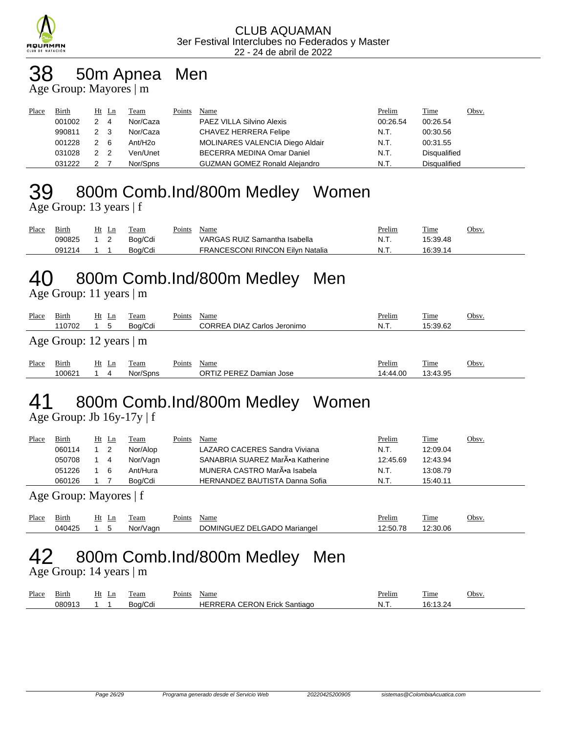CLUB AQUAMAN
3er Festival Interclubes no Federados y Master
22 - 24 de abril de 2022

# 38 50m Apnea Men

Age Group: Mayores | m

| Place | Birth | Ht | Ln | Team | Points | Name | Prelim | Time | Obsv. |
|---|---|---|---|---|---|---|---|---|---|
| | 001002 | 2 | 4 | Nor/Caza | | PAEZ VILLA Silvino Alexis | 00:26.54 | 00:26.54 | |
| | 990811 | 2 | 3 | Nor/Caza | | CHAVEZ HERRERA Felipe | N.T. | 00:30.56 | |
| | 001228 | 2 | 6 | Ant/H2o | | MOLINARES VALENCIA Diego Aldair | N.T. | 00:31.55 | |
| | 031028 | 2 | 2 | Ven/Unet | | BECERRA MEDINA Omar Daniel | N.T. | Disqualified | |
| | 031222 | 2 | 7 | Nor/Spns | | GUZMAN GOMEZ Ronald Alejandro | N.T. | Disqualified | |

# 39 800m Comb.Ind/800m Medley Women

Age Group: 13 years | f

| Place | Birth | Ht | Ln | Team | Points | Name | Prelim | Time | Obsv. |
|---|---|---|---|---|---|---|---|---|---|
| | 090825 | 1 | 2 | Bog/Cdi | | VARGAS RUIZ Samantha Isabella | N.T. | 15:39.48 | |
| | 091214 | 1 | 1 | Bog/Cdi | | FRANCESCONI RINCON Eilyn Natalia | N.T. | 16:39.14 | |

# 40 800m Comb.Ind/800m Medley Men

Age Group: 11 years | m

| Place | Birth | Ht | Ln | Team | Points | Name | Prelim | Time | Obsv. |
|---|---|---|---|---|---|---|---|---|---|
| | 110702 | 1 | 5 | Bog/Cdi | | CORREA DIAZ Carlos Jeronimo | N.T. | 15:39.62 | |

Age Group: 12 years | m

| Place | Birth | Ht | Ln | Team | Points | Name | Prelim | Time | Obsv. |
|---|---|---|---|---|---|---|---|---|---|
| | 100621 | 1 | 4 | Nor/Spns | | ORTIZ PEREZ Damian Jose | 14:44.00 | 13:43.95 | |

# 41 800m Comb.Ind/800m Medley Women

Age Group: Jb 16y-17y | f

| Place | Birth | Ht | Ln | Team | Points | Name | Prelim | Time | Obsv. |
|---|---|---|---|---|---|---|---|---|---|
| | 060114 | 1 | 2 | Nor/Alop | | LAZARO CACERES Sandra Viviana | N.T. | 12:09.04 | |
| | 050708 | 1 | 4 | Nor/Vagn | | SANABRIA SUAREZ MarÃ•a Katherine | 12:45.69 | 12:43.94 | |
| | 051226 | 1 | 6 | Ant/Hura | | MUNERA CASTRO MarÃ•a Isabela | N.T. | 13:08.79 | |
| | 060126 | 1 | 7 | Bog/Cdi | | HERNANDEZ BAUTISTA Danna Sofia | N.T. | 15:40.11 | |

Age Group: Mayores | f

| Place | Birth | Ht | Ln | Team | Points | Name | Prelim | Time | Obsv. |
|---|---|---|---|---|---|---|---|---|---|
| | 040425 | 1 | 5 | Nor/Vagn | | DOMINGUEZ DELGADO Mariangel | 12:50.78 | 12:30.06 | |

# 42 800m Comb.Ind/800m Medley Men

Age Group: 14 years | m

| Place | Birth | Ht | Ln | Team | Points | Name | Prelim | Time | Obsv. |
|---|---|---|---|---|---|---|---|---|---|
| | 080913 | 1 | 1 | Bog/Cdi | | HERRERA CERON Erick Santiago | N.T. | 16:13.24 | |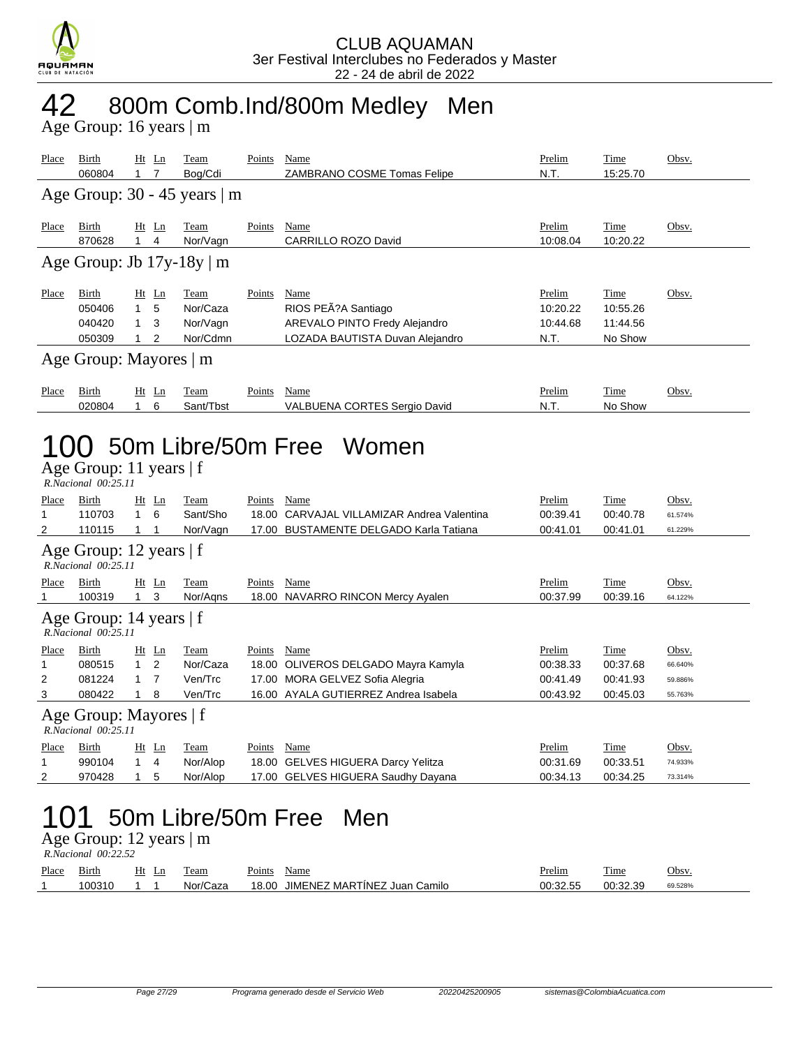CLUB AQUAMAN
3er Festival Interclubes no Federados y Master
22 - 24 de abril de 2022

# 42 800m Comb.Ind/800m Medley Men

## Age Group: 16 years | m

| Place | Birth | Ht | Ln | Team | Points | Name | Prelim | Time | Obsv. |
|---|---|---|---|---|---|---|---|---|---|
| | 060804 | 1 | 7 | Bog/Cdi | | ZAMBRANO COSME Tomas Felipe | N.T. | 15:25.70 | |

## Age Group: 30 - 45 years | m

| Place | Birth | Ht | Ln | Team | Points | Name | Prelim | Time | Obsv. |
|---|---|---|---|---|---|---|---|---|---|
| | 870628 | 1 | 4 | Nor/Vagn | | CARRILLO ROZO David | 10:08.04 | 10:20.22 | |

## Age Group: Jb 17y-18y | m

| Place | Birth | Ht | Ln | Team | Points | Name | Prelim | Time | Obsv. |
|---|---|---|---|---|---|---|---|---|---|
| | 050406 | 1 | 5 | Nor/Caza | | RIOS PEÃ?A Santiago | 10:20.22 | 10:55.26 | |
| | 040420 | 1 | 3 | Nor/Vagn | | AREVALO PINTO Fredy Alejandro | 10:44.68 | 11:44.56 | |
| | 050309 | 1 | 2 | Nor/Cdmn | | LOZADA BAUTISTA Duvan Alejandro | N.T. | No Show | |

## Age Group: Mayores | m

| Place | Birth | Ht | Ln | Team | Points | Name | Prelim | Time | Obsv. |
|---|---|---|---|---|---|---|---|---|---|
| | 020804 | 1 | 6 | Sant/Tbst | | VALBUENA CORTES Sergio David | N.T. | No Show | |

# 100 50m Libre/50m Free Women

## Age Group: 11 years | f

*R.Nacional 00:25.11*

| Place | Birth | Ht | Ln | Team | Points | Name | Prelim | Time | Obsv. |
|---|---|---|---|---|---|---|---|---|---|
| 1 | 110703 | 1 | 6 | Sant/Sho | 18.00 | CARVAJAL VILLAMIZAR Andrea Valentina | 00:39.41 | 00:40.78 | 61.574% |
| 2 | 110115 | 1 | 1 | Nor/Vagn | 17.00 | BUSTAMENTE DELGADO Karla Tatiana | 00:41.01 | 00:41.01 | 61.229% |

## Age Group: 12 years | f

*R.Nacional 00:25.11*

| Place | Birth | Ht | Ln | Team | Points | Name | Prelim | Time | Obsv. |
|---|---|---|---|---|---|---|---|---|---|
| 1 | 100319 | 1 | 3 | Nor/Aqns | 18.00 | NAVARRO RINCON Mercy Ayalen | 00:37.99 | 00:39.16 | 64.122% |

## Age Group: 14 years | f

*R.Nacional 00:25.11*

| Place | Birth | Ht | Ln | Team | Points | Name | Prelim | Time | Obsv. |
|---|---|---|---|---|---|---|---|---|---|
| 1 | 080515 | 1 | 2 | Nor/Caza | 18.00 | OLIVEROS DELGADO Mayra Kamyla | 00:38.33 | 00:37.68 | 66.640% |
| 2 | 081224 | 1 | 7 | Ven/Trc | 17.00 | MORA GELVEZ Sofia Alegria | 00:41.49 | 00:41.93 | 59.886% |
| 3 | 080422 | 1 | 8 | Ven/Trc | 16.00 | AYALA GUTIERREZ Andrea Isabela | 00:43.92 | 00:45.03 | 55.763% |

## Age Group: Mayores | f

*R.Nacional 00:25.11*

| Place | Birth | Ht | Ln | Team | Points | Name | Prelim | Time | Obsv. |
|---|---|---|---|---|---|---|---|---|---|
| 1 | 990104 | 1 | 4 | Nor/Alop | 18.00 | GELVES HIGUERA Darcy Yelitza | 00:31.69 | 00:33.51 | 74.933% |
| 2 | 970428 | 1 | 5 | Nor/Alop | 17.00 | GELVES HIGUERA Saudhy Dayana | 00:34.13 | 00:34.25 | 73.314% |

# 101 50m Libre/50m Free Men

## Age Group: 12 years | m

*R.Nacional 00:22.52*

| Place | Birth | Ht | Ln | Team | Points | Name | Prelim | Time | Obsv. |
|---|---|---|---|---|---|---|---|---|---|
| 1 | 100310 | 1 | 1 | Nor/Caza | 18.00 | JIMENEZ MARTÍNEZ Juan Camilo | 00:32.55 | 00:32.39 | 69.528% |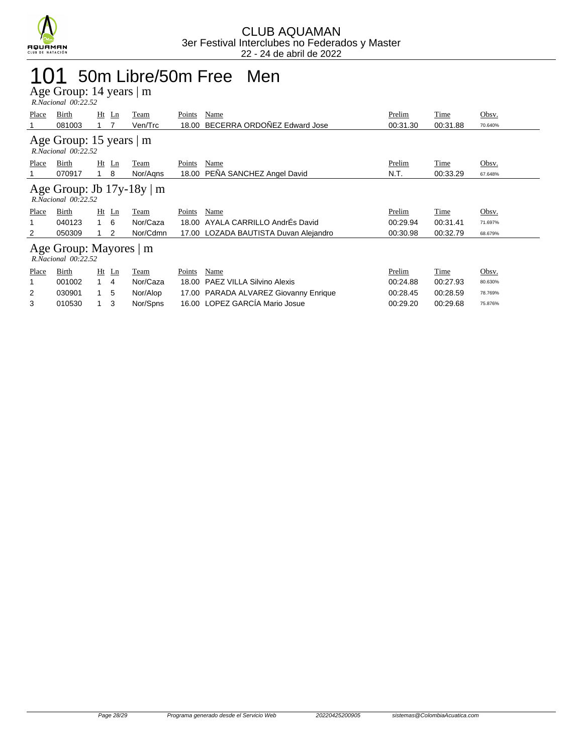CLUB AQUAMAN
3er Festival Interclubes no Federados y Master
22 - 24 de abril de 2022

# 101 50m Libre/50m Free Men

## Age Group: 14 years | m

*R.Nacional 00:22.52*

| Place | Birth | Ht | Ln | Team | Points | Name | Prelim | Time | Obsv. |
|---|---|---|---|---|---|---|---|---|---|
| 1 | 081003 | 1 | 7 | Ven/Trc | 18.00 | BECERRA ORDOÑEZ Edward Jose | 00:31.30 | 00:31.88 | 70.640% |

## Age Group: 15 years | m

*R.Nacional 00:22.52*

| Place | Birth | Ht | Ln | Team | Points | Name | Prelim | Time | Obsv. |
|---|---|---|---|---|---|---|---|---|---|
| 1 | 070917 | 1 | 8 | Nor/Aqns | 18.00 | PEÑA SANCHEZ Angel David | N.T. | 00:33.29 | 67.648% |

## Age Group: Jb 17y-18y | m

*R.Nacional 00:22.52*

| Place | Birth | Ht | Ln | Team | Points | Name | Prelim | Time | Obsv. |
|---|---|---|---|---|---|---|---|---|---|
| 1 | 040123 | 1 | 6 | Nor/Caza | 18.00 | AYALA CARRILLO AndrÉs David | 00:29.94 | 00:31.41 | 71.697% |
| 2 | 050309 | 1 | 2 | Nor/Cdmn | 17.00 | LOZADA BAUTISTA Duvan Alejandro | 00:30.98 | 00:32.79 | 68.679% |

## Age Group: Mayores | m

*R.Nacional 00:22.52*

| Place | Birth | Ht | Ln | Team | Points | Name | Prelim | Time | Obsv. |
|---|---|---|---|---|---|---|---|---|---|
| 1 | 001002 | 1 | 4 | Nor/Caza | 18.00 | PAEZ VILLA Silvino Alexis | 00:24.88 | 00:27.93 | 80.630% |
| 2 | 030901 | 1 | 5 | Nor/Alop | 17.00 | PARADA ALVAREZ Giovanny Enrique | 00:28.45 | 00:28.59 | 78.769% |
| 3 | 010530 | 1 | 3 | Nor/Spns | 16.00 | LOPEZ GARCÍA Mario Josue | 00:29.20 | 00:29.68 | 75.876% |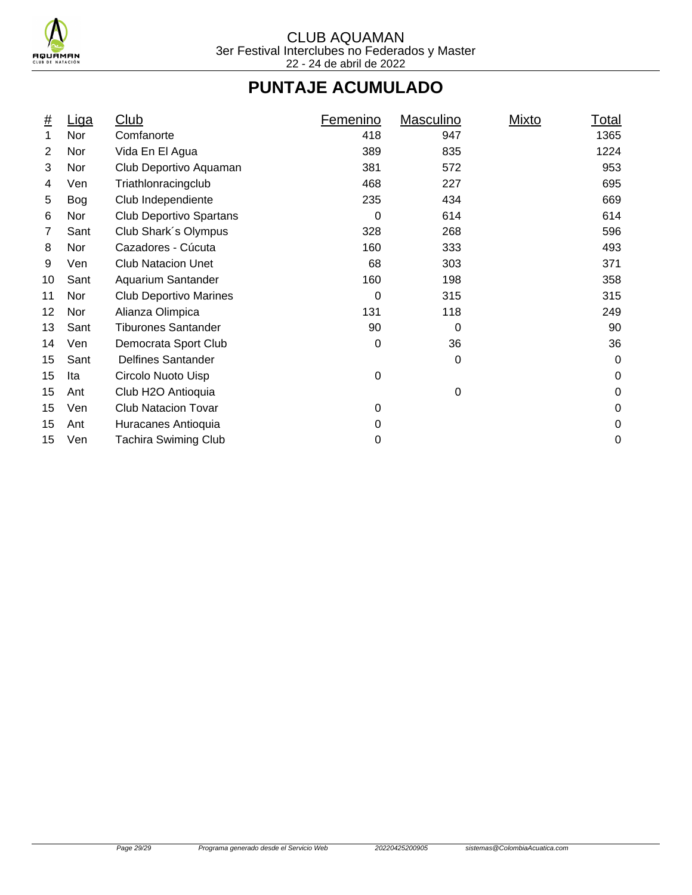CLUB AQUAMAN
3er Festival Interclubes no Federados y Master
22 - 24 de abril de 2022

# PUNTAJE ACUMULADO

| # | Liga | Club | Femenino | Masculino | Mixto | Total |
|---|---|---|---|---|---|---|
| 1 | Nor | Comfanorte | 418 | 947 | | 1365 |
| 2 | Nor | Vida En El Agua | 389 | 835 | | 1224 |
| 3 | Nor | Club Deportivo Aquaman | 381 | 572 | | 953 |
| 4 | Ven | Triathlonracingclub | 468 | 227 | | 695 |
| 5 | Bog | Club Independiente | 235 | 434 | | 669 |
| 6 | Nor | Club Deportivo Spartans | 0 | 614 | | 614 |
| 7 | Sant | Club Shark´s Olympus | 328 | 268 | | 596 |
| 8 | Nor | Cazadores - Cúcuta | 160 | 333 | | 493 |
| 9 | Ven | Club Natacion Unet | 68 | 303 | | 371 |
| 10 | Sant | Aquarium Santander | 160 | 198 | | 358 |
| 11 | Nor | Club Deportivo Marines | 0 | 315 | | 315 |
| 12 | Nor | Alianza Olimpica | 131 | 118 | | 249 |
| 13 | Sant | Tiburones Santander | 90 | 0 | | 90 |
| 14 | Ven | Democrata Sport Club | 0 | 36 | | 36 |
| 15 | Sant | Delfines Santander | | 0 | | 0 |
| 15 | Ita | Circolo Nuoto Uisp | 0 | | | 0 |
| 15 | Ant | Club H2O Antioquia | | 0 | | 0 |
| 15 | Ven | Club Natacion Tovar | 0 | | | 0 |
| 15 | Ant | Huracanes Antioquia | 0 | | | 0 |
| 15 | Ven | Tachira Swiming Club | 0 | | | 0 |

Programa generado desde el Servicio Web 20220425200905 sistemas@ColombiaAcuatica.com